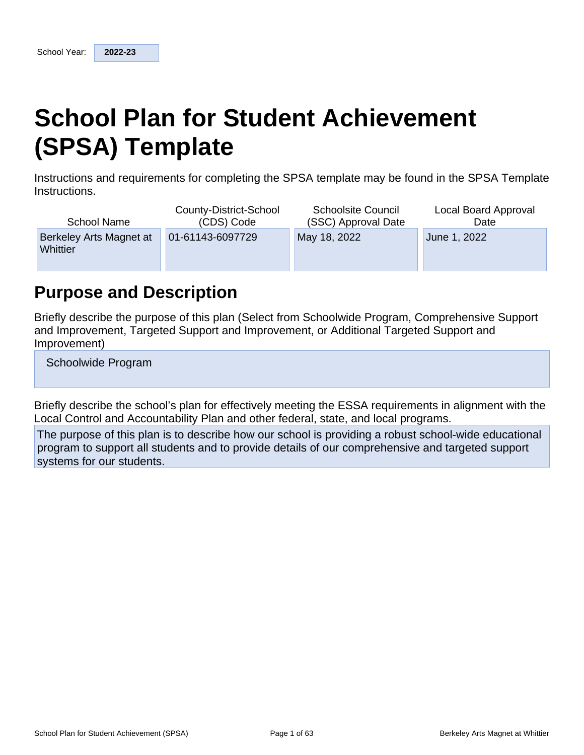School Year: **2022-23**

# School Plan for Student Achievement (SPSA) Template

Instructions and requirements for completing the SPSA template may be found in the SPSA Template Instructions.

| School Name | County-District-School (CDS) Code | Schoolsite Council (SSC) Approval Date | Local Board Approval Date |
|---|---|---|---|
| Berkeley Arts Magnet at Whittier | 01-61143-6097729 | May 18, 2022 | June 1, 2022 |

## Purpose and Description

Briefly describe the purpose of this plan (Select from Schoolwide Program, Comprehensive Support and Improvement, Targeted Support and Improvement, or Additional Targeted Support and Improvement)

Schoolwide Program

Briefly describe the school's plan for effectively meeting the ESSA requirements in alignment with the Local Control and Accountability Plan and other federal, state, and local programs.

The purpose of this plan is to describe how our school is providing a robust school-wide educational program to support all students and to provide details of our comprehensive and targeted support systems for our students.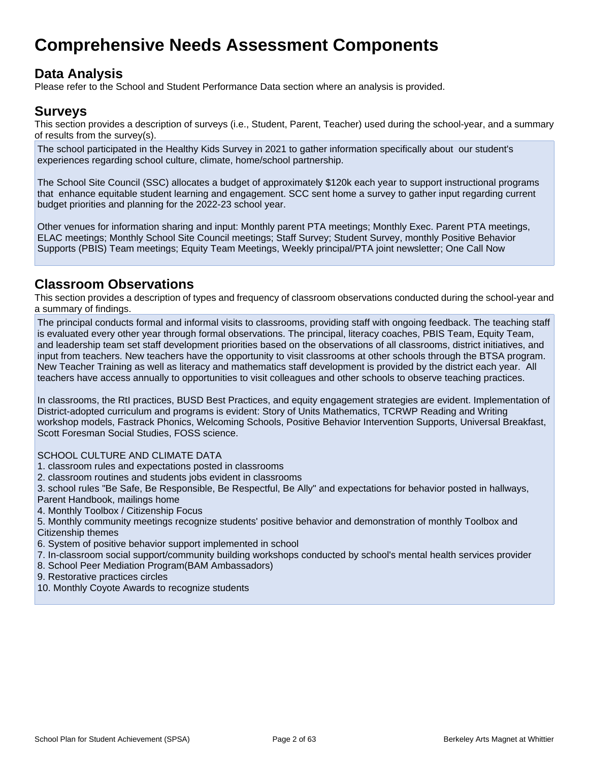# Comprehensive Needs Assessment Components

## Data Analysis

Please refer to the School and Student Performance Data section where an analysis is provided.

## Surveys

This section provides a description of surveys (i.e., Student, Parent, Teacher) used during the school-year, and a summary of results from the survey(s).

The school participated in the Healthy Kids Survey in 2021 to gather information specifically about our student's experiences regarding school culture, climate, home/school partnership.

The School Site Council (SSC) allocates a budget of approximately $120k each year to support instructional programs that enhance equitable student learning and engagement. SCC sent home a survey to gather input regarding current budget priorities and planning for the 2022-23 school year.

Other venues for information sharing and input: Monthly parent PTA meetings; Monthly Exec. Parent PTA meetings, ELAC meetings; Monthly School Site Council meetings; Staff Survey; Student Survey, monthly Positive Behavior Supports (PBIS) Team meetings; Equity Team Meetings, Weekly principal/PTA joint newsletter; One Call Now

## Classroom Observations

This section provides a description of types and frequency of classroom observations conducted during the school-year and a summary of findings.

The principal conducts formal and informal visits to classrooms, providing staff with ongoing feedback. The teaching staff is evaluated every other year through formal observations. The principal, literacy coaches, PBIS Team, Equity Team, and leadership team set staff development priorities based on the observations of all classrooms, district initiatives, and input from teachers. New teachers have the opportunity to visit classrooms at other schools through the BTSA program. New Teacher Training as well as literacy and mathematics staff development is provided by the district each year. All teachers have access annually to opportunities to visit colleagues and other schools to observe teaching practices.

In classrooms, the RtI practices, BUSD Best Practices, and equity engagement strategies are evident. Implementation of District-adopted curriculum and programs is evident: Story of Units Mathematics, TCRWP Reading and Writing workshop models, Fastrack Phonics, Welcoming Schools, Positive Behavior Intervention Supports, Universal Breakfast, Scott Foresman Social Studies, FOSS science.

SCHOOL CULTURE AND CLIMATE DATA

1. classroom rules and expectations posted in classrooms
2. classroom routines and students jobs evident in classrooms
3. school rules "Be Safe, Be Responsible, Be Respectful, Be Ally" and expectations for behavior posted in hallways, Parent Handbook, mailings home
4. Monthly Toolbox / Citizenship Focus
5. Monthly community meetings recognize students' positive behavior and demonstration of monthly Toolbox and Citizenship themes
6. System of positive behavior support implemented in school
7. In-classroom social support/community building workshops conducted by school's mental health services provider
8. School Peer Mediation Program(BAM Ambassadors)
9. Restorative practices circles
10. Monthly Coyote Awards to recognize students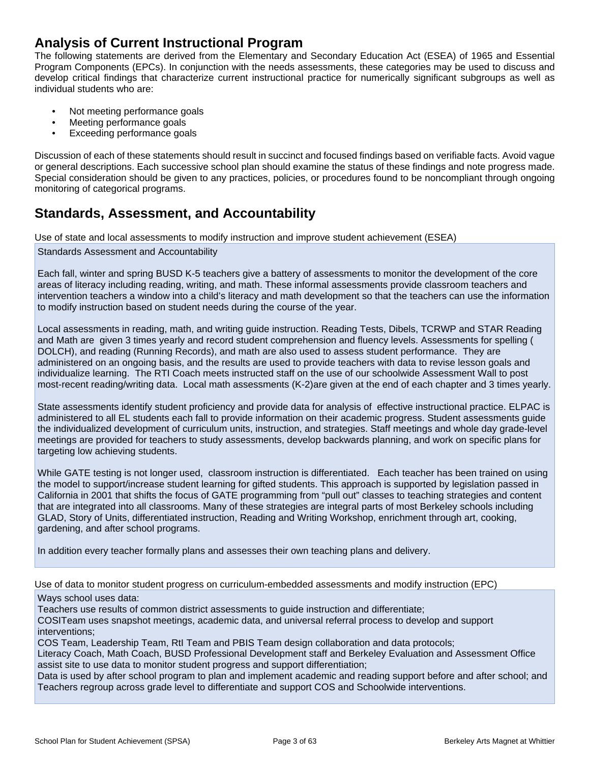## Analysis of Current Instructional Program

The following statements are derived from the Elementary and Secondary Education Act (ESEA) of 1965 and Essential Program Components (EPCs). In conjunction with the needs assessments, these categories may be used to discuss and develop critical findings that characterize current instructional practice for numerically significant subgroups as well as individual students who are:

- Not meeting performance goals
- Meeting performance goals
- Exceeding performance goals

Discussion of each of these statements should result in succinct and focused findings based on verifiable facts. Avoid vague or general descriptions. Each successive school plan should examine the status of these findings and note progress made. Special consideration should be given to any practices, policies, or procedures found to be noncompliant through ongoing monitoring of categorical programs.

## Standards, Assessment, and Accountability

Use of state and local assessments to modify instruction and improve student achievement (ESEA)

Standards Assessment and Accountability

Each fall, winter and spring BUSD K-5 teachers give a battery of assessments to monitor the development of the core areas of literacy including reading, writing, and math. These informal assessments provide classroom teachers and intervention teachers a window into a child's literacy and math development so that the teachers can use the information to modify instruction based on student needs during the course of the year.

Local assessments in reading, math, and writing guide instruction. Reading Tests, Dibels, TCRWP and STAR Reading and Math are given 3 times yearly and record student comprehension and fluency levels. Assessments for spelling ( DOLCH), and reading (Running Records), and math are also used to assess student performance. They are administered on an ongoing basis, and the results are used to provide teachers with data to revise lesson goals and individualize learning. The RTI Coach meets instructed staff on the use of our schoolwide Assessment Wall to post most-recent reading/writing data. Local math assessments (K-2)are given at the end of each chapter and 3 times yearly.

State assessments identify student proficiency and provide data for analysis of effective instructional practice. ELPAC is administered to all EL students each fall to provide information on their academic progress. Student assessments guide the individualized development of curriculum units, instruction, and strategies. Staff meetings and whole day grade-level meetings are provided for teachers to study assessments, develop backwards planning, and work on specific plans for targeting low achieving students.

While GATE testing is not longer used, classroom instruction is differentiated. Each teacher has been trained on using the model to support/increase student learning for gifted students. This approach is supported by legislation passed in California in 2001 that shifts the focus of GATE programming from "pull out" classes to teaching strategies and content that are integrated into all classrooms. Many of these strategies are integral parts of most Berkeley schools including GLAD, Story of Units, differentiated instruction, Reading and Writing Workshop, enrichment through art, cooking, gardening, and after school programs.

In addition every teacher formally plans and assesses their own teaching plans and delivery.

Use of data to monitor student progress on curriculum-embedded assessments and modify instruction (EPC)

Ways school uses data:
Teachers use results of common district assessments to guide instruction and differentiate;
COSITeam uses snapshot meetings, academic data, and universal referral process to develop and support interventions;
COS Team, Leadership Team, RtI Team and PBIS Team design collaboration and data protocols;
Literacy Coach, Math Coach, BUSD Professional Development staff and Berkeley Evaluation and Assessment Office assist site to use data to monitor student progress and support differentiation;
Data is used by after school program to plan and implement academic and reading support before and after school; and Teachers regroup across grade level to differentiate and support COS and Schoolwide interventions.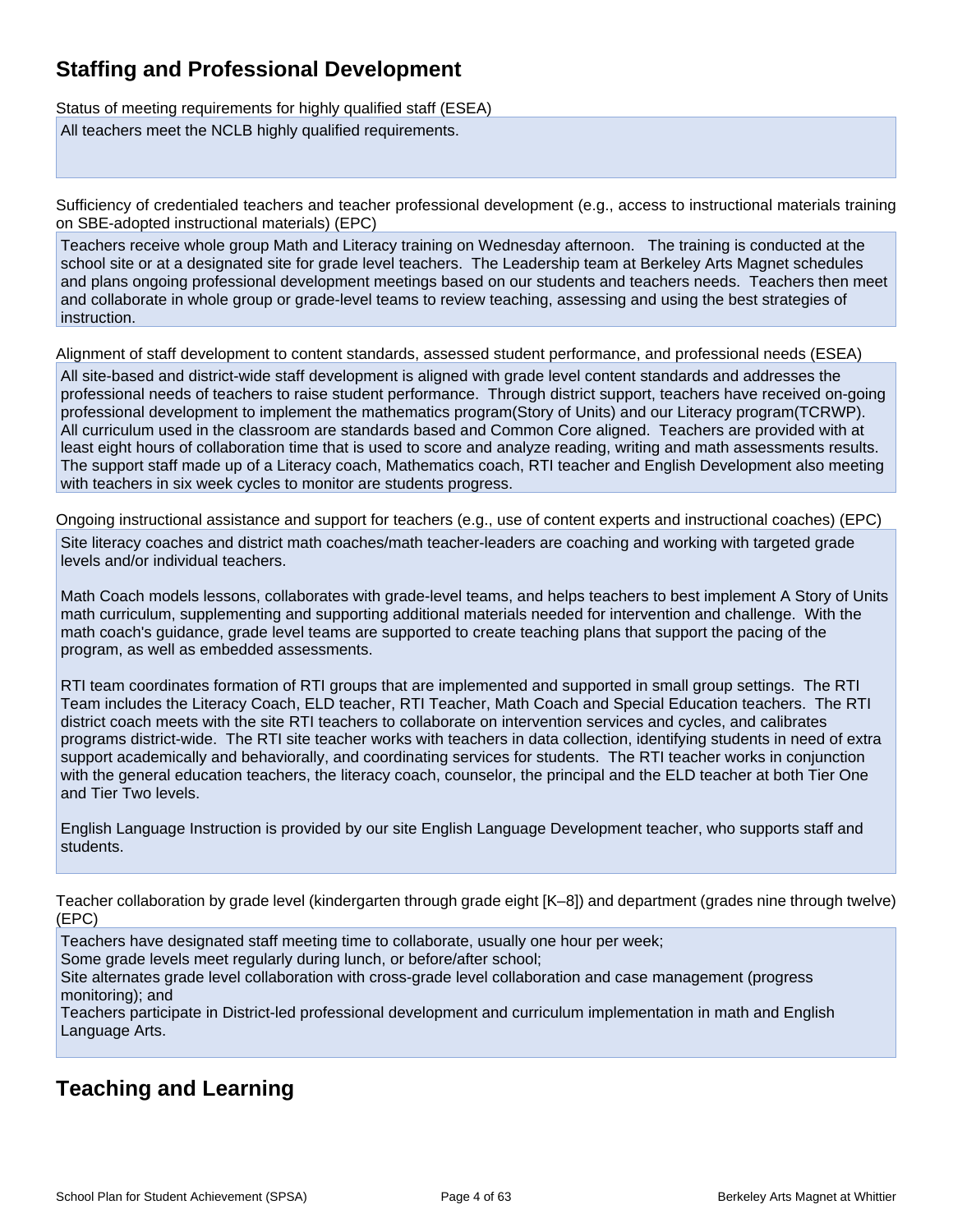## Staffing and Professional Development

Status of meeting requirements for highly qualified staff (ESEA)

All teachers meet the NCLB highly qualified requirements.

Sufficiency of credentialed teachers and teacher professional development (e.g., access to instructional materials training on SBE-adopted instructional materials) (EPC)

Teachers receive whole group Math and Literacy training on Wednesday afternoon. The training is conducted at the school site or at a designated site for grade level teachers. The Leadership team at Berkeley Arts Magnet schedules and plans ongoing professional development meetings based on our students and teachers needs. Teachers then meet and collaborate in whole group or grade-level teams to review teaching, assessing and using the best strategies of instruction.

Alignment of staff development to content standards, assessed student performance, and professional needs (ESEA)

All site-based and district-wide staff development is aligned with grade level content standards and addresses the professional needs of teachers to raise student performance. Through district support, teachers have received on-going professional development to implement the mathematics program(Story of Units) and our Literacy program(TCRWP). All curriculum used in the classroom are standards based and Common Core aligned. Teachers are provided with at least eight hours of collaboration time that is used to score and analyze reading, writing and math assessments results. The support staff made up of a Literacy coach, Mathematics coach, RTI teacher and English Development also meeting with teachers in six week cycles to monitor are students progress.

Ongoing instructional assistance and support for teachers (e.g., use of content experts and instructional coaches) (EPC)

Site literacy coaches and district math coaches/math teacher-leaders are coaching and working with targeted grade levels and/or individual teachers.

Math Coach models lessons, collaborates with grade-level teams, and helps teachers to best implement A Story of Units math curriculum, supplementing and supporting additional materials needed for intervention and challenge. With the math coach's guidance, grade level teams are supported to create teaching plans that support the pacing of the program, as well as embedded assessments.

RTI team coordinates formation of RTI groups that are implemented and supported in small group settings. The RTI Team includes the Literacy Coach, ELD teacher, RTI Teacher, Math Coach and Special Education teachers. The RTI district coach meets with the site RTI teachers to collaborate on intervention services and cycles, and calibrates programs district-wide. The RTI site teacher works with teachers in data collection, identifying students in need of extra support academically and behaviorally, and coordinating services for students. The RTI teacher works in conjunction with the general education teachers, the literacy coach, counselor, the principal and the ELD teacher at both Tier One and Tier Two levels.

English Language Instruction is provided by our site English Language Development teacher, who supports staff and students.

Teacher collaboration by grade level (kindergarten through grade eight [K–8]) and department (grades nine through twelve) (EPC)

Teachers have designated staff meeting time to collaborate, usually one hour per week;
Some grade levels meet regularly during lunch, or before/after school;
Site alternates grade level collaboration with cross-grade level collaboration and case management (progress monitoring); and
Teachers participate in District-led professional development and curriculum implementation in math and English Language Arts.

## Teaching and Learning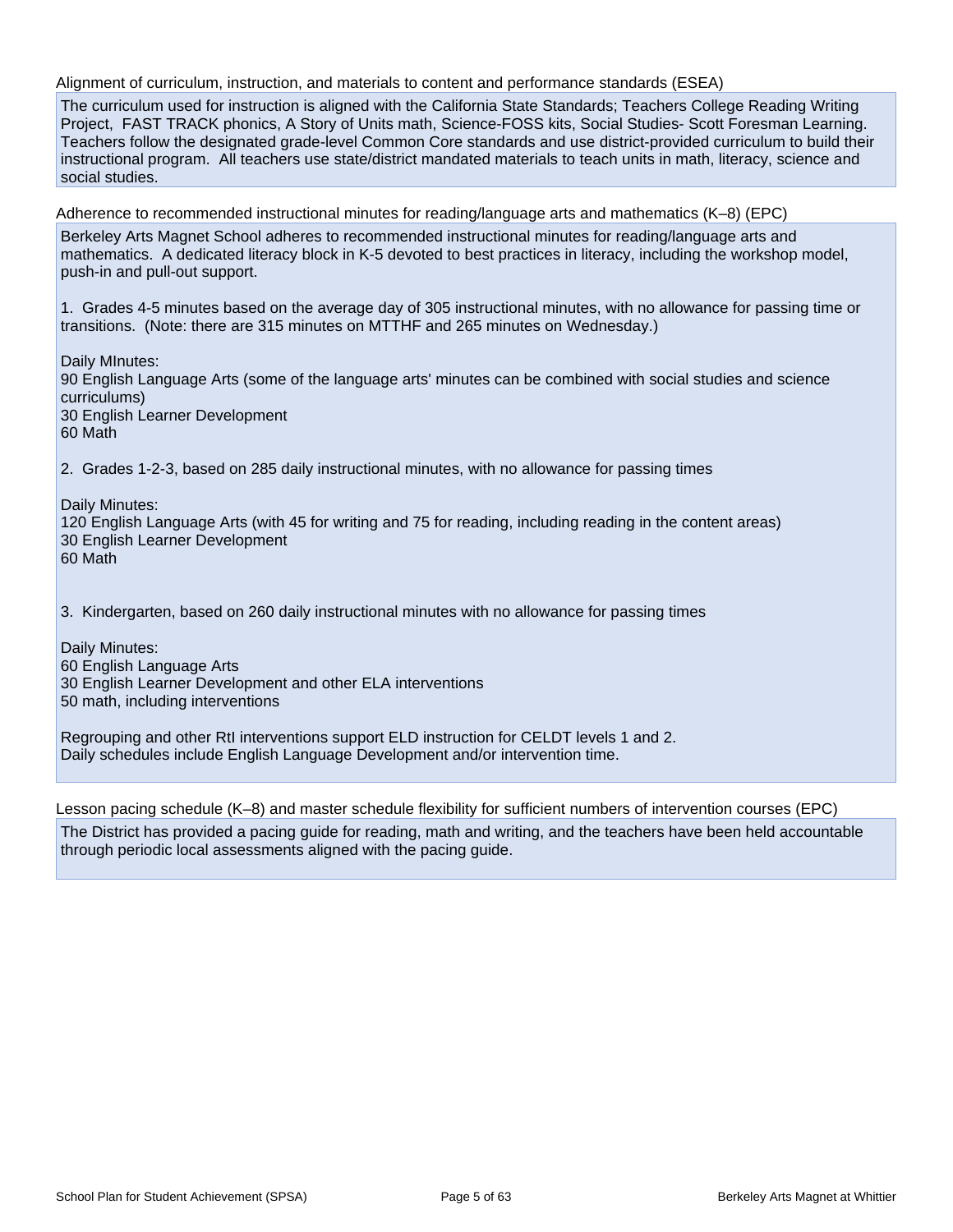Alignment of curriculum, instruction, and materials to content and performance standards (ESEA)

The curriculum used for instruction is aligned with the California State Standards; Teachers College Reading Writing Project, FAST TRACK phonics, A Story of Units math, Science-FOSS kits, Social Studies- Scott Foresman Learning. Teachers follow the designated grade-level Common Core standards and use district-provided curriculum to build their instructional program. All teachers use state/district mandated materials to teach units in math, literacy, science and social studies.

Adherence to recommended instructional minutes for reading/language arts and mathematics (K–8) (EPC)

Berkeley Arts Magnet School adheres to recommended instructional minutes for reading/language arts and mathematics. A dedicated literacy block in K-5 devoted to best practices in literacy, including the workshop model, push-in and pull-out support.

1. Grades 4-5 minutes based on the average day of 305 instructional minutes, with no allowance for passing time or transitions. (Note: there are 315 minutes on MTTHF and 265 minutes on Wednesday.)

Daily MInutes:
90 English Language Arts (some of the language arts' minutes can be combined with social studies and science curriculums)
30 English Learner Development
60 Math

2. Grades 1-2-3, based on 285 daily instructional minutes, with no allowance for passing times

Daily Minutes:
120 English Language Arts (with 45 for writing and 75 for reading, including reading in the content areas)
30 English Learner Development
60 Math

3. Kindergarten, based on 260 daily instructional minutes with no allowance for passing times

Daily Minutes:
60 English Language Arts
30 English Learner Development and other ELA interventions
50 math, including interventions

Regrouping and other RtI interventions support ELD instruction for CELDT levels 1 and 2.
Daily schedules include English Language Development and/or intervention time.

Lesson pacing schedule (K–8) and master schedule flexibility for sufficient numbers of intervention courses (EPC)

The District has provided a pacing guide for reading, math and writing, and the teachers have been held accountable through periodic local assessments aligned with the pacing guide.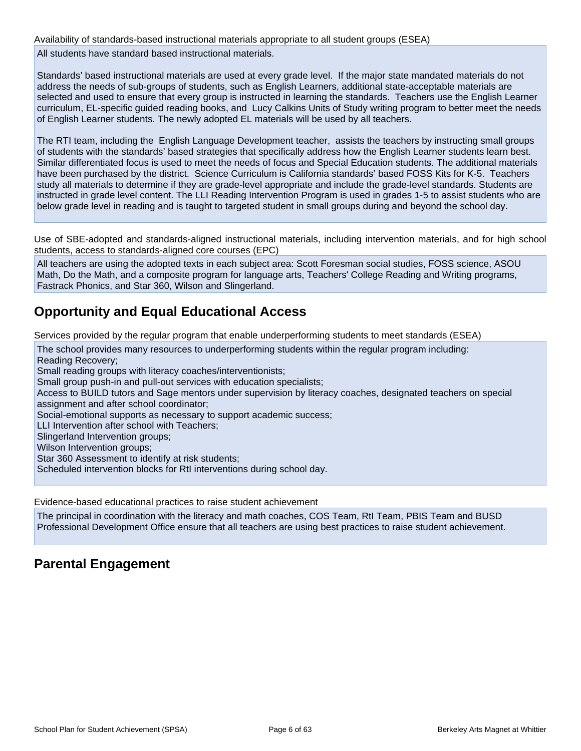Availability of standards-based instructional materials appropriate to all student groups (ESEA)

All students have standard based instructional materials.

Standards' based instructional materials are used at every grade level. If the major state mandated materials do not address the needs of sub-groups of students, such as English Learners, additional state-acceptable materials are selected and used to ensure that every group is instructed in learning the standards. Teachers use the English Learner curriculum, EL-specific guided reading books, and Lucy Calkins Units of Study writing program to better meet the needs of English Learner students. The newly adopted EL materials will be used by all teachers.

The RTI team, including the English Language Development teacher, assists the teachers by instructing small groups of students with the standards' based strategies that specifically address how the English Learner students learn best. Similar differentiated focus is used to meet the needs of focus and Special Education students. The additional materials have been purchased by the district. Science Curriculum is California standards' based FOSS Kits for K-5. Teachers study all materials to determine if they are grade-level appropriate and include the grade-level standards. Students are instructed in grade level content. The LLI Reading Intervention Program is used in grades 1-5 to assist students who are below grade level in reading and is taught to targeted student in small groups during and beyond the school day.

Use of SBE-adopted and standards-aligned instructional materials, including intervention materials, and for high school students, access to standards-aligned core courses (EPC)

All teachers are using the adopted texts in each subject area: Scott Foresman social studies, FOSS science, ASOU Math, Do the Math, and a composite program for language arts, Teachers' College Reading and Writing programs, Fastrack Phonics, and Star 360, Wilson and Slingerland.

## Opportunity and Equal Educational Access

Services provided by the regular program that enable underperforming students to meet standards (ESEA)

The school provides many resources to underperforming students within the regular program including:
Reading Recovery;
Small reading groups with literacy coaches/interventionists;
Small group push-in and pull-out services with education specialists;
Access to BUILD tutors and Sage mentors under supervision by literacy coaches, designated teachers on special assignment and after school coordinator;
Social-emotional supports as necessary to support academic success;
LLI Intervention after school with Teachers;
Slingerland Intervention groups;
Wilson Intervention groups;
Star 360 Assessment to identify at risk students;
Scheduled intervention blocks for RtI interventions during school day.

Evidence-based educational practices to raise student achievement

The principal in coordination with the literacy and math coaches, COS Team, RtI Team, PBIS Team and BUSD Professional Development Office ensure that all teachers are using best practices to raise student achievement.

## Parental Engagement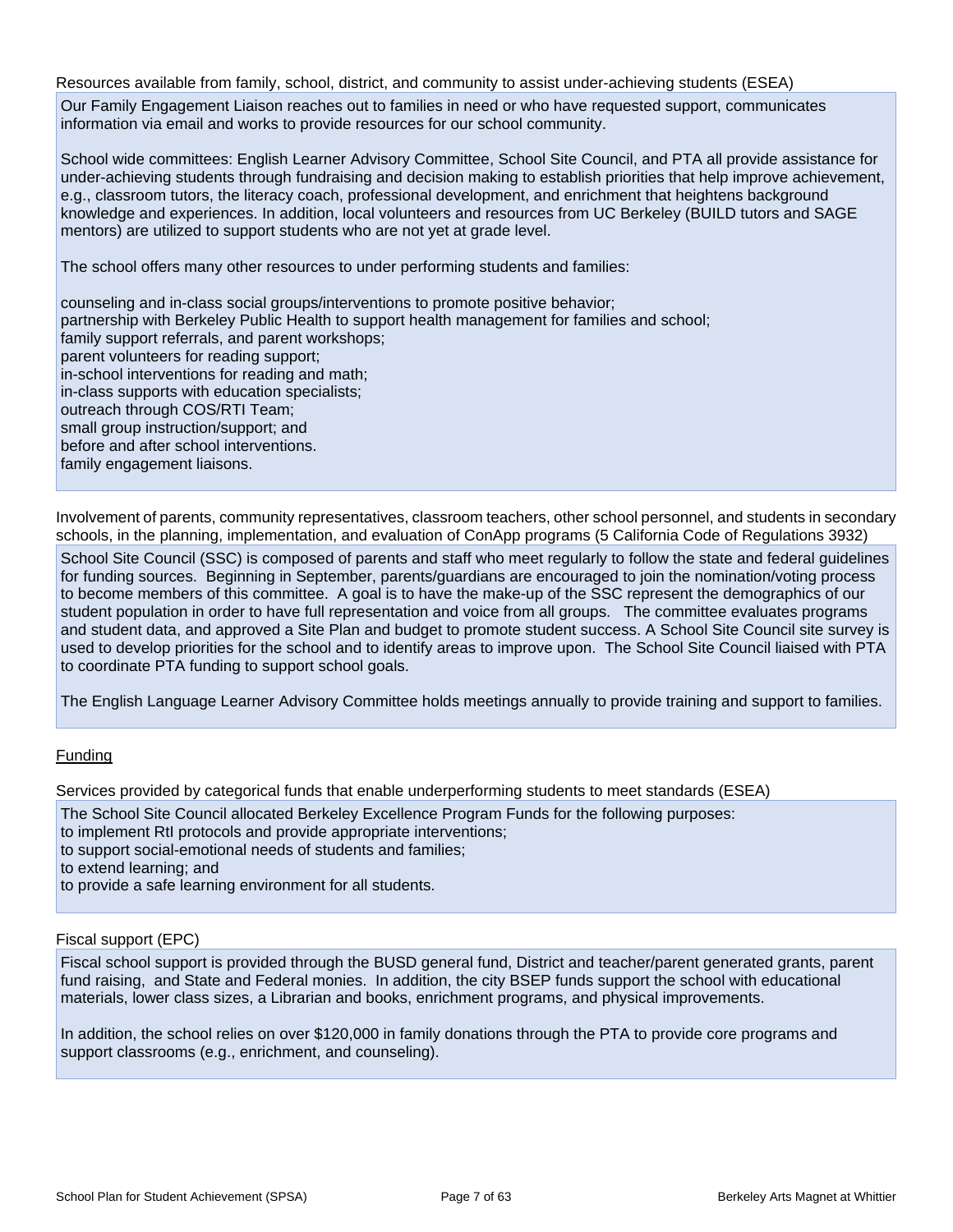Resources available from family, school, district, and community to assist under-achieving students (ESEA)

Our Family Engagement Liaison reaches out to families in need or who have requested support, communicates information via email and works to provide resources for our school community.

School wide committees: English Learner Advisory Committee, School Site Council, and PTA all provide assistance for under-achieving students through fundraising and decision making to establish priorities that help improve achievement, e.g., classroom tutors, the literacy coach, professional development, and enrichment that heightens background knowledge and experiences. In addition, local volunteers and resources from UC Berkeley (BUILD tutors and SAGE mentors) are utilized to support students who are not yet at grade level.

The school offers many other resources to under performing students and families:

counseling and in-class social groups/interventions to promote positive behavior;
partnership with Berkeley Public Health to support health management for families and school;
family support referrals, and parent workshops;
parent volunteers for reading support;
in-school interventions for reading and math;
in-class supports with education specialists;
outreach through COS/RTI Team;
small group instruction/support; and
before and after school interventions.
family engagement liaisons.

Involvement of parents, community representatives, classroom teachers, other school personnel, and students in secondary schools, in the planning, implementation, and evaluation of ConApp programs (5 California Code of Regulations 3932)

School Site Council (SSC) is composed of parents and staff who meet regularly to follow the state and federal guidelines for funding sources. Beginning in September, parents/guardians are encouraged to join the nomination/voting process to become members of this committee. A goal is to have the make-up of the SSC represent the demographics of our student population in order to have full representation and voice from all groups. The committee evaluates programs and student data, and approved a Site Plan and budget to promote student success. A School Site Council site survey is used to develop priorities for the school and to identify areas to improve upon. The School Site Council liaised with PTA to coordinate PTA funding to support school goals.

The English Language Learner Advisory Committee holds meetings annually to provide training and support to families.

## Funding

Services provided by categorical funds that enable underperforming students to meet standards (ESEA)

The School Site Council allocated Berkeley Excellence Program Funds for the following purposes:
to implement RtI protocols and provide appropriate interventions;
to support social-emotional needs of students and families;
to extend learning; and
to provide a safe learning environment for all students.

Fiscal support (EPC)

Fiscal school support is provided through the BUSD general fund, District and teacher/parent generated grants, parent fund raising, and State and Federal monies. In addition, the city BSEP funds support the school with educational materials, lower class sizes, a Librarian and books, enrichment programs, and physical improvements.

In addition, the school relies on over $120,000 in family donations through the PTA to provide core programs and support classrooms (e.g., enrichment, and counseling).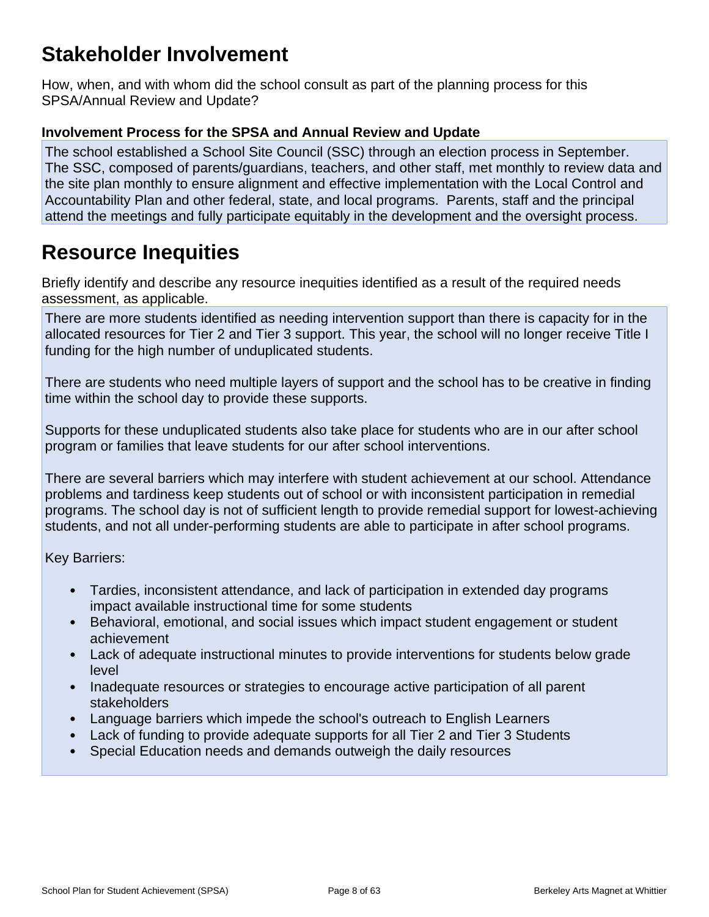# Stakeholder Involvement

How, when, and with whom did the school consult as part of the planning process for this SPSA/Annual Review and Update?

### Involvement Process for the SPSA and Annual Review and Update

The school established a School Site Council (SSC) through an election process in September. The SSC, composed of parents/guardians, teachers, and other staff, met monthly to review data and the site plan monthly to ensure alignment and effective implementation with the Local Control and Accountability Plan and other federal, state, and local programs. Parents, staff and the principal attend the meetings and fully participate equitably in the development and the oversight process.

# Resource Inequities

Briefly identify and describe any resource inequities identified as a result of the required needs assessment, as applicable.

There are more students identified as needing intervention support than there is capacity for in the allocated resources for Tier 2 and Tier 3 support. This year, the school will no longer receive Title I funding for the high number of unduplicated students.

There are students who need multiple layers of support and the school has to be creative in finding time within the school day to provide these supports.

Supports for these unduplicated students also take place for students who are in our after school program or families that leave students for our after school interventions.

There are several barriers which may interfere with student achievement at our school. Attendance problems and tardiness keep students out of school or with inconsistent participation in remedial programs. The school day is not of sufficient length to provide remedial support for lowest-achieving students, and not all under-performing students are able to participate in after school programs.

Key Barriers:

- Tardies, inconsistent attendance, and lack of participation in extended day programs impact available instructional time for some students
- Behavioral, emotional, and social issues which impact student engagement or student achievement
- Lack of adequate instructional minutes to provide interventions for students below grade level
- Inadequate resources or strategies to encourage active participation of all parent stakeholders
- Language barriers which impede the school's outreach to English Learners
- Lack of funding to provide adequate supports for all Tier 2 and Tier 3 Students
- Special Education needs and demands outweigh the daily resources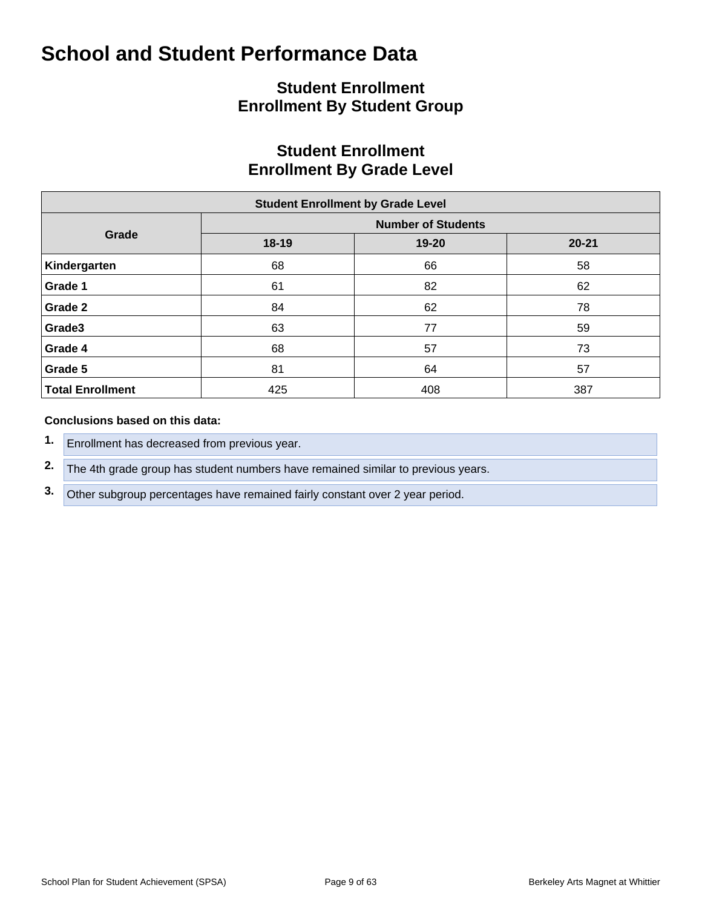# School and Student Performance Data

## Student Enrollment
## Enrollment By Student Group

## Student Enrollment
## Enrollment By Grade Level

| Student Enrollment by Grade Level | | | |
|---|---|---|---|
| **Grade** | **Number of Students** | | |
| | **18-19** | **19-20** | **20-21** |
| **Kindergarten** | 68 | 66 | 58 |
| **Grade 1** | 61 | 82 | 62 |
| **Grade 2** | 84 | 62 | 78 |
| **Grade3** | 63 | 77 | 59 |
| **Grade 4** | 68 | 57 | 73 |
| **Grade 5** | 81 | 64 | 57 |
| **Total Enrollment** | 425 | 408 | 387 |

**Conclusions based on this data:**

1. Enrollment has decreased from previous year.
2. The 4th grade group has student numbers have remained similar to previous years.
3. Other subgroup percentages have remained fairly constant over 2 year period.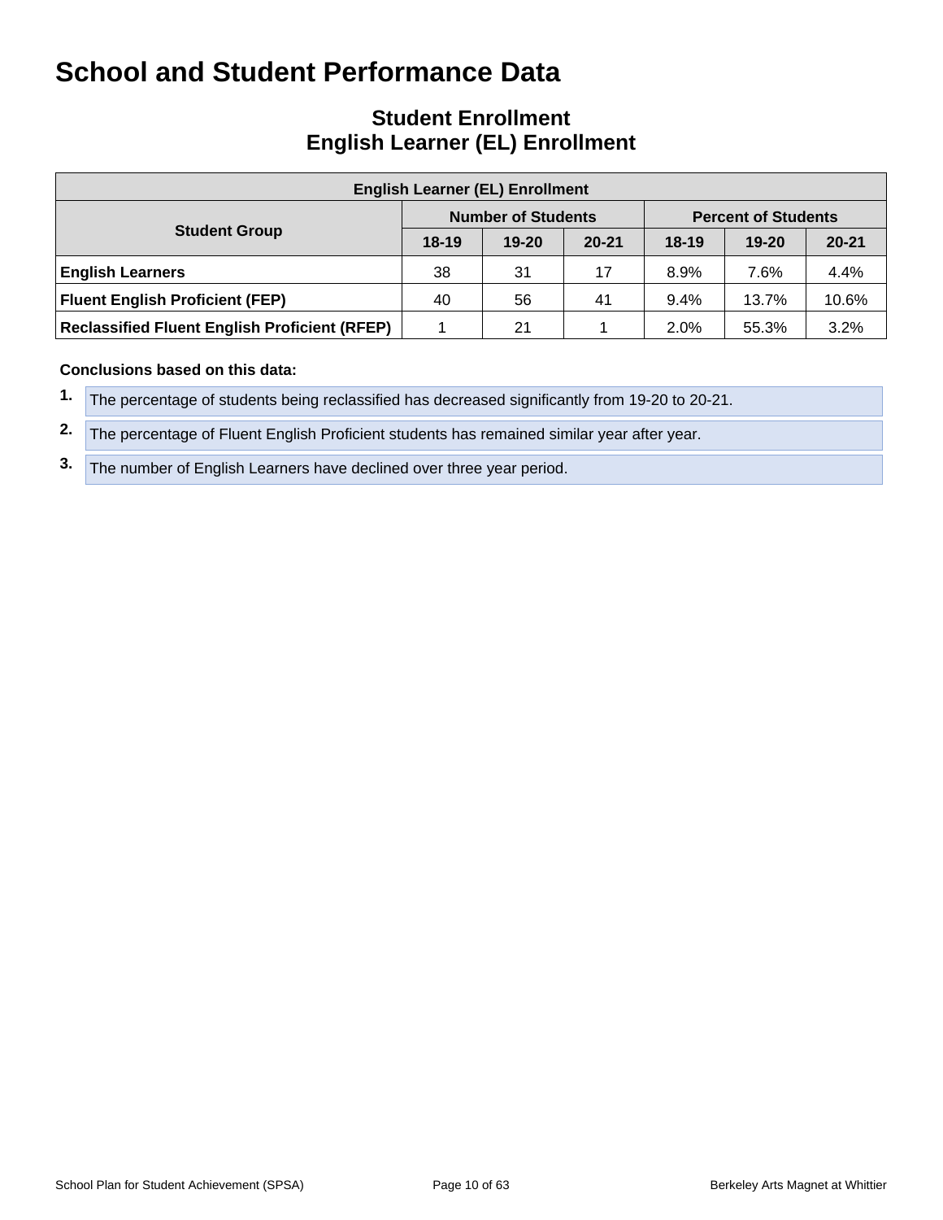# School and Student Performance Data

## Student Enrollment
## English Learner (EL) Enrollment

| English Learner (EL) Enrollment | | | | | | |
|---|---|---|---|---|---|---|
| Student Group | Number of Students | | | Percent of Students | | |
| | 18-19 | 19-20 | 20-21 | 18-19 | 19-20 | 20-21 |
| **English Learners** | 38 | 31 | 17 | 8.9% | 7.6% | 4.4% |
| **Fluent English Proficient (FEP)** | 40 | 56 | 41 | 9.4% | 13.7% | 10.6% |
| **Reclassified Fluent English Proficient (RFEP)** | 1 | 21 | 1 | 2.0% | 55.3% | 3.2% |

**Conclusions based on this data:**

1. The percentage of students being reclassified has decreased significantly from 19-20 to 20-21.
2. The percentage of Fluent English Proficient students has remained similar year after year.
3. The number of English Learners have declined over three year period.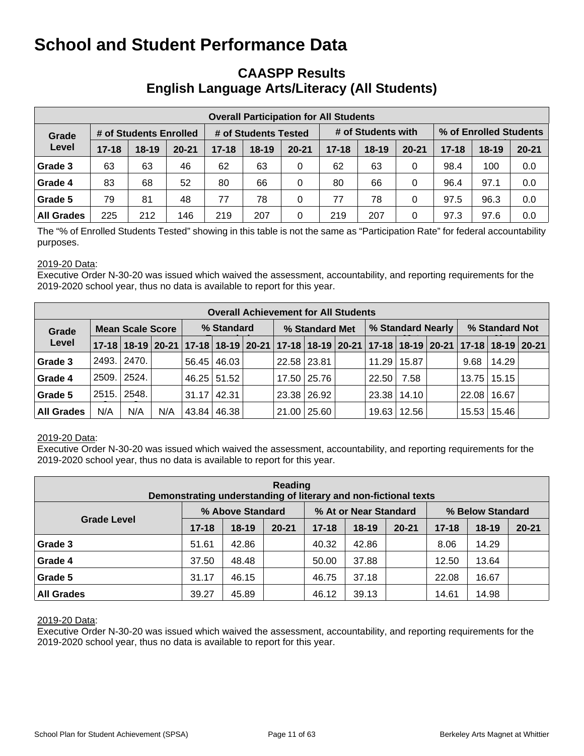# School and Student Performance Data

## CAASPP Results
## English Language Arts/Literacy (All Students)

| Overall Participation for All Students | | | | | | | | | | | | |
|---|---|---|---|---|---|---|---|---|---|---|---|---|
| Grade Level | # of Students Enrolled | | | # of Students Tested | | | # of Students with | | | % of Enrolled Students | | |
| | 17-18 | 18-19 | 20-21 | 17-18 | 18-19 | 20-21 | 17-18 | 18-19 | 20-21 | 17-18 | 18-19 | 20-21 |
| Grade 3 | 63 | 63 | 46 | 62 | 63 | 0 | 62 | 63 | 0 | 98.4 | 100 | 0.0 |
| Grade 4 | 83 | 68 | 52 | 80 | 66 | 0 | 80 | 66 | 0 | 96.4 | 97.1 | 0.0 |
| Grade 5 | 79 | 81 | 48 | 77 | 78 | 0 | 77 | 78 | 0 | 97.5 | 96.3 | 0.0 |
| All Grades | 225 | 212 | 146 | 219 | 207 | 0 | 219 | 207 | 0 | 97.3 | 97.6 | 0.0 |

The "% of Enrolled Students Tested" showing in this table is not the same as "Participation Rate" for federal accountability purposes.

2019-20 Data:
Executive Order N-30-20 was issued which waived the assessment, accountability, and reporting requirements for the 2019-2020 school year, thus no data is available to report for this year.

| Overall Achievement for All Students | | | | | | | | | | | | | | | |
|---|---|---|---|---|---|---|---|---|---|---|---|---|---|---|---|
| Grade Level | Mean Scale Score | | | % Standard | | | % Standard Met | | | % Standard Nearly | | | % Standard Not | | |
| | 17-18 | 18-19 | 20-21 | 17-18 | 18-19 | 20-21 | 17-18 | 18-19 | 20-21 | 17-18 | 18-19 | 20-21 | 17-18 | 18-19 | 20-21 |
| Grade 3 | 2493. | 2470. | | 56.45 | 46.03 | | 22.58 | 23.81 | | 11.29 | 15.87 | | 9.68 | 14.29 | |
| Grade 4 | 2509. | 2524. | | 46.25 | 51.52 | | 17.50 | 25.76 | | 22.50 | 7.58 | | 13.75 | 15.15 | |
| Grade 5 | 2515. | 2548. | | 31.17 | 42.31 | | 23.38 | 26.92 | | 23.38 | 14.10 | | 22.08 | 16.67 | |
| All Grades | N/A | N/A | N/A | 43.84 | 46.38 | | 21.00 | 25.60 | | 19.63 | 12.56 | | 15.53 | 15.46 | |

2019-20 Data:
Executive Order N-30-20 was issued which waived the assessment, accountability, and reporting requirements for the 2019-2020 school year, thus no data is available to report for this year.

| Reading<br>Demonstrating understanding of literary and non-fictional texts | | | | | | | | | |
|---|---|---|---|---|---|---|---|---|---|
| Grade Level | % Above Standard | | | % At or Near Standard | | | % Below Standard | | |
| | 17-18 | 18-19 | 20-21 | 17-18 | 18-19 | 20-21 | 17-18 | 18-19 | 20-21 |
| Grade 3 | 51.61 | 42.86 | | 40.32 | 42.86 | | 8.06 | 14.29 | |
| Grade 4 | 37.50 | 48.48 | | 50.00 | 37.88 | | 12.50 | 13.64 | |
| Grade 5 | 31.17 | 46.15 | | 46.75 | 37.18 | | 22.08 | 16.67 | |
| All Grades | 39.27 | 45.89 | | 46.12 | 39.13 | | 14.61 | 14.98 | |

2019-20 Data:
Executive Order N-30-20 was issued which waived the assessment, accountability, and reporting requirements for the 2019-2020 school year, thus no data is available to report for this year.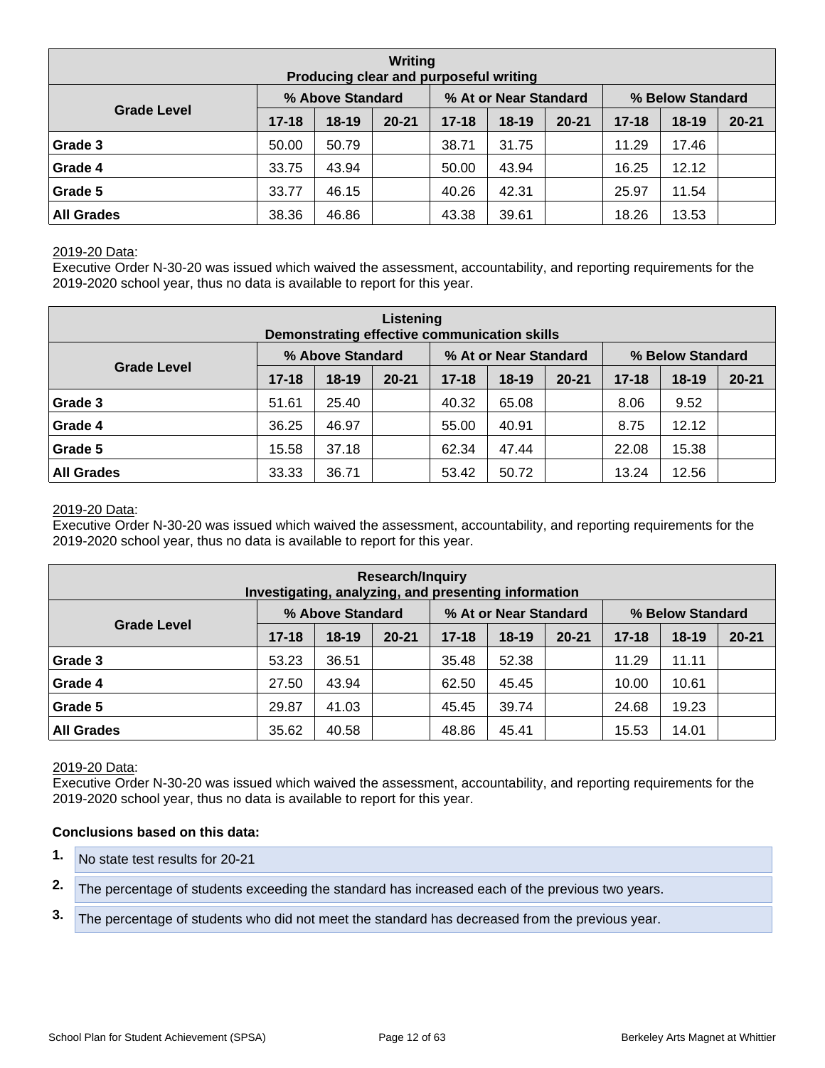| Writing<br>Producing clear and purposeful writing | | | | | | | | | |
|---|---|---|---|---|---|---|---|---|---|
| Grade Level | % Above Standard | | | % At or Near Standard | | | % Below Standard | | |
| | 17-18 | 18-19 | 20-21 | 17-18 | 18-19 | 20-21 | 17-18 | 18-19 | 20-21 |
| **Grade 3** | 50.00 | 50.79 | | 38.71 | 31.75 | | 11.29 | 17.46 | |
| **Grade 4** | 33.75 | 43.94 | | 50.00 | 43.94 | | 16.25 | 12.12 | |
| **Grade 5** | 33.77 | 46.15 | | 40.26 | 42.31 | | 25.97 | 11.54 | |
| **All Grades** | 38.36 | 46.86 | | 43.38 | 39.61 | | 18.26 | 13.53 | |

2019-20 Data:
Executive Order N-30-20 was issued which waived the assessment, accountability, and reporting requirements for the 2019-2020 school year, thus no data is available to report for this year.

| Listening<br>Demonstrating effective communication skills | | | | | | | | | |
|---|---|---|---|---|---|---|---|---|---|
| Grade Level | % Above Standard | | | % At or Near Standard | | | % Below Standard | | |
| | 17-18 | 18-19 | 20-21 | 17-18 | 18-19 | 20-21 | 17-18 | 18-19 | 20-21 |
| **Grade 3** | 51.61 | 25.40 | | 40.32 | 65.08 | | 8.06 | 9.52 | |
| **Grade 4** | 36.25 | 46.97 | | 55.00 | 40.91 | | 8.75 | 12.12 | |
| **Grade 5** | 15.58 | 37.18 | | 62.34 | 47.44 | | 22.08 | 15.38 | |
| **All Grades** | 33.33 | 36.71 | | 53.42 | 50.72 | | 13.24 | 12.56 | |

2019-20 Data:
Executive Order N-30-20 was issued which waived the assessment, accountability, and reporting requirements for the 2019-2020 school year, thus no data is available to report for this year.

| Research/Inquiry<br>Investigating, analyzing, and presenting information | | | | | | | | | |
|---|---|---|---|---|---|---|---|---|---|
| Grade Level | % Above Standard | | | % At or Near Standard | | | % Below Standard | | |
| | 17-18 | 18-19 | 20-21 | 17-18 | 18-19 | 20-21 | 17-18 | 18-19 | 20-21 |
| **Grade 3** | 53.23 | 36.51 | | 35.48 | 52.38 | | 11.29 | 11.11 | |
| **Grade 4** | 27.50 | 43.94 | | 62.50 | 45.45 | | 10.00 | 10.61 | |
| **Grade 5** | 29.87 | 41.03 | | 45.45 | 39.74 | | 24.68 | 19.23 | |
| **All Grades** | 35.62 | 40.58 | | 48.86 | 45.41 | | 15.53 | 14.01 | |

2019-20 Data:
Executive Order N-30-20 was issued which waived the assessment, accountability, and reporting requirements for the 2019-2020 school year, thus no data is available to report for this year.

**Conclusions based on this data:**

1. No state test results for 20-21
2. The percentage of students exceeding the standard has increased each of the previous two years.
3. The percentage of students who did not meet the standard has decreased from the previous year.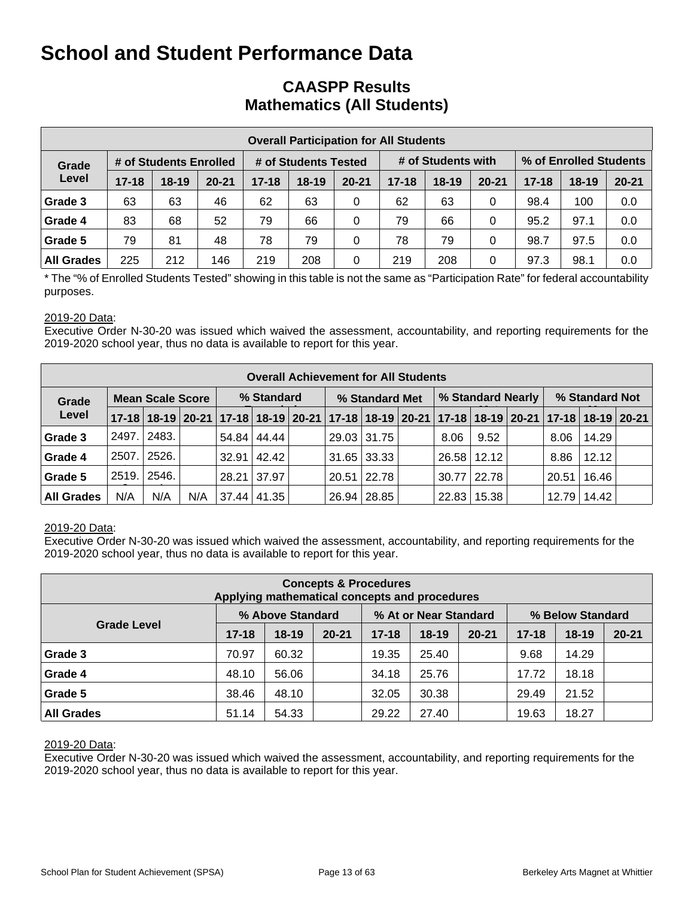# School and Student Performance Data

## CAASPP Results
## Mathematics (All Students)

| Overall Participation for All Students | | | | | | | | | | | | |
|---|---|---|---|---|---|---|---|---|---|---|---|---|
| Grade Level | # of Students Enrolled | | | # of Students Tested | | | # of Students with | | | % of Enrolled Students | | |
| | 17-18 | 18-19 | 20-21 | 17-18 | 18-19 | 20-21 | 17-18 | 18-19 | 20-21 | 17-18 | 18-19 | 20-21 |
| Grade 3 | 63 | 63 | 46 | 62 | 63 | 0 | 62 | 63 | 0 | 98.4 | 100 | 0.0 |
| Grade 4 | 83 | 68 | 52 | 79 | 66 | 0 | 79 | 66 | 0 | 95.2 | 97.1 | 0.0 |
| Grade 5 | 79 | 81 | 48 | 78 | 79 | 0 | 78 | 79 | 0 | 98.7 | 97.5 | 0.0 |
| All Grades | 225 | 212 | 146 | 219 | 208 | 0 | 219 | 208 | 0 | 97.3 | 98.1 | 0.0 |

* The "% of Enrolled Students Tested" showing in this table is not the same as "Participation Rate" for federal accountability purposes.

2019-20 Data:
Executive Order N-30-20 was issued which waived the assessment, accountability, and reporting requirements for the 2019-2020 school year, thus no data is available to report for this year.

| Overall Achievement for All Students | | | | | | | | | | | | | | | |
|---|---|---|---|---|---|---|---|---|---|---|---|---|---|---|---|
| Grade Level | Mean Scale Score | | | % Standard | | | % Standard Met | | | % Standard Nearly | | | % Standard Not | | |
| | 17-18 | 18-19 | 20-21 | 17-18 | 18-19 | 20-21 | 17-18 | 18-19 | 20-21 | 17-18 | 18-19 | 20-21 | 17-18 | 18-19 | 20-21 |
| Grade 3 | 2497. | 2483. | | 54.84 | 44.44 | | 29.03 | 31.75 | | 8.06 | 9.52 | | 8.06 | 14.29 | |
| Grade 4 | 2507. | 2526. | | 32.91 | 42.42 | | 31.65 | 33.33 | | 26.58 | 12.12 | | 8.86 | 12.12 | |
| Grade 5 | 2519. | 2546. | | 28.21 | 37.97 | | 20.51 | 22.78 | | 30.77 | 22.78 | | 20.51 | 16.46 | |
| All Grades | N/A | N/A | N/A | 37.44 | 41.35 | | 26.94 | 28.85 | | 22.83 | 15.38 | | 12.79 | 14.42 | |

2019-20 Data:
Executive Order N-30-20 was issued which waived the assessment, accountability, and reporting requirements for the 2019-2020 school year, thus no data is available to report for this year.

| Concepts & Procedures<br>Applying mathematical concepts and procedures | | | | | | | | | |
|---|---|---|---|---|---|---|---|---|---|
| Grade Level | % Above Standard | | | % At or Near Standard | | | % Below Standard | | |
| | 17-18 | 18-19 | 20-21 | 17-18 | 18-19 | 20-21 | 17-18 | 18-19 | 20-21 |
| Grade 3 | 70.97 | 60.32 | | 19.35 | 25.40 | | 9.68 | 14.29 | |
| Grade 4 | 48.10 | 56.06 | | 34.18 | 25.76 | | 17.72 | 18.18 | |
| Grade 5 | 38.46 | 48.10 | | 32.05 | 30.38 | | 29.49 | 21.52 | |
| All Grades | 51.14 | 54.33 | | 29.22 | 27.40 | | 19.63 | 18.27 | |

2019-20 Data:
Executive Order N-30-20 was issued which waived the assessment, accountability, and reporting requirements for the 2019-2020 school year, thus no data is available to report for this year.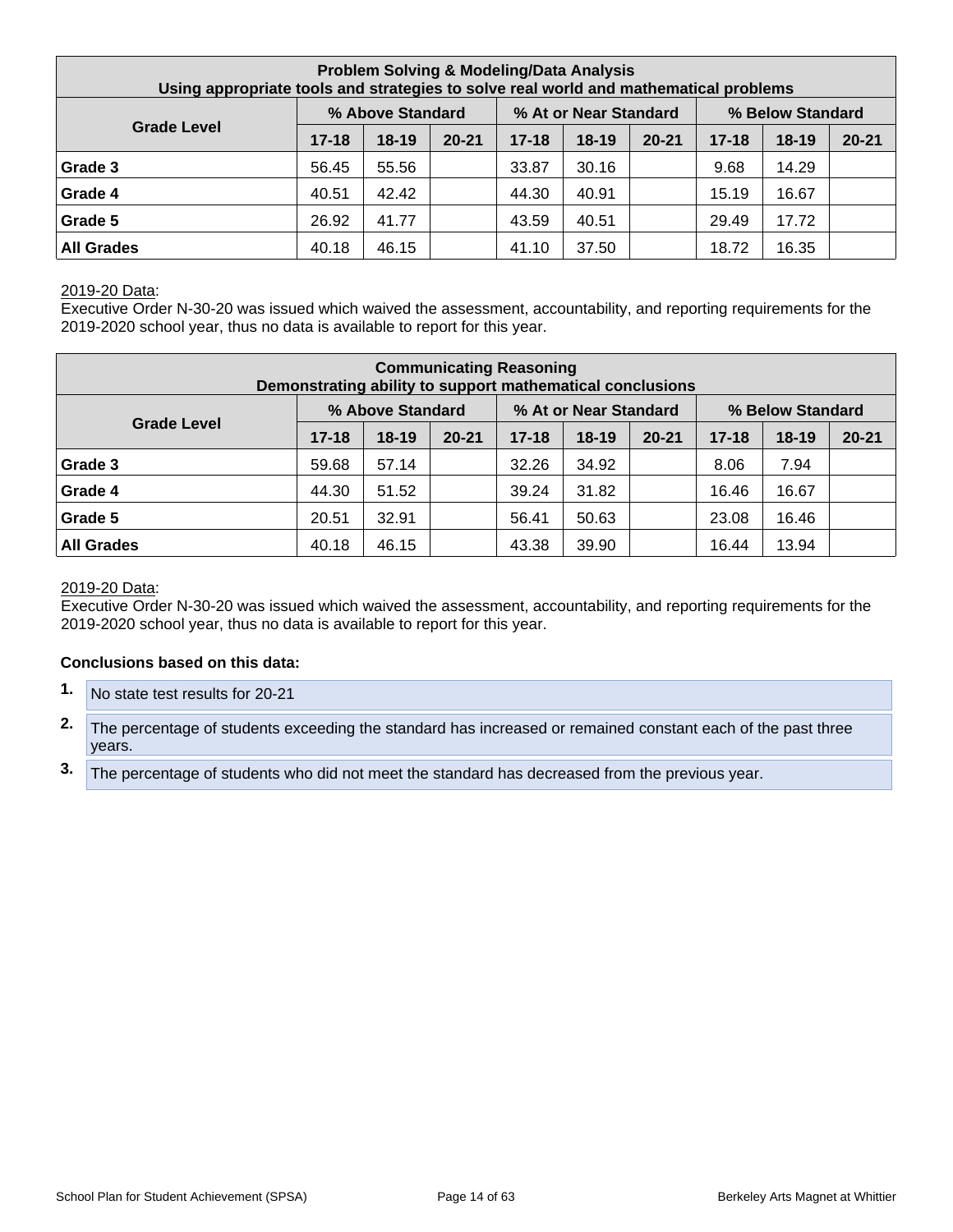| Problem Solving & Modeling/Data Analysis<br>Using appropriate tools and strategies to solve real world and mathematical problems | | | | | | | | | |
|---|---|---|---|---|---|---|---|---|---|
| Grade Level | % Above Standard | | | % At or Near Standard | | | % Below Standard | | |
| | 17-18 | 18-19 | 20-21 | 17-18 | 18-19 | 20-21 | 17-18 | 18-19 | 20-21 |
| **Grade 3** | 56.45 | 55.56 | | 33.87 | 30.16 | | 9.68 | 14.29 | |
| **Grade 4** | 40.51 | 42.42 | | 44.30 | 40.91 | | 15.19 | 16.67 | |
| **Grade 5** | 26.92 | 41.77 | | 43.59 | 40.51 | | 29.49 | 17.72 | |
| **All Grades** | 40.18 | 46.15 | | 41.10 | 37.50 | | 18.72 | 16.35 | |

2019-20 Data:
Executive Order N-30-20 was issued which waived the assessment, accountability, and reporting requirements for the 2019-2020 school year, thus no data is available to report for this year.

| Communicating Reasoning<br>Demonstrating ability to support mathematical conclusions | | | | | | | | | |
|---|---|---|---|---|---|---|---|---|---|
| Grade Level | % Above Standard | | | % At or Near Standard | | | % Below Standard | | |
| | 17-18 | 18-19 | 20-21 | 17-18 | 18-19 | 20-21 | 17-18 | 18-19 | 20-21 |
| **Grade 3** | 59.68 | 57.14 | | 32.26 | 34.92 | | 8.06 | 7.94 | |
| **Grade 4** | 44.30 | 51.52 | | 39.24 | 31.82 | | 16.46 | 16.67 | |
| **Grade 5** | 20.51 | 32.91 | | 56.41 | 50.63 | | 23.08 | 16.46 | |
| **All Grades** | 40.18 | 46.15 | | 43.38 | 39.90 | | 16.44 | 13.94 | |

2019-20 Data:
Executive Order N-30-20 was issued which waived the assessment, accountability, and reporting requirements for the 2019-2020 school year, thus no data is available to report for this year.

**Conclusions based on this data:**

1. No state test results for 20-21
2. The percentage of students exceeding the standard has increased or remained constant each of the past three years.
3. The percentage of students who did not meet the standard has decreased from the previous year.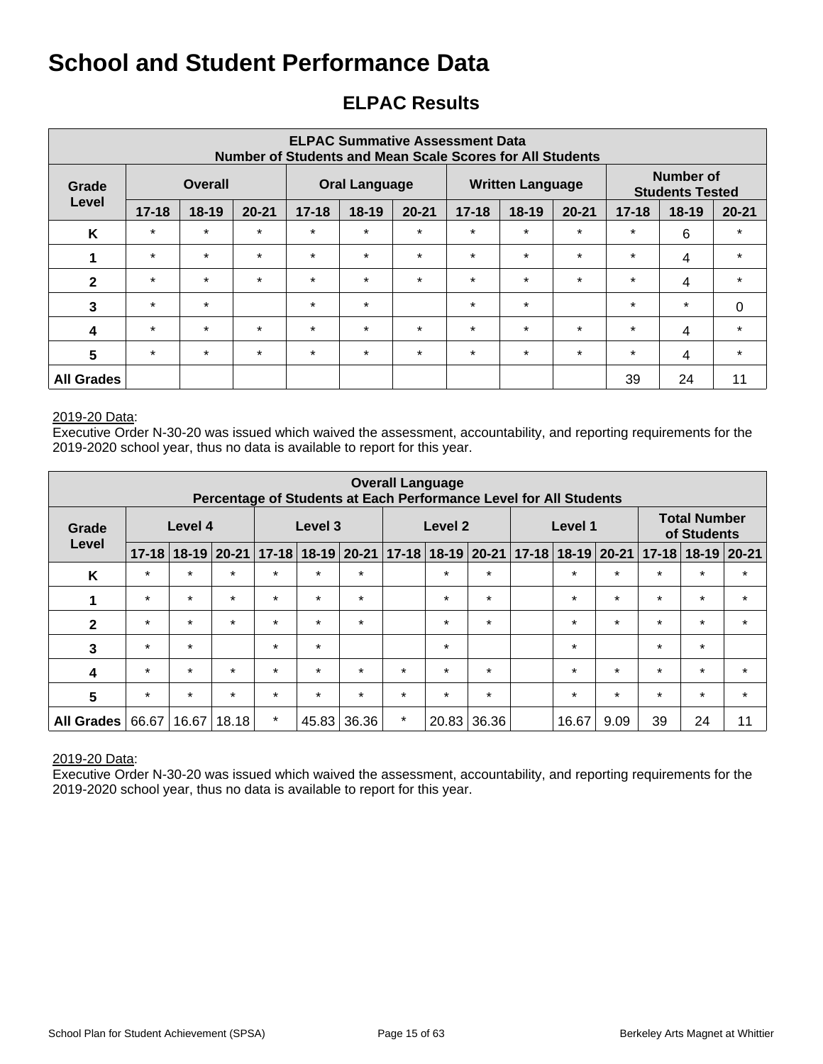# School and Student Performance Data

## ELPAC Results

| ELPAC Summative Assessment Data Number of Students and Mean Scale Scores for All Students | | | | | | | | | | | | |
|---|---|---|---|---|---|---|---|---|---|---|---|---|
| Grade Level | Overall | | | Oral Language | | | Written Language | | | Number of Students Tested | | |
| | 17-18 | 18-19 | 20-21 | 17-18 | 18-19 | 20-21 | 17-18 | 18-19 | 20-21 | 17-18 | 18-19 | 20-21 |
| K | * | * | * | * | * | * | * | * | * | * | 6 | * |
| 1 | * | * | * | * | * | * | * | * | * | * | 4 | * |
| 2 | * | * | * | * | * | * | * | * | * | * | 4 | * |
| 3 | * | * | | * | * | | * | * | | * | * | 0 |
| 4 | * | * | * | * | * | * | * | * | * | * | 4 | * |
| 5 | * | * | * | * | * | * | * | * | * | * | 4 | * |
| All Grades | | | | | | | | | | 39 | 24 | 11 |

2019-20 Data:
Executive Order N-30-20 was issued which waived the assessment, accountability, and reporting requirements for the 2019-2020 school year, thus no data is available to report for this year.

| Overall Language Percentage of Students at Each Performance Level for All Students | | | | | | | | | | | | | | | |
|---|---|---|---|---|---|---|---|---|---|---|---|---|---|---|---|
| Grade Level | Level 4 | | | Level 3 | | | Level 2 | | | Level 1 | | | Total Number of Students | | |
| | 17-18 | 18-19 | 20-21 | 17-18 | 18-19 | 20-21 | 17-18 | 18-19 | 20-21 | 17-18 | 18-19 | 20-21 | 17-18 | 18-19 | 20-21 |
| K | * | * | * | * | * | * | | * | * | | * | * | * | * | * |
| 1 | * | * | * | * | * | * | | * | * | | * | * | * | * | * |
| 2 | * | * | * | * | * | * | | * | * | | * | * | * | * | * |
| 3 | * | * | | * | * | | | * | | | * | | * | * | |
| 4 | * | * | * | * | * | * | * | * | * | | * | * | * | * | * |
| 5 | * | * | * | * | * | * | * | * | * | | * | * | * | * | * |
| All Grades | 66.67 | 16.67 | 18.18 | * | 45.83 | 36.36 | * | 20.83 | 36.36 | | 16.67 | 9.09 | 39 | 24 | 11 |

2019-20 Data:
Executive Order N-30-20 was issued which waived the assessment, accountability, and reporting requirements for the 2019-2020 school year, thus no data is available to report for this year.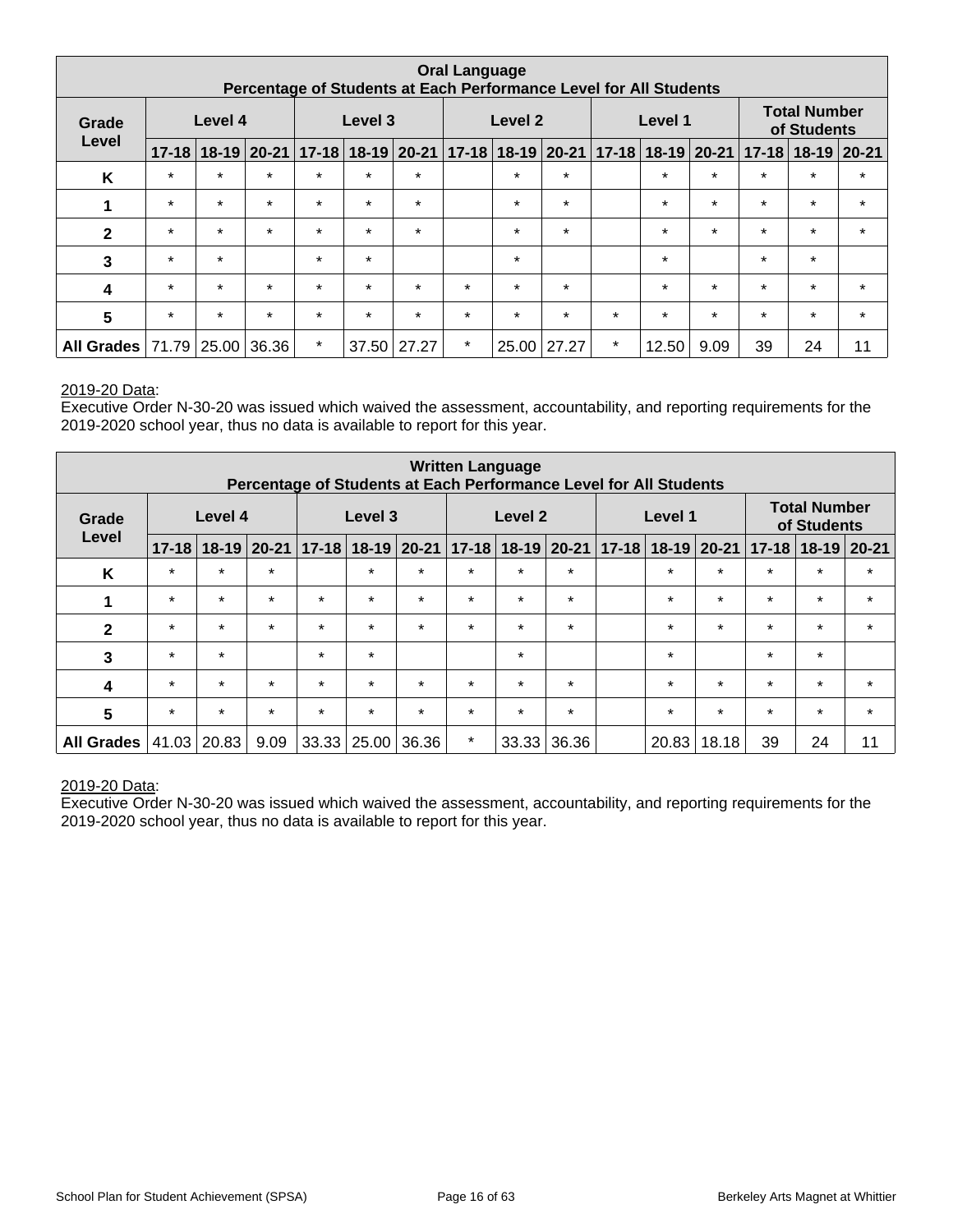| Oral Language<br>Percentage of Students at Each Performance Level for All Students | | | | | | | | | | | | | | | |
|---|---|---|---|---|---|---|---|---|---|---|---|---|---|---|---|
| Grade Level | Level 4 | | | Level 3 | | | Level 2 | | | Level 1 | | | Total Number of Students | | |
| | 17-18 | 18-19 | 20-21 | 17-18 | 18-19 | 20-21 | 17-18 | 18-19 | 20-21 | 17-18 | 18-19 | 20-21 | 17-18 | 18-19 | 20-21 |
| K | * | * | * | * | * | * | | * | * | | * | * | * | * | * |
| 1 | * | * | * | * | * | * | | * | * | | * | * | * | * | * |
| 2 | * | * | * | * | * | * | | * | * | | * | * | * | * | * |
| 3 | * | * | | * | * | | | * | | | * | | * | * | |
| 4 | * | * | * | * | * | * | * | * | * | | * | * | * | * | * |
| 5 | * | * | * | * | * | * | * | * | * | * | * | * | * | * | * |
| All Grades | 71.79 | 25.00 | 36.36 | * | 37.50 | 27.27 | * | 25.00 | 27.27 | * | 12.50 | 9.09 | 39 | 24 | 11 |

2019-20 Data:
Executive Order N-30-20 was issued which waived the assessment, accountability, and reporting requirements for the 2019-2020 school year, thus no data is available to report for this year.

| Written Language<br>Percentage of Students at Each Performance Level for All Students | | | | | | | | | | | | | | | |
|---|---|---|---|---|---|---|---|---|---|---|---|---|---|---|---|
| Grade Level | Level 4 | | | Level 3 | | | Level 2 | | | Level 1 | | | Total Number of Students | | |
| | 17-18 | 18-19 | 20-21 | 17-18 | 18-19 | 20-21 | 17-18 | 18-19 | 20-21 | 17-18 | 18-19 | 20-21 | 17-18 | 18-19 | 20-21 |
| K | * | * | * | | * | * | * | * | * | | * | * | * | * | * |
| 1 | * | * | * | * | * | * | * | * | * | | * | * | * | * | * |
| 2 | * | * | * | * | * | * | * | * | * | | * | * | * | * | * |
| 3 | * | * | | * | * | | | * | | | * | | * | * | |
| 4 | * | * | * | * | * | * | * | * | * | | * | * | * | * | * |
| 5 | * | * | * | * | * | * | * | * | * | | * | * | * | * | * |
| All Grades | 41.03 | 20.83 | 9.09 | 33.33 | 25.00 | 36.36 | * | 33.33 | 36.36 | | 20.83 | 18.18 | 39 | 24 | 11 |

2019-20 Data:
Executive Order N-30-20 was issued which waived the assessment, accountability, and reporting requirements for the 2019-2020 school year, thus no data is available to report for this year.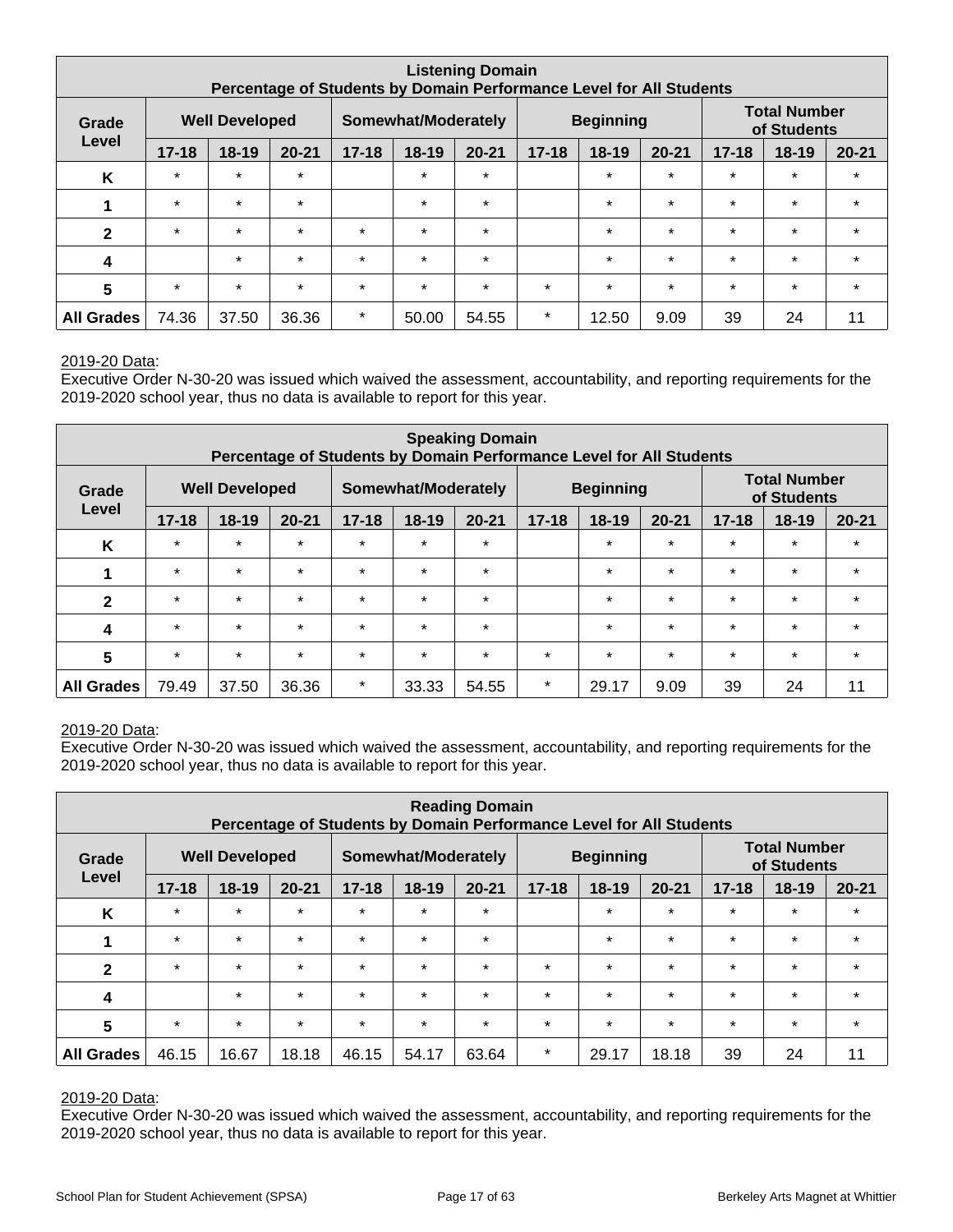| Listening Domain<br>Percentage of Students by Domain Performance Level for All Students | | | | | | | | | | | | |
|---|---|---|---|---|---|---|---|---|---|---|---|---|
| Grade Level | Well Developed | | | Somewhat/Moderately | | | Beginning | | | Total Number of Students | | |
| | 17-18 | 18-19 | 20-21 | 17-18 | 18-19 | 20-21 | 17-18 | 18-19 | 20-21 | 17-18 | 18-19 | 20-21 |
| K | * | * | * | | * | * | | * | * | * | * | * |
| 1 | * | * | * | | * | * | | * | * | * | * | * |
| 2 | * | * | * | * | * | * | | * | * | * | * | * |
| 4 | | * | * | * | * | * | | * | * | * | * | * |
| 5 | * | * | * | * | * | * | * | * | * | * | * | * |
| All Grades | 74.36 | 37.50 | 36.36 | * | 50.00 | 54.55 | * | 12.50 | 9.09 | 39 | 24 | 11 |

2019-20 Data:
Executive Order N-30-20 was issued which waived the assessment, accountability, and reporting requirements for the 2019-2020 school year, thus no data is available to report for this year.

| Speaking Domain<br>Percentage of Students by Domain Performance Level for All Students | | | | | | | | | | | | |
|---|---|---|---|---|---|---|---|---|---|---|---|---|
| Grade Level | Well Developed | | | Somewhat/Moderately | | | Beginning | | | Total Number of Students | | |
| | 17-18 | 18-19 | 20-21 | 17-18 | 18-19 | 20-21 | 17-18 | 18-19 | 20-21 | 17-18 | 18-19 | 20-21 |
| K | * | * | * | * | * | * | | * | * | * | * | * |
| 1 | * | * | * | * | * | * | | * | * | * | * | * |
| 2 | * | * | * | * | * | * | | * | * | * | * | * |
| 4 | * | * | * | * | * | * | | * | * | * | * | * |
| 5 | * | * | * | * | * | * | * | * | * | * | * | * |
| All Grades | 79.49 | 37.50 | 36.36 | * | 33.33 | 54.55 | * | 29.17 | 9.09 | 39 | 24 | 11 |

2019-20 Data:
Executive Order N-30-20 was issued which waived the assessment, accountability, and reporting requirements for the 2019-2020 school year, thus no data is available to report for this year.

| Reading Domain<br>Percentage of Students by Domain Performance Level for All Students | | | | | | | | | | | | |
|---|---|---|---|---|---|---|---|---|---|---|---|---|
| Grade Level | Well Developed | | | Somewhat/Moderately | | | Beginning | | | Total Number of Students | | |
| | 17-18 | 18-19 | 20-21 | 17-18 | 18-19 | 20-21 | 17-18 | 18-19 | 20-21 | 17-18 | 18-19 | 20-21 |
| K | * | * | * | * | * | * | | * | * | * | * | * |
| 1 | * | * | * | * | * | * | | * | * | * | * | * |
| 2 | * | * | * | * | * | * | * | * | * | * | * | * |
| 4 | | * | * | * | * | * | * | * | * | * | * | * |
| 5 | * | * | * | * | * | * | * | * | * | * | * | * |
| All Grades | 46.15 | 16.67 | 18.18 | 46.15 | 54.17 | 63.64 | * | 29.17 | 18.18 | 39 | 24 | 11 |

2019-20 Data:
Executive Order N-30-20 was issued which waived the assessment, accountability, and reporting requirements for the 2019-2020 school year, thus no data is available to report for this year.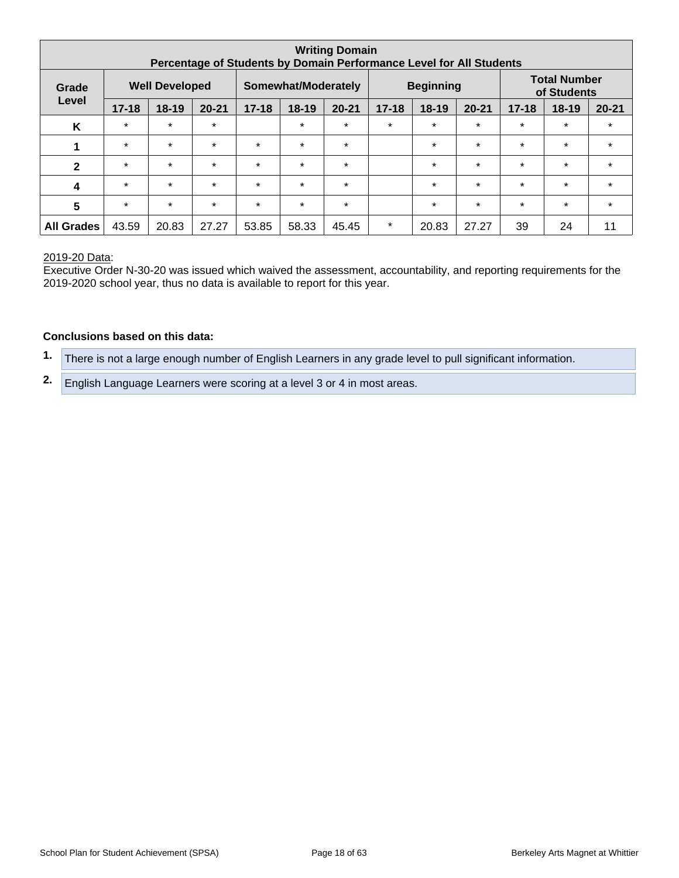| Writing Domain<br>Percentage of Students by Domain Performance Level for All Students | | | | | | | | | | | | |
|---|---|---|---|---|---|---|---|---|---|---|---|---|
| Grade Level | Well Developed | | | Somewhat/Moderately | | | Beginning | | | Total Number of Students | | |
| | 17-18 | 18-19 | 20-21 | 17-18 | 18-19 | 20-21 | 17-18 | 18-19 | 20-21 | 17-18 | 18-19 | 20-21 |
| **K** | * | * | * | | * | * | * | * | * | * | * | * |
| **1** | * | * | * | * | * | * | | * | * | * | * | * |
| **2** | * | * | * | * | * | * | | * | * | * | * | * |
| **4** | * | * | * | * | * | * | | * | * | * | * | * |
| **5** | * | * | * | * | * | * | | * | * | * | * | * |
| **All Grades** | 43.59 | 20.83 | 27.27 | 53.85 | 58.33 | 45.45 | * | 20.83 | 27.27 | 39 | 24 | 11 |

2019-20 Data:
Executive Order N-30-20 was issued which waived the assessment, accountability, and reporting requirements for the 2019-2020 school year, thus no data is available to report for this year.

**Conclusions based on this data:**

1. There is not a large enough number of English Learners in any grade level to pull significant information.
2. English Language Learners were scoring at a level 3 or 4 in most areas.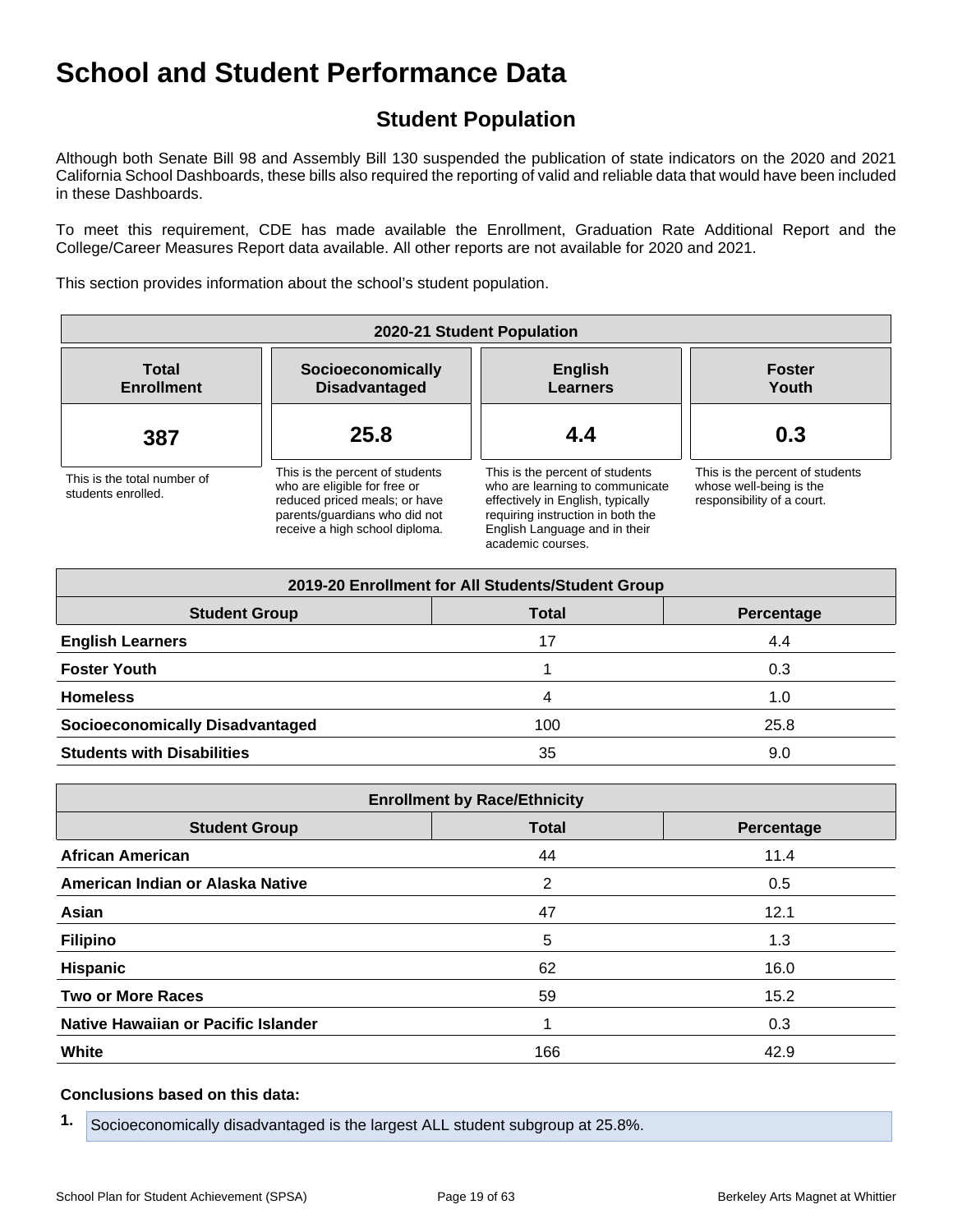# School and Student Performance Data

## Student Population

Although both Senate Bill 98 and Assembly Bill 130 suspended the publication of state indicators on the 2020 and 2021 California School Dashboards, these bills also required the reporting of valid and reliable data that would have been included in these Dashboards.

To meet this requirement, CDE has made available the Enrollment, Graduation Rate Additional Report and the College/Career Measures Report data available. All other reports are not available for 2020 and 2021.

This section provides information about the school's student population.

| 2020-21 Student Population | | | |
|---|---|---|---|
| **Total Enrollment** | **Socioeconomically Disadvantaged** | **English Learners** | **Foster Youth** |
| **387** | **25.8** | **4.4** | **0.3** |
| This is the total number of students enrolled. | This is the percent of students who are eligible for free or reduced priced meals; or have parents/guardians who did not receive a high school diploma. | This is the percent of students who are learning to communicate effectively in English, typically requiring instruction in both the English Language and in their academic courses. | This is the percent of students whose well-being is the responsibility of a court. |

| 2019-20 Enrollment for All Students/Student Group | | |
|---|---|---|
| **Student Group** | **Total** | **Percentage** |
| **English Learners** | 17 | 4.4 |
| **Foster Youth** | 1 | 0.3 |
| **Homeless** | 4 | 1.0 |
| **Socioeconomically Disadvantaged** | 100 | 25.8 |
| **Students with Disabilities** | 35 | 9.0 |

| Enrollment by Race/Ethnicity | | |
|---|---|---|
| **Student Group** | **Total** | **Percentage** |
| **African American** | 44 | 11.4 |
| **American Indian or Alaska Native** | 2 | 0.5 |
| **Asian** | 47 | 12.1 |
| **Filipino** | 5 | 1.3 |
| **Hispanic** | 62 | 16.0 |
| **Two or More Races** | 59 | 15.2 |
| **Native Hawaiian or Pacific Islander** | 1 | 0.3 |
| **White** | 166 | 42.9 |

**Conclusions based on this data:**

1. Socioeconomically disadvantaged is the largest ALL student subgroup at 25.8%.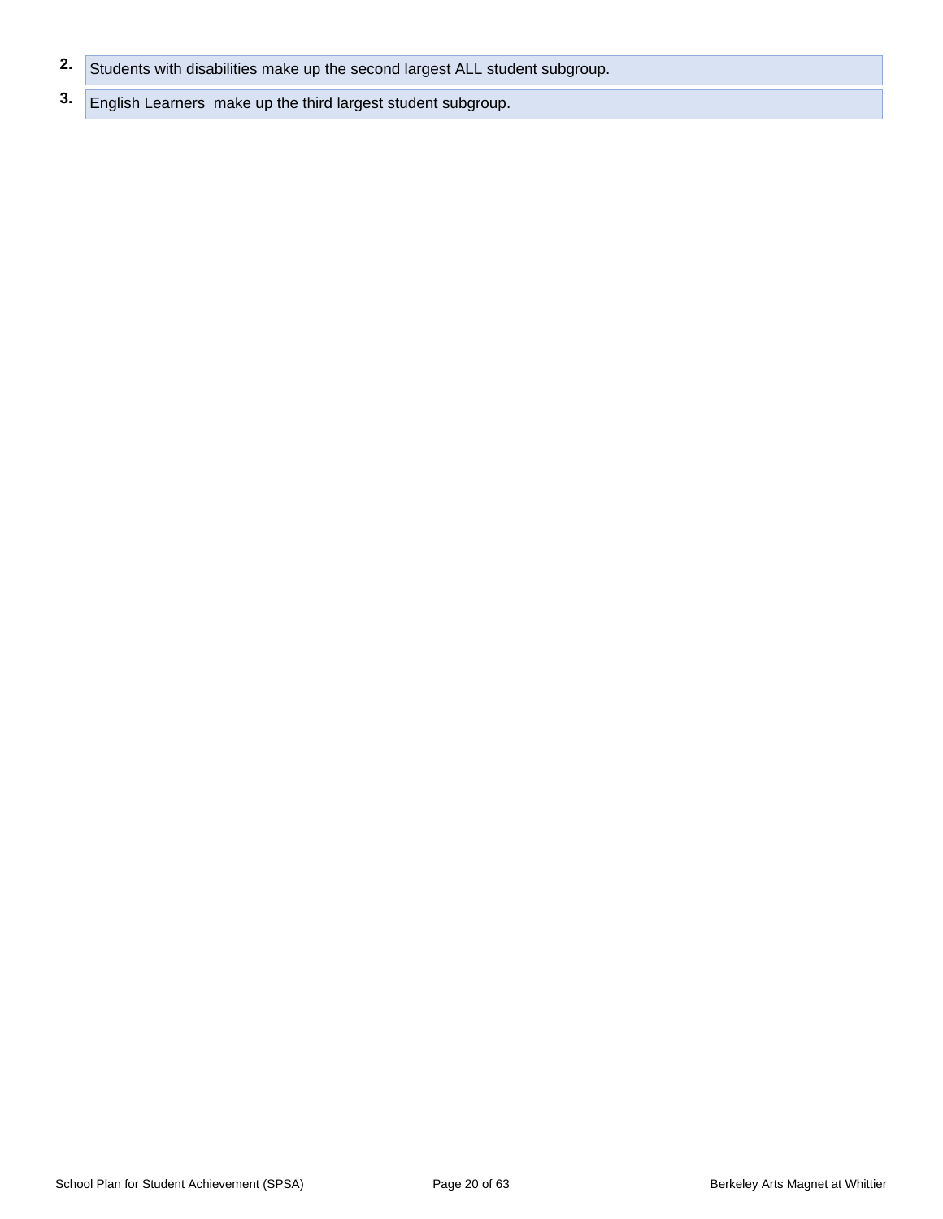2. Students with disabilities make up the second largest ALL student subgroup.
3. English Learners make up the third largest student subgroup.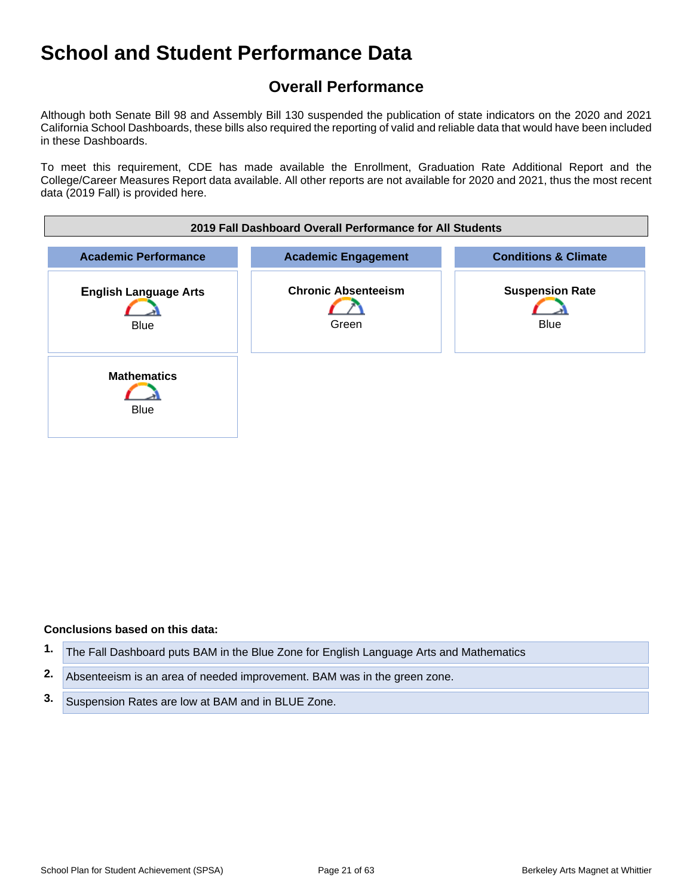# School and Student Performance Data

## Overall Performance

Although both Senate Bill 98 and Assembly Bill 130 suspended the publication of state indicators on the 2020 and 2021 California School Dashboards, these bills also required the reporting of valid and reliable data that would have been included in these Dashboards.

To meet this requirement, CDE has made available the Enrollment, Graduation Rate Additional Report and the College/Career Measures Report data available. All other reports are not available for 2020 and 2021, thus the most recent data (2019 Fall) is provided here.

| 2019 Fall Dashboard Overall Performance for All Students | | |
|---|---|---|
| **Academic Performance** | **Academic Engagement** | **Conditions & Climate** |
| **English Language Arts** Blue | **Chronic Absenteeism** Green | **Suspension Rate** Blue |
| **Mathematics** Blue | | |

**Conclusions based on this data:**

1. The Fall Dashboard puts BAM in the Blue Zone for English Language Arts and Mathematics
2. Absenteeism is an area of needed improvement. BAM was in the green zone.
3. Suspension Rates are low at BAM and in BLUE Zone.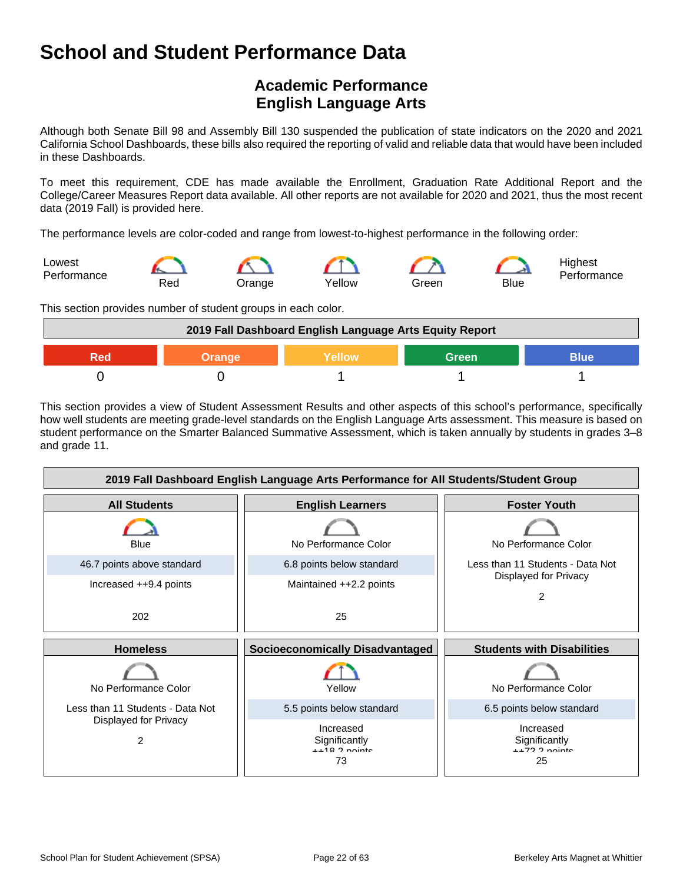# School and Student Performance Data

## Academic Performance
## English Language Arts

Although both Senate Bill 98 and Assembly Bill 130 suspended the publication of state indicators on the 2020 and 2021 California School Dashboards, these bills also required the reporting of valid and reliable data that would have been included in these Dashboards.

To meet this requirement, CDE has made available the Enrollment, Graduation Rate Additional Report and the College/Career Measures Report data available. All other reports are not available for 2020 and 2021, thus the most recent data (2019 Fall) is provided here.

The performance levels are color-coded and range from lowest-to-highest performance in the following order:

Lowest Performance — Red — Orange — Yellow — Green — Blue — Highest Performance

This section provides number of student groups in each color.

| 2019 Fall Dashboard English Language Arts Equity Report | | | | |
|---|---|---|---|---|
| Red | Orange | Yellow | Green | Blue |
| 0 | 0 | 1 | 1 | 1 |

This section provides a view of Student Assessment Results and other aspects of this school's performance, specifically how well students are meeting grade-level standards on the English Language Arts assessment. This measure is based on student performance on the Smarter Balanced Summative Assessment, which is taken annually by students in grades 3–8 and grade 11.

| 2019 Fall Dashboard English Language Arts Performance for All Students/Student Group | | |
|---|---|---|
| **All Students** | **English Learners** | **Foster Youth** |
| Blue | No Performance Color | No Performance Color |
| 46.7 points above standard | 6.8 points below standard | Less than 11 Students - Data Not Displayed for Privacy |
| Increased ++9.4 points | Maintained ++2.2 points | |
| 202 | 25 | 2 |
| **Homeless** | **Socioeconomically Disadvantaged** | **Students with Disabilities** |
| No Performance Color | Yellow | No Performance Color |
| Less than 11 Students - Data Not Displayed for Privacy | 5.5 points below standard | 6.5 points below standard |
| | Increased Significantly ++18.2 points | Increased Significantly ++72.2 points |
| 2 | 73 | 25 |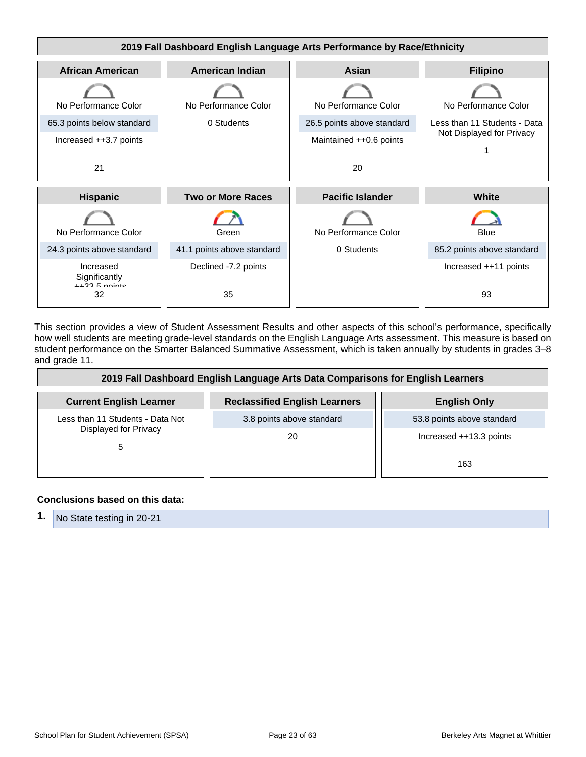## 2019 Fall Dashboard English Language Arts Performance by Race/Ethnicity

| African American | American Indian | Asian | Filipino |
|---|---|---|---|
| No Performance Color | No Performance Color | No Performance Color | No Performance Color |
| 65.3 points below standard | 0 Students | 26.5 points above standard | Less than 11 Students - Data Not Displayed for Privacy |
| Increased ++3.7 points | | Maintained ++0.6 points | 1 |
| 21 | | 20 | |

| Hispanic | Two or More Races | Pacific Islander | White |
|---|---|---|---|
| No Performance Color | Green | No Performance Color | Blue |
| 24.3 points above standard | 41.1 points above standard | 0 Students | 85.2 points above standard |
| Increased Significantly ++33.5 points | Declined -7.2 points | | Increased ++11 points |
| 32 | 35 | | 93 |

This section provides a view of Student Assessment Results and other aspects of this school's performance, specifically how well students are meeting grade-level standards on the English Language Arts assessment. This measure is based on student performance on the Smarter Balanced Summative Assessment, which is taken annually by students in grades 3–8 and grade 11.

## 2019 Fall Dashboard English Language Arts Data Comparisons for English Learners

| Current English Learner | Reclassified English Learners | English Only |
|---|---|---|
| Less than 11 Students - Data Not Displayed for Privacy | 3.8 points above standard | 53.8 points above standard |
| 5 | 20 | Increased ++13.3 points |
| | | 163 |

**Conclusions based on this data:**

1. No State testing in 20-21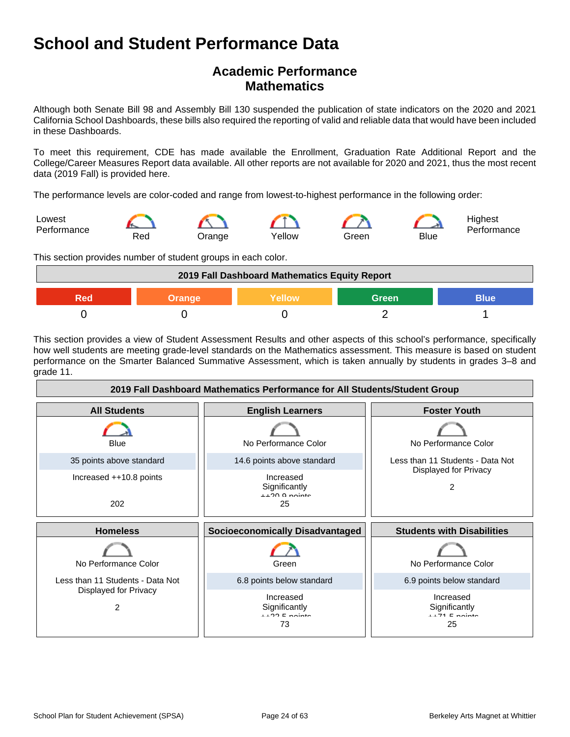# School and Student Performance Data

## Academic Performance
## Mathematics

Although both Senate Bill 98 and Assembly Bill 130 suspended the publication of state indicators on the 2020 and 2021 California School Dashboards, these bills also required the reporting of valid and reliable data that would have been included in these Dashboards.

To meet this requirement, CDE has made available the Enrollment, Graduation Rate Additional Report and the College/Career Measures Report data available. All other reports are not available for 2020 and 2021, thus the most recent data (2019 Fall) is provided here.

The performance levels are color-coded and range from lowest-to-highest performance in the following order:

Lowest Performance — Red — Orange — Yellow — Green — Blue — Highest Performance

This section provides number of student groups in each color.

| 2019 Fall Dashboard Mathematics Equity Report | | | | |
|---|---|---|---|---|
| Red | Orange | Yellow | Green | Blue |
| 0 | 0 | 0 | 2 | 1 |

This section provides a view of Student Assessment Results and other aspects of this school's performance, specifically how well students are meeting grade-level standards on the Mathematics assessment. This measure is based on student performance on the Smarter Balanced Summative Assessment, which is taken annually by students in grades 3–8 and grade 11.

| 2019 Fall Dashboard Mathematics Performance for All Students/Student Group | | |
|---|---|---|
| **All Students** | **English Learners** | **Foster Youth** |
| Blue | No Performance Color | No Performance Color |
| 35 points above standard | 14.6 points above standard | Less than 11 Students - Data Not Displayed for Privacy |
| Increased ++10.8 points | Increased Significantly ++20.9 points | |
| 202 | 25 | 2 |
| **Homeless** | **Socioeconomically Disadvantaged** | **Students with Disabilities** |
| No Performance Color | Green | No Performance Color |
| Less than 11 Students - Data Not Displayed for Privacy | 6.8 points below standard | 6.9 points below standard |
| | Increased Significantly ++22.5 points | Increased Significantly ++71.5 points |
| 2 | 73 | 25 |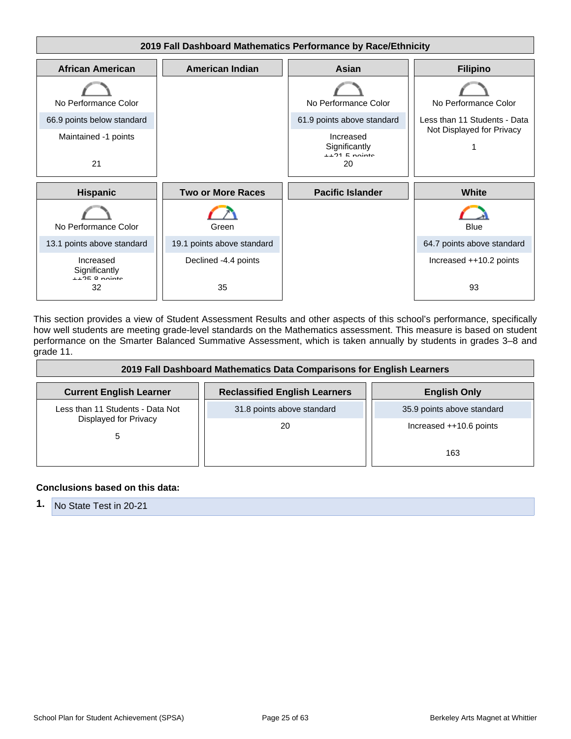## 2019 Fall Dashboard Mathematics Performance by Race/Ethnicity

| African American | American Indian | Asian | Filipino |
|---|---|---|---|
| No Performance Color | | No Performance Color | No Performance Color |
| 66.9 points below standard | | 61.9 points above standard | Less than 11 Students - Data Not Displayed for Privacy |
| Maintained -1 points | | Increased Significantly ++21.5 points | 1 |
| 21 | | 20 | |

| Hispanic | Two or More Races | Pacific Islander | White |
|---|---|---|---|
| No Performance Color | Green | | Blue |
| 13.1 points above standard | 19.1 points above standard | | 64.7 points above standard |
| Increased Significantly ++25.8 points | Declined -4.4 points | | Increased ++10.2 points |
| 32 | 35 | | 93 |

This section provides a view of Student Assessment Results and other aspects of this school's performance, specifically how well students are meeting grade-level standards on the Mathematics assessment. This measure is based on student performance on the Smarter Balanced Summative Assessment, which is taken annually by students in grades 3–8 and grade 11.

## 2019 Fall Dashboard Mathematics Data Comparisons for English Learners

| Current English Learner | Reclassified English Learners | English Only |
|---|---|---|
| Less than 11 Students - Data Not Displayed for Privacy | 31.8 points above standard | 35.9 points above standard |
| 5 | 20 | Increased ++10.6 points |
| | | 163 |

**Conclusions based on this data:**

1. No State Test in 20-21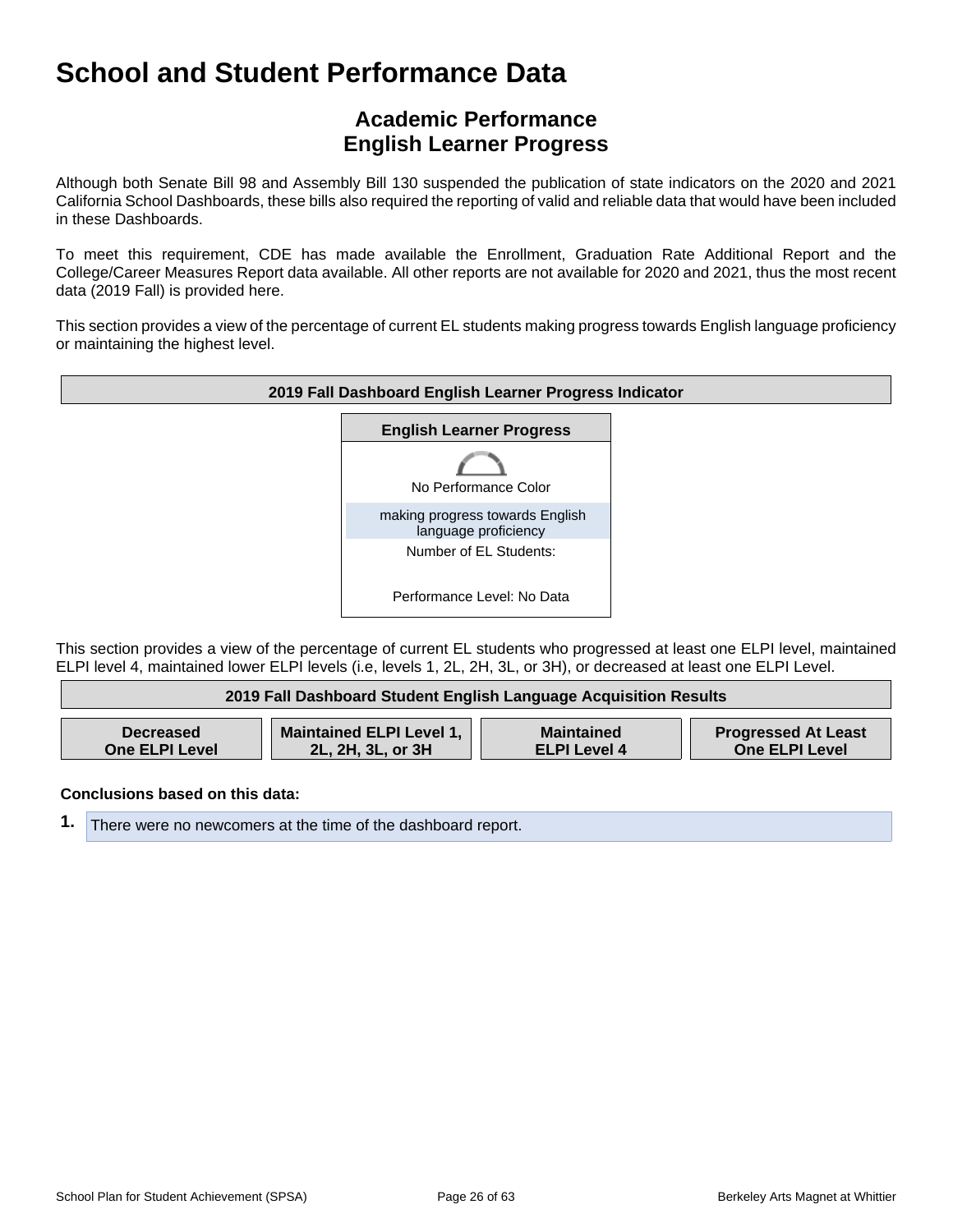# School and Student Performance Data

## Academic Performance
## English Learner Progress

Although both Senate Bill 98 and Assembly Bill 130 suspended the publication of state indicators on the 2020 and 2021 California School Dashboards, these bills also required the reporting of valid and reliable data that would have been included in these Dashboards.

To meet this requirement, CDE has made available the Enrollment, Graduation Rate Additional Report and the College/Career Measures Report data available. All other reports are not available for 2020 and 2021, thus the most recent data (2019 Fall) is provided here.

This section provides a view of the percentage of current EL students making progress towards English language proficiency or maintaining the highest level.

| 2019 Fall Dashboard English Learner Progress Indicator |
| --- |
| **English Learner Progress** |
| No Performance Color |
| making progress towards English language proficiency |
| Number of EL Students: |
| Performance Level: No Data |

This section provides a view of the percentage of current EL students who progressed at least one ELPI level, maintained ELPI level 4, maintained lower ELPI levels (i.e, levels 1, 2L, 2H, 3L, or 3H), or decreased at least one ELPI Level.

| 2019 Fall Dashboard Student English Language Acquisition Results | | | |
| --- | --- | --- | --- |
| Decreased One ELPI Level | Maintained ELPI Level 1, 2L, 2H, 3L, or 3H | Maintained ELPI Level 4 | Progressed At Least One ELPI Level |

**Conclusions based on this data:**

1. There were no newcomers at the time of the dashboard report.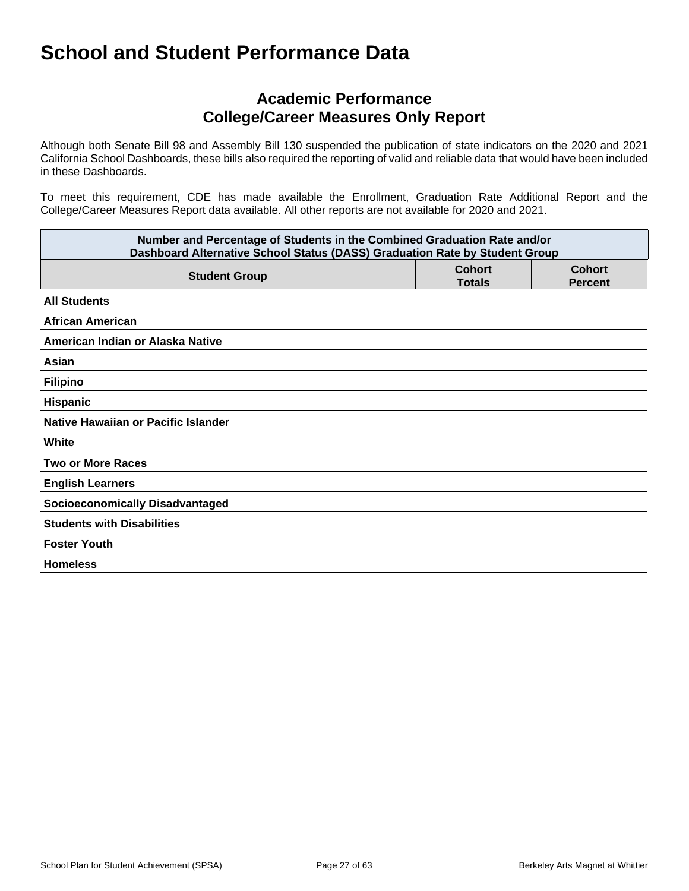# School and Student Performance Data

## Academic Performance
## College/Career Measures Only Report

Although both Senate Bill 98 and Assembly Bill 130 suspended the publication of state indicators on the 2020 and 2021 California School Dashboards, these bills also required the reporting of valid and reliable data that would have been included in these Dashboards.

To meet this requirement, CDE has made available the Enrollment, Graduation Rate Additional Report and the College/Career Measures Report data available. All other reports are not available for 2020 and 2021.

| Number and Percentage of Students in the Combined Graduation Rate and/or Dashboard Alternative School Status (DASS) Graduation Rate by Student Group | | |
|---|---|---|
| **Student Group** | **Cohort Totals** | **Cohort Percent** |
| **All Students** | | |
| **African American** | | |
| **American Indian or Alaska Native** | | |
| **Asian** | | |
| **Filipino** | | |
| **Hispanic** | | |
| **Native Hawaiian or Pacific Islander** | | |
| **White** | | |
| **Two or More Races** | | |
| **English Learners** | | |
| **Socioeconomically Disadvantaged** | | |
| **Students with Disabilities** | | |
| **Foster Youth** | | |
| **Homeless** | | |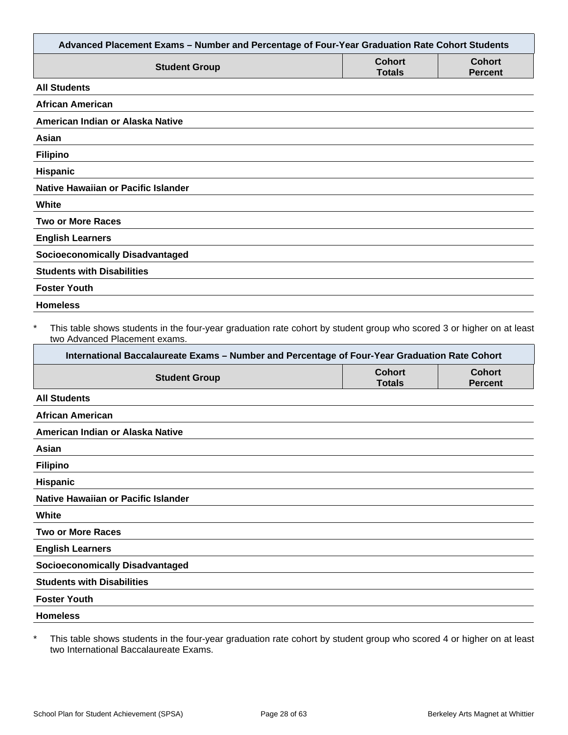| Advanced Placement Exams – Number and Percentage of Four-Year Graduation Rate Cohort Students | | |
|---|---|---|
| **Student Group** | **Cohort Totals** | **Cohort Percent** |
| **All Students** | | |
| **African American** | | |
| **American Indian or Alaska Native** | | |
| **Asian** | | |
| **Filipino** | | |
| **Hispanic** | | |
| **Native Hawaiian or Pacific Islander** | | |
| **White** | | |
| **Two or More Races** | | |
| **English Learners** | | |
| **Socioeconomically Disadvantaged** | | |
| **Students with Disabilities** | | |
| **Foster Youth** | | |
| **Homeless** | | |

\* This table shows students in the four-year graduation rate cohort by student group who scored 3 or higher on at least two Advanced Placement exams.

| International Baccalaureate Exams – Number and Percentage of Four-Year Graduation Rate Cohort | | |
|---|---|---|
| **Student Group** | **Cohort Totals** | **Cohort Percent** |
| **All Students** | | |
| **African American** | | |
| **American Indian or Alaska Native** | | |
| **Asian** | | |
| **Filipino** | | |
| **Hispanic** | | |
| **Native Hawaiian or Pacific Islander** | | |
| **White** | | |
| **Two or More Races** | | |
| **English Learners** | | |
| **Socioeconomically Disadvantaged** | | |
| **Students with Disabilities** | | |
| **Foster Youth** | | |
| **Homeless** | | |

\* This table shows students in the four-year graduation rate cohort by student group who scored 4 or higher on at least two International Baccalaureate Exams.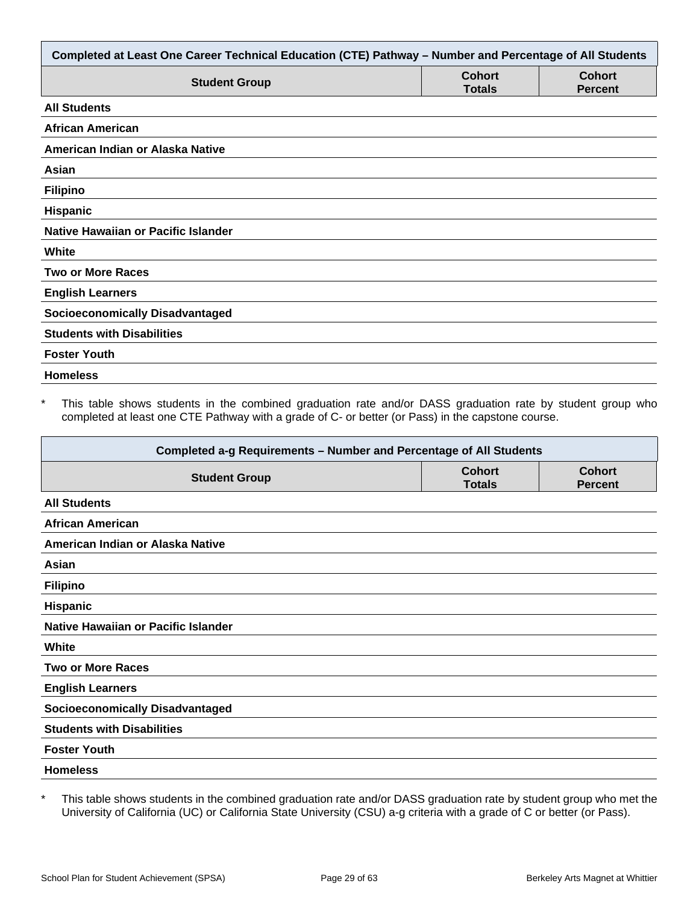| Completed at Least One Career Technical Education (CTE) Pathway – Number and Percentage of All Students | | |
|---|---|---|
| **Student Group** | **Cohort Totals** | **Cohort Percent** |
| **All Students** | | |
| **African American** | | |
| **American Indian or Alaska Native** | | |
| **Asian** | | |
| **Filipino** | | |
| **Hispanic** | | |
| **Native Hawaiian or Pacific Islander** | | |
| **White** | | |
| **Two or More Races** | | |
| **English Learners** | | |
| **Socioeconomically Disadvantaged** | | |
| **Students with Disabilities** | | |
| **Foster Youth** | | |
| **Homeless** | | |

\* This table shows students in the combined graduation rate and/or DASS graduation rate by student group who completed at least one CTE Pathway with a grade of C- or better (or Pass) in the capstone course.

| Completed a-g Requirements – Number and Percentage of All Students | | |
|---|---|---|
| **Student Group** | **Cohort Totals** | **Cohort Percent** |
| **All Students** | | |
| **African American** | | |
| **American Indian or Alaska Native** | | |
| **Asian** | | |
| **Filipino** | | |
| **Hispanic** | | |
| **Native Hawaiian or Pacific Islander** | | |
| **White** | | |
| **Two or More Races** | | |
| **English Learners** | | |
| **Socioeconomically Disadvantaged** | | |
| **Students with Disabilities** | | |
| **Foster Youth** | | |
| **Homeless** | | |

\* This table shows students in the combined graduation rate and/or DASS graduation rate by student group who met the University of California (UC) or California State University (CSU) a-g criteria with a grade of C or better (or Pass).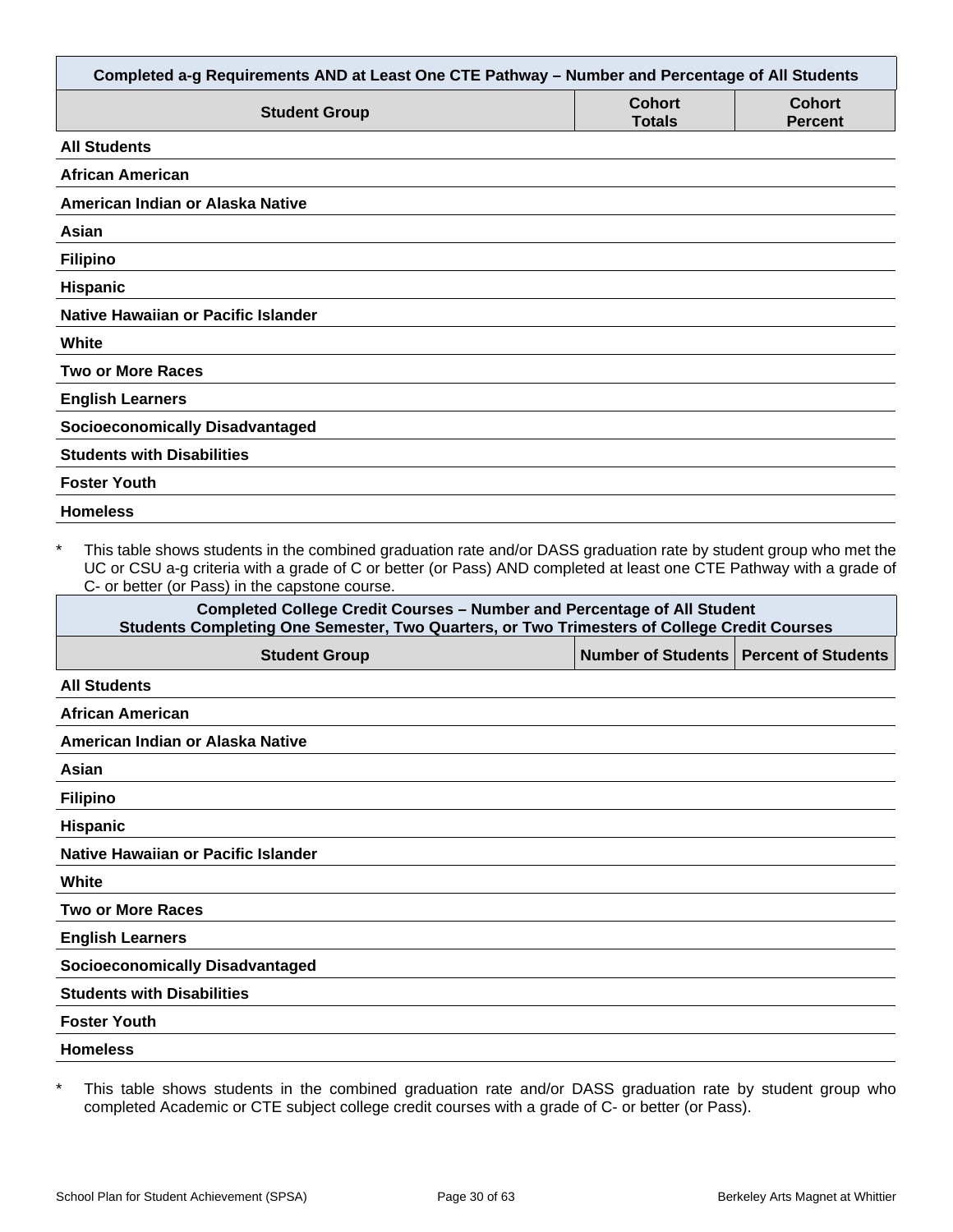| Completed a-g Requirements AND at Least One CTE Pathway – Number and Percentage of All Students | | |
|---|---|---|
| **Student Group** | **Cohort Totals** | **Cohort Percent** |
| **All Students** | | |
| **African American** | | |
| **American Indian or Alaska Native** | | |
| **Asian** | | |
| **Filipino** | | |
| **Hispanic** | | |
| **Native Hawaiian or Pacific Islander** | | |
| **White** | | |
| **Two or More Races** | | |
| **English Learners** | | |
| **Socioeconomically Disadvantaged** | | |
| **Students with Disabilities** | | |
| **Foster Youth** | | |
| **Homeless** | | |

\* This table shows students in the combined graduation rate and/or DASS graduation rate by student group who met the UC or CSU a-g criteria with a grade of C or better (or Pass) AND completed at least one CTE Pathway with a grade of C- or better (or Pass) in the capstone course.

| Completed College Credit Courses – Number and Percentage of All Student<br>Students Completing One Semester, Two Quarters, or Two Trimesters of College Credit Courses | | |
|---|---|---|
| **Student Group** | **Number of Students** | **Percent of Students** |
| **All Students** | | |
| **African American** | | |
| **American Indian or Alaska Native** | | |
| **Asian** | | |
| **Filipino** | | |
| **Hispanic** | | |
| **Native Hawaiian or Pacific Islander** | | |
| **White** | | |
| **Two or More Races** | | |
| **English Learners** | | |
| **Socioeconomically Disadvantaged** | | |
| **Students with Disabilities** | | |
| **Foster Youth** | | |
| **Homeless** | | |

\* This table shows students in the combined graduation rate and/or DASS graduation rate by student group who completed Academic or CTE subject college credit courses with a grade of C- or better (or Pass).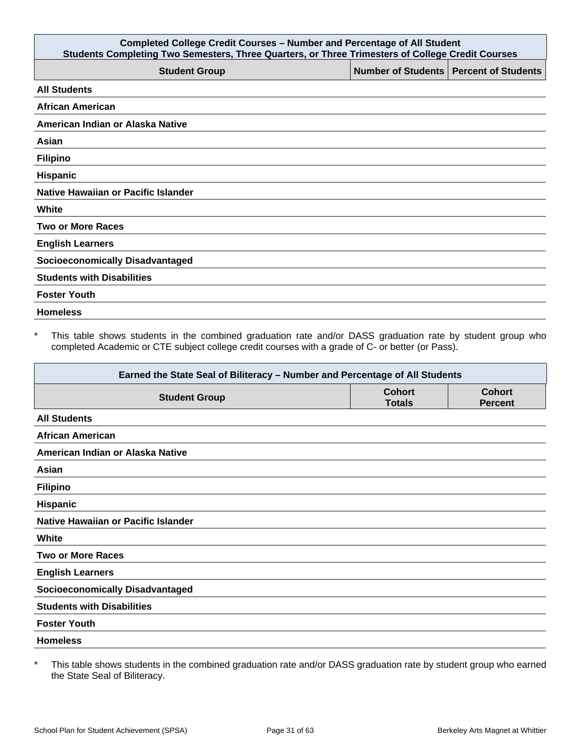| Completed College Credit Courses – Number and Percentage of All Student<br>Students Completing Two Semesters, Three Quarters, or Three Trimesters of College Credit Courses | | |
|---|---|---|
| **Student Group** | **Number of Students** | **Percent of Students** |
| **All Students** | | |
| **African American** | | |
| **American Indian or Alaska Native** | | |
| **Asian** | | |
| **Filipino** | | |
| **Hispanic** | | |
| **Native Hawaiian or Pacific Islander** | | |
| **White** | | |
| **Two or More Races** | | |
| **English Learners** | | |
| **Socioeconomically Disadvantaged** | | |
| **Students with Disabilities** | | |
| **Foster Youth** | | |
| **Homeless** | | |

\* This table shows students in the combined graduation rate and/or DASS graduation rate by student group who completed Academic or CTE subject college credit courses with a grade of C- or better (or Pass).

| Earned the State Seal of Biliteracy – Number and Percentage of All Students | | |
|---|---|---|
| **Student Group** | **Cohort Totals** | **Cohort Percent** |
| **All Students** | | |
| **African American** | | |
| **American Indian or Alaska Native** | | |
| **Asian** | | |
| **Filipino** | | |
| **Hispanic** | | |
| **Native Hawaiian or Pacific Islander** | | |
| **White** | | |
| **Two or More Races** | | |
| **English Learners** | | |
| **Socioeconomically Disadvantaged** | | |
| **Students with Disabilities** | | |
| **Foster Youth** | | |
| **Homeless** | | |

\* This table shows students in the combined graduation rate and/or DASS graduation rate by student group who earned the State Seal of Biliteracy.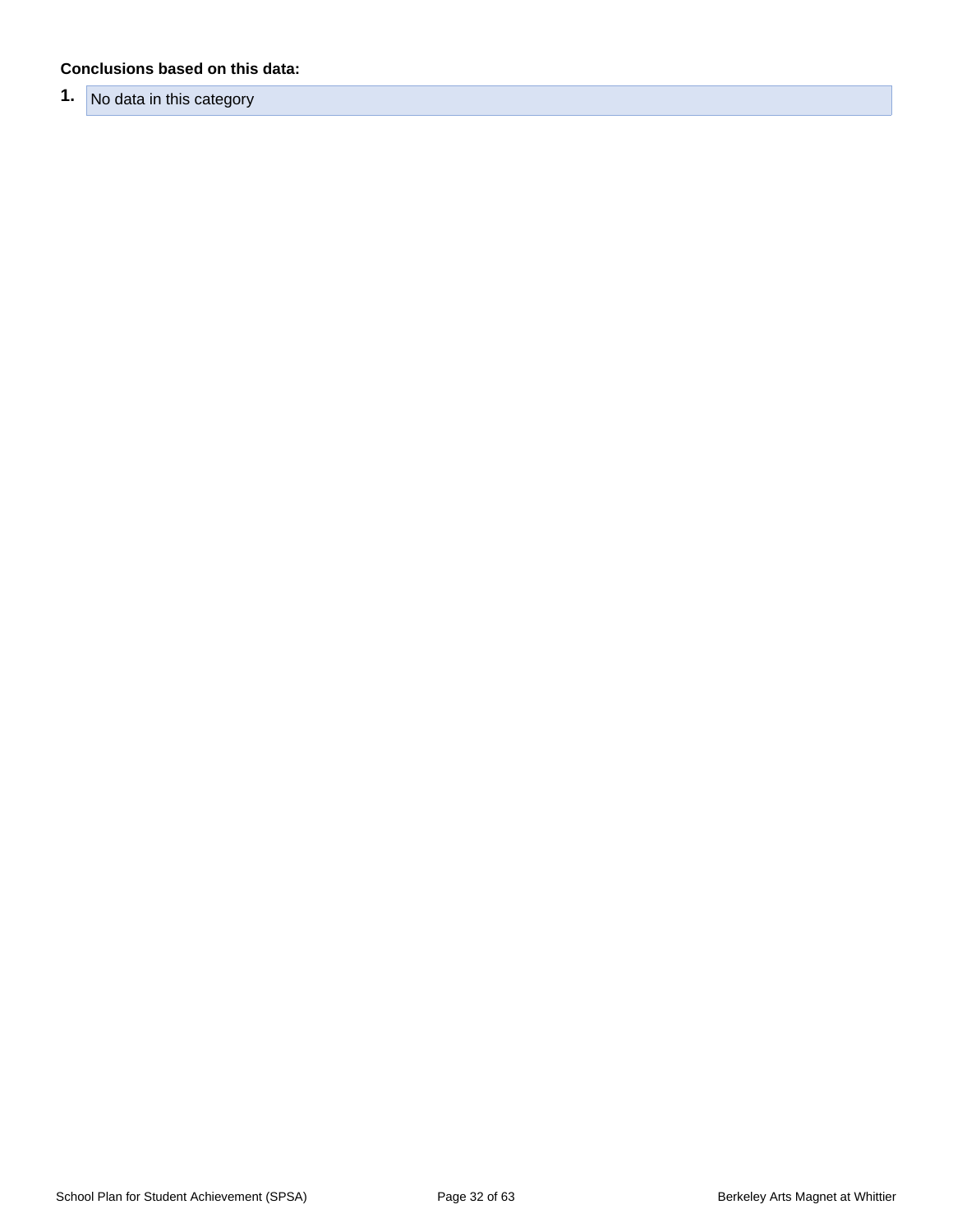**Conclusions based on this data:**

1. No data in this category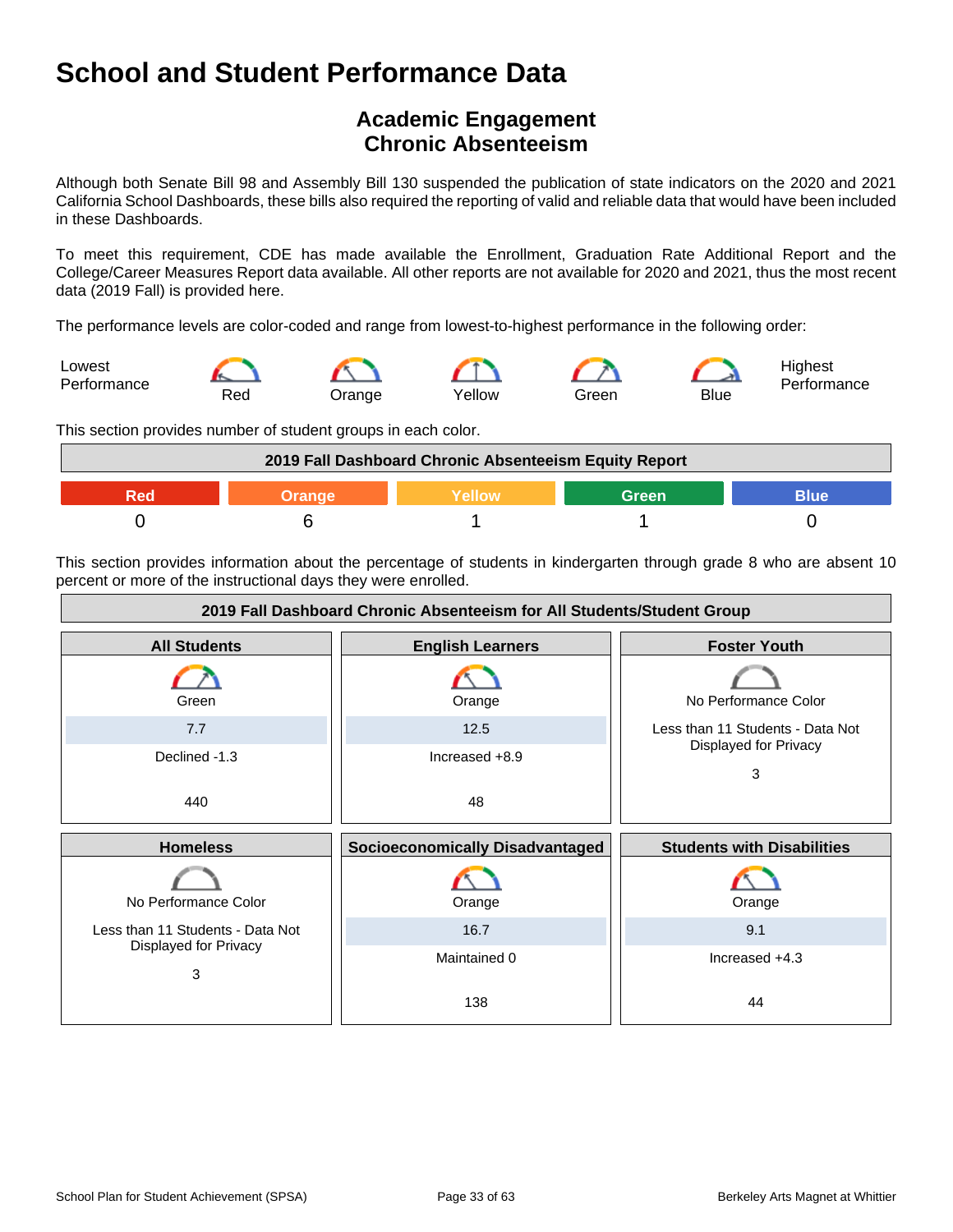# School and Student Performance Data

## Academic Engagement
## Chronic Absenteeism

Although both Senate Bill 98 and Assembly Bill 130 suspended the publication of state indicators on the 2020 and 2021 California School Dashboards, these bills also required the reporting of valid and reliable data that would have been included in these Dashboards.

To meet this requirement, CDE has made available the Enrollment, Graduation Rate Additional Report and the College/Career Measures Report data available. All other reports are not available for 2020 and 2021, thus the most recent data (2019 Fall) is provided here.

The performance levels are color-coded and range from lowest-to-highest performance in the following order:

Lowest Performance — Red — Orange — Yellow — Green — Blue — Highest Performance

This section provides number of student groups in each color.

| 2019 Fall Dashboard Chronic Absenteeism Equity Report | | | | |
|---|---|---|---|---|
| Red | Orange | Yellow | Green | Blue |
| 0 | 6 | 1 | 1 | 0 |

This section provides information about the percentage of students in kindergarten through grade 8 who are absent 10 percent or more of the instructional days they were enrolled.

| 2019 Fall Dashboard Chronic Absenteeism for All Students/Student Group | | |
|---|---|---|
| **All Students** | **English Learners** | **Foster Youth** |
| Green | Orange | No Performance Color |
| 7.7 | 12.5 | Less than 11 Students - Data Not Displayed for Privacy |
| Declined -1.3 | Increased +8.9 | |
| 440 | 48 | 3 |
| **Homeless** | **Socioeconomically Disadvantaged** | **Students with Disabilities** |
| No Performance Color | Orange | Orange |
| Less than 11 Students - Data Not Displayed for Privacy | 16.7 | 9.1 |
| | Maintained 0 | Increased +4.3 |
| 3 | 138 | 44 |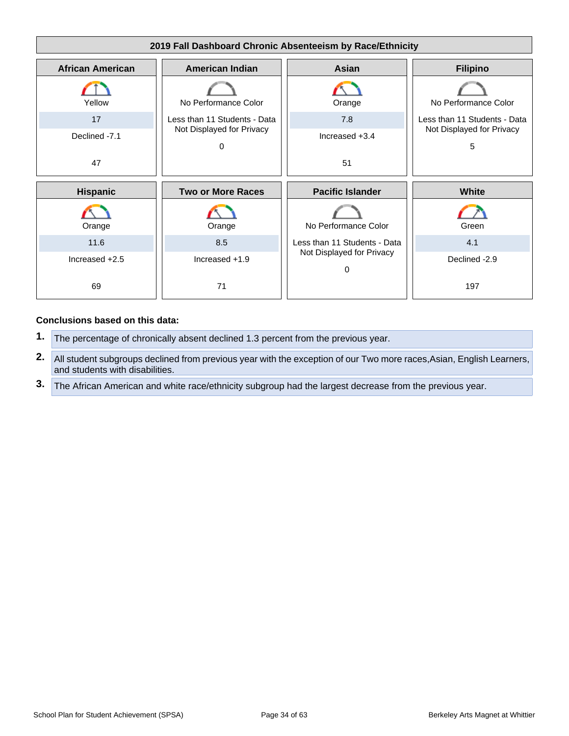### 2019 Fall Dashboard Chronic Absenteeism by Race/Ethnicity

| African American | American Indian | Asian | Filipino |
|---|---|---|---|
| Yellow | No Performance Color | Orange | No Performance Color |
| 17 | Less than 11 Students - Data Not Displayed for Privacy | 7.8 | Less than 11 Students - Data Not Displayed for Privacy |
| Declined -7.1 | 0 | Increased +3.4 | 5 |
| 47 | | 51 | |

| Hispanic | Two or More Races | Pacific Islander | White |
|---|---|---|---|
| Orange | Orange | No Performance Color | Green |
| 11.6 | 8.5 | Less than 11 Students - Data Not Displayed for Privacy | 4.1 |
| Increased +2.5 | Increased +1.9 | 0 | Declined -2.9 |
| 69 | 71 | | 197 |

**Conclusions based on this data:**

1. The percentage of chronically absent declined 1.3 percent from the previous year.
2. All student subgroups declined from previous year with the exception of our Two more races,Asian, English Learners, and students with disabilities.
3. The African American and white race/ethnicity subgroup had the largest decrease from the previous year.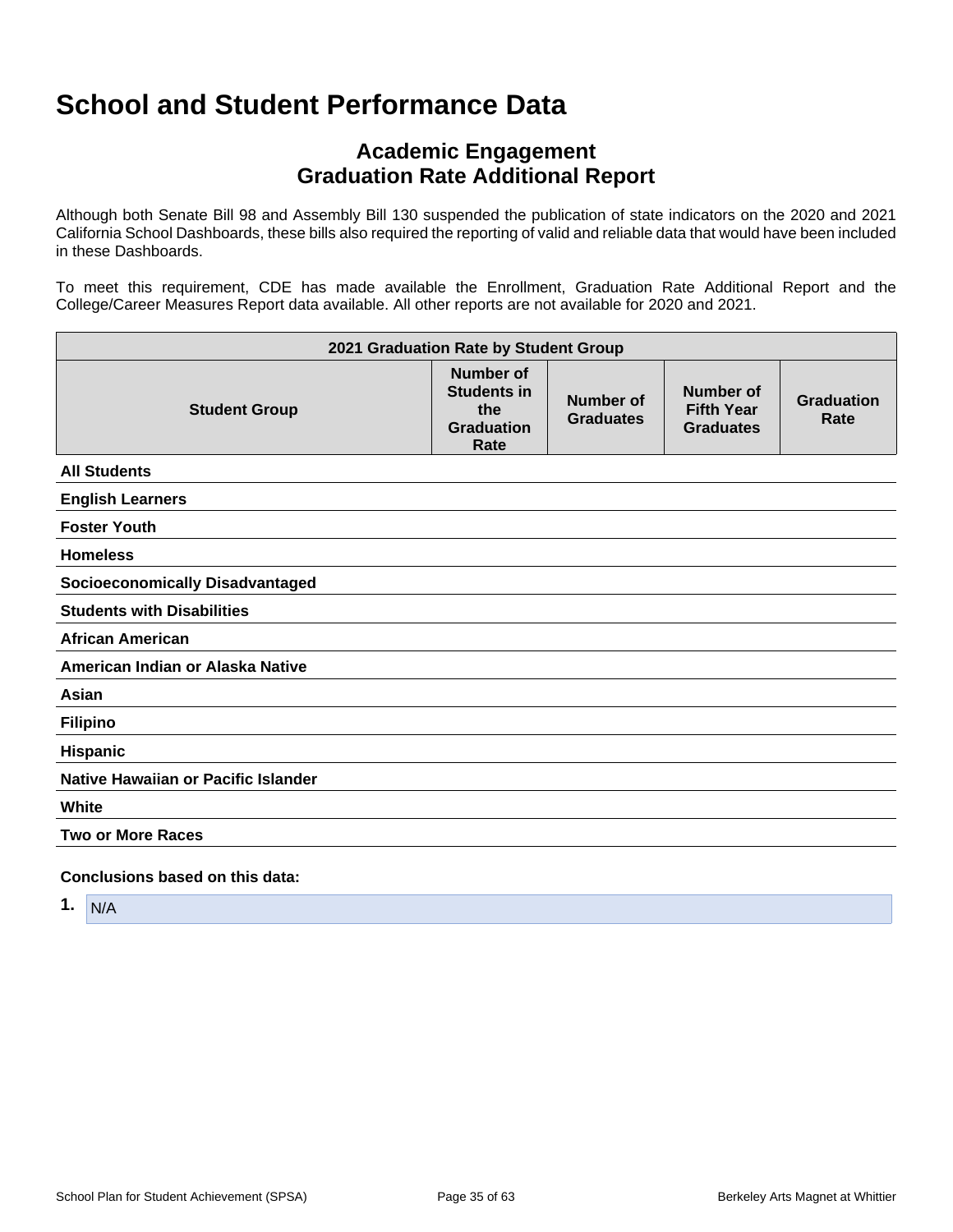# School and Student Performance Data

## Academic Engagement
## Graduation Rate Additional Report

Although both Senate Bill 98 and Assembly Bill 130 suspended the publication of state indicators on the 2020 and 2021 California School Dashboards, these bills also required the reporting of valid and reliable data that would have been included in these Dashboards.

To meet this requirement, CDE has made available the Enrollment, Graduation Rate Additional Report and the College/Career Measures Report data available. All other reports are not available for 2020 and 2021.

| 2021 Graduation Rate by Student Group | | | | |
|---|---|---|---|---|
| **Student Group** | **Number of Students in the Graduation Rate** | **Number of Graduates** | **Number of Fifth Year Graduates** | **Graduation Rate** |
| **All Students** | | | | |
| **English Learners** | | | | |
| **Foster Youth** | | | | |
| **Homeless** | | | | |
| **Socioeconomically Disadvantaged** | | | | |
| **Students with Disabilities** | | | | |
| **African American** | | | | |
| **American Indian or Alaska Native** | | | | |
| **Asian** | | | | |
| **Filipino** | | | | |
| **Hispanic** | | | | |
| **Native Hawaiian or Pacific Islander** | | | | |
| **White** | | | | |
| **Two or More Races** | | | | |

**Conclusions based on this data:**

1. N/A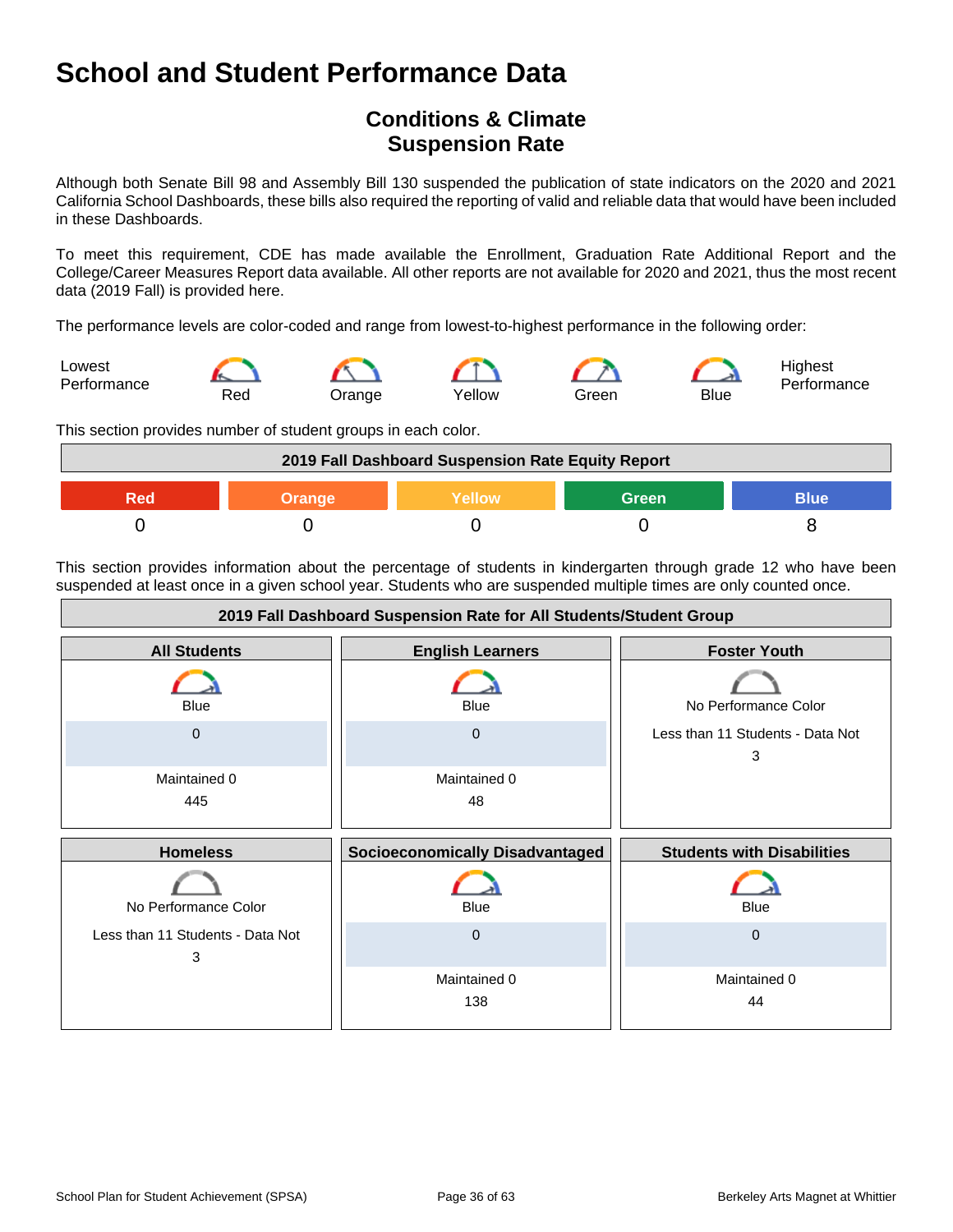# School and Student Performance Data

## Conditions & Climate
## Suspension Rate

Although both Senate Bill 98 and Assembly Bill 130 suspended the publication of state indicators on the 2020 and 2021 California School Dashboards, these bills also required the reporting of valid and reliable data that would have been included in these Dashboards.

To meet this requirement, CDE has made available the Enrollment, Graduation Rate Additional Report and the College/Career Measures Report data available. All other reports are not available for 2020 and 2021, thus the most recent data (2019 Fall) is provided here.

The performance levels are color-coded and range from lowest-to-highest performance in the following order:

Lowest Performance — Red — Orange — Yellow — Green — Blue — Highest Performance

This section provides number of student groups in each color.

| 2019 Fall Dashboard Suspension Rate Equity Report | | | | |
|---|---|---|---|---|
| Red | Orange | Yellow | Green | Blue |
| 0 | 0 | 0 | 0 | 8 |

This section provides information about the percentage of students in kindergarten through grade 12 who have been suspended at least once in a given school year. Students who are suspended multiple times are only counted once.

| 2019 Fall Dashboard Suspension Rate for All Students/Student Group | | |
|---|---|---|
| **All Students** | **English Learners** | **Foster Youth** |
| Blue<br>0<br>Maintained 0<br>445 | Blue<br>0<br>Maintained 0<br>48 | No Performance Color<br>Less than 11 Students - Data Not<br>3 |
| **Homeless** | **Socioeconomically Disadvantaged** | **Students with Disabilities** |
| No Performance Color<br>Less than 11 Students - Data Not<br>3 | Blue<br>0<br>Maintained 0<br>138 | Blue<br>0<br>Maintained 0<br>44 |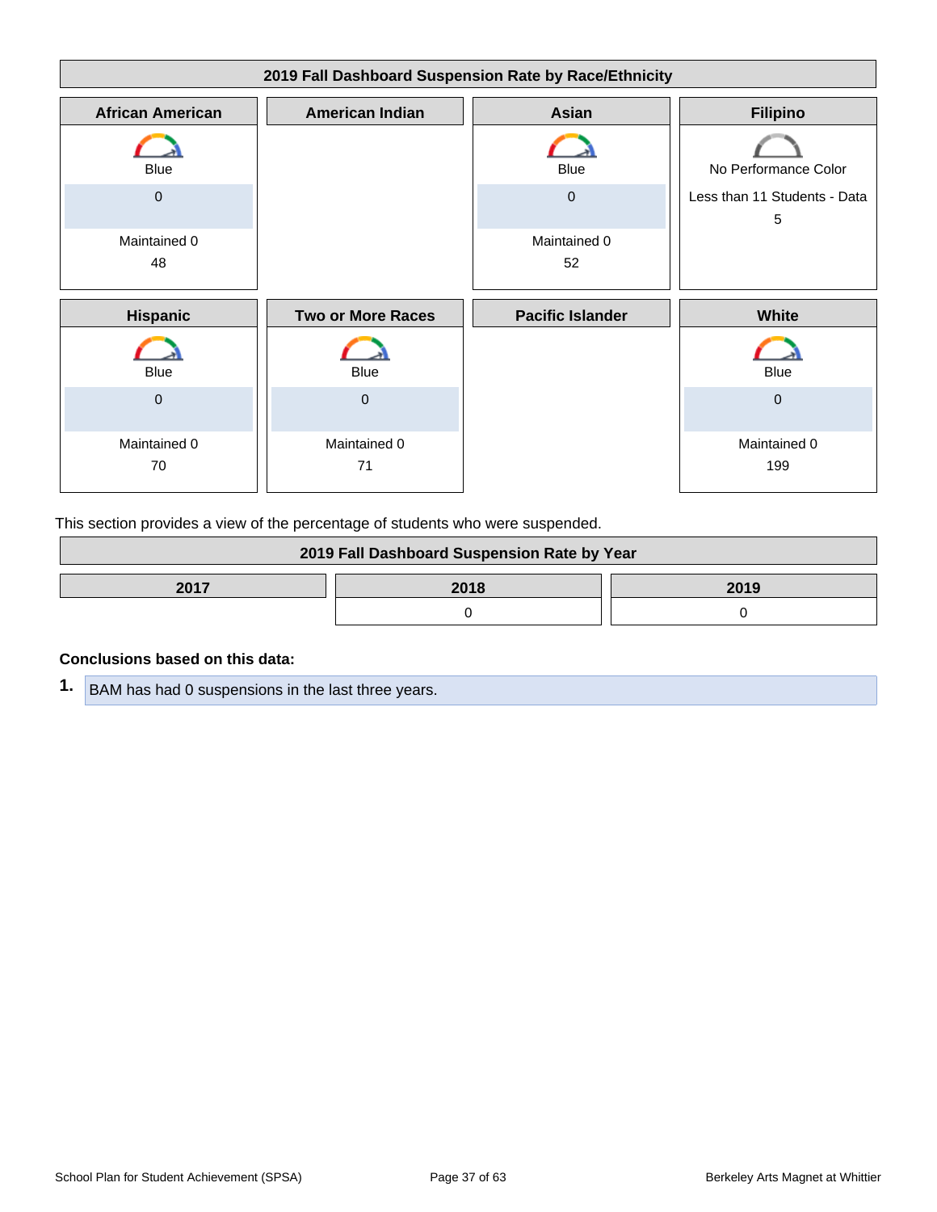| 2019 Fall Dashboard Suspension Rate by Race/Ethnicity | | | |
|---|---|---|---|
| **African American** | **American Indian** | **Asian** | **Filipino** |
| Blue<br>0<br>Maintained 0<br>48 | | Blue<br>0<br>Maintained 0<br>52 | No Performance Color<br>Less than 11 Students - Data<br>5 |
| **Hispanic** | **Two or More Races** | **Pacific Islander** | **White** |
| Blue<br>0<br>Maintained 0<br>70 | Blue<br>0<br>Maintained 0<br>71 | | Blue<br>0<br>Maintained 0<br>199 |

This section provides a view of the percentage of students who were suspended.

| 2019 Fall Dashboard Suspension Rate by Year | | |
|---|---|---|
| **2017** | **2018** | **2019** |
| | 0 | 0 |

**Conclusions based on this data:**

1. BAM has had 0 suspensions in the last three years.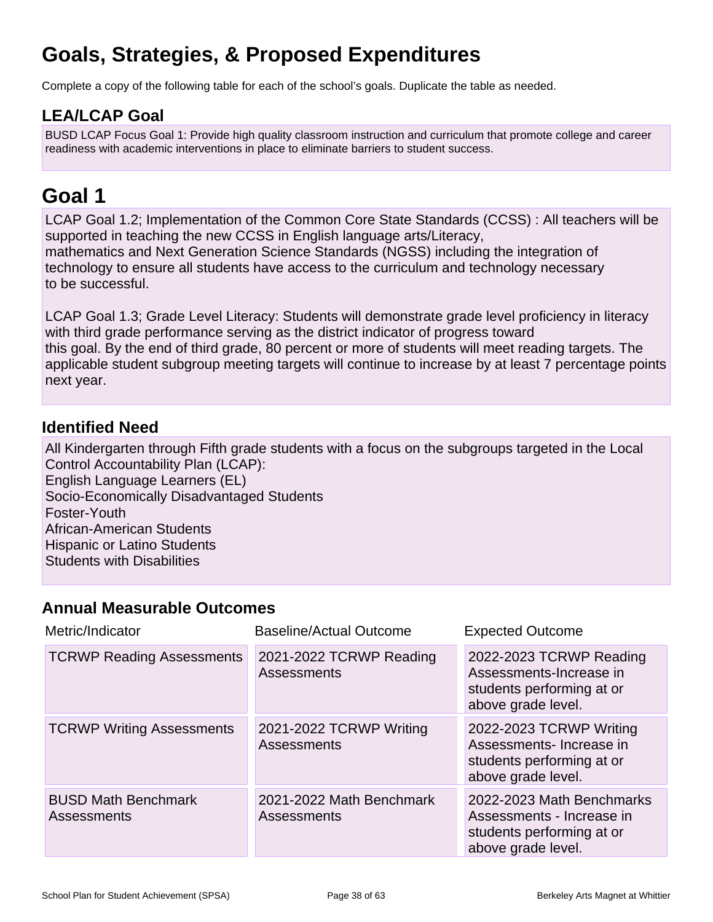# Goals, Strategies, & Proposed Expenditures

Complete a copy of the following table for each of the school's goals. Duplicate the table as needed.

## LEA/LCAP Goal

BUSD LCAP Focus Goal 1: Provide high quality classroom instruction and curriculum that promote college and career readiness with academic interventions in place to eliminate barriers to student success.

# Goal 1

LCAP Goal 1.2; Implementation of the Common Core State Standards (CCSS) : All teachers will be supported in teaching the new CCSS in English language arts/Literacy, mathematics and Next Generation Science Standards (NGSS) including the integration of technology to ensure all students have access to the curriculum and technology necessary to be successful.

LCAP Goal 1.3; Grade Level Literacy: Students will demonstrate grade level proficiency in literacy with third grade performance serving as the district indicator of progress toward this goal. By the end of third grade, 80 percent or more of students will meet reading targets. The applicable student subgroup meeting targets will continue to increase by at least 7 percentage points next year.

## Identified Need

All Kindergarten through Fifth grade students with a focus on the subgroups targeted in the Local Control Accountability Plan (LCAP):
English Language Learners (EL)
Socio-Economically Disadvantaged Students
Foster-Youth
African-American Students
Hispanic or Latino Students
Students with Disabilities

## Annual Measurable Outcomes

| Metric/Indicator | Baseline/Actual Outcome | Expected Outcome |
| --- | --- | --- |
| TCRWP Reading Assessments | 2021-2022 TCRWP Reading Assessments | 2022-2023 TCRWP Reading Assessments-Increase in students performing at or above grade level. |
| TCRWP Writing Assessments | 2021-2022 TCRWP Writing Assessments | 2022-2023 TCRWP Writing Assessments- Increase in students performing at or above grade level. |
| BUSD Math Benchmark Assessments | 2021-2022 Math Benchmark Assessments | 2022-2023 Math Benchmarks Assessments - Increase in students performing at or above grade level. |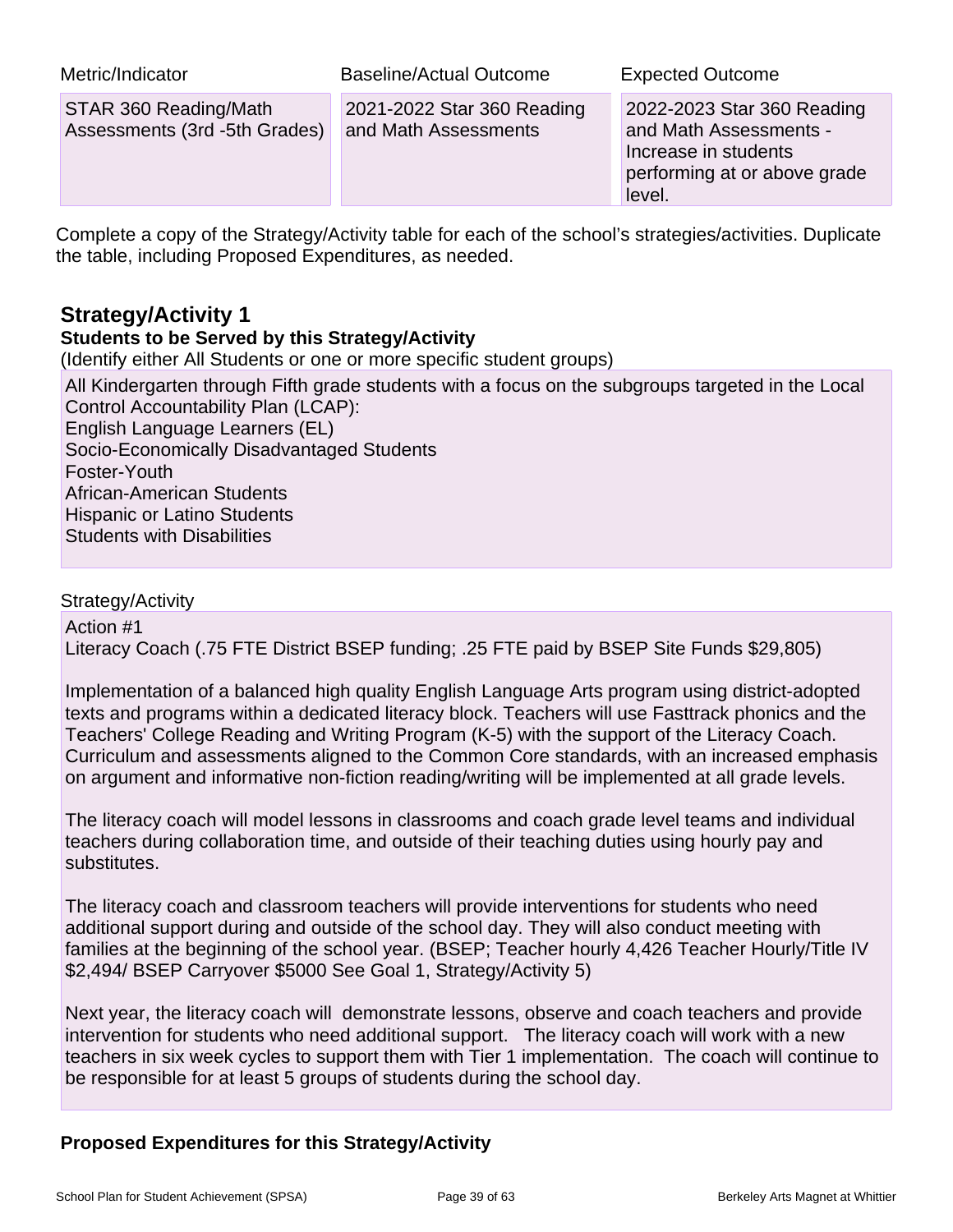| Metric/Indicator | Baseline/Actual Outcome | Expected Outcome |
|---|---|---|
| STAR 360 Reading/Math Assessments (3rd -5th Grades) | 2021-2022 Star 360 Reading and Math Assessments | 2022-2023 Star 360 Reading and Math Assessments - Increase in students performing at or above grade level. |

Complete a copy of the Strategy/Activity table for each of the school's strategies/activities. Duplicate the table, including Proposed Expenditures, as needed.

## Strategy/Activity 1

### Students to be Served by this Strategy/Activity

(Identify either All Students or one or more specific student groups)

All Kindergarten through Fifth grade students with a focus on the subgroups targeted in the Local Control Accountability Plan (LCAP):
English Language Learners (EL)
Socio-Economically Disadvantaged Students
Foster-Youth
African-American Students
Hispanic or Latino Students
Students with Disabilities

Strategy/Activity

Action #1
Literacy Coach (.75 FTE District BSEP funding; .25 FTE paid by BSEP Site Funds $29,805)

Implementation of a balanced high quality English Language Arts program using district-adopted texts and programs within a dedicated literacy block. Teachers will use Fasttrack phonics and the Teachers' College Reading and Writing Program (K-5) with the support of the Literacy Coach. Curriculum and assessments aligned to the Common Core standards, with an increased emphasis on argument and informative non-fiction reading/writing will be implemented at all grade levels.

The literacy coach will model lessons in classrooms and coach grade level teams and individual teachers during collaboration time, and outside of their teaching duties using hourly pay and substitutes.

The literacy coach and classroom teachers will provide interventions for students who need additional support during and outside of the school day. They will also conduct meeting with families at the beginning of the school year. (BSEP; Teacher hourly 4,426 Teacher Hourly/Title IV $2,494/ BSEP Carryover $5000 See Goal 1, Strategy/Activity 5)

Next year, the literacy coach will demonstrate lessons, observe and coach teachers and provide intervention for students who need additional support. The literacy coach will work with a new teachers in six week cycles to support them with Tier 1 implementation. The coach will continue to be responsible for at least 5 groups of students during the school day.

### Proposed Expenditures for this Strategy/Activity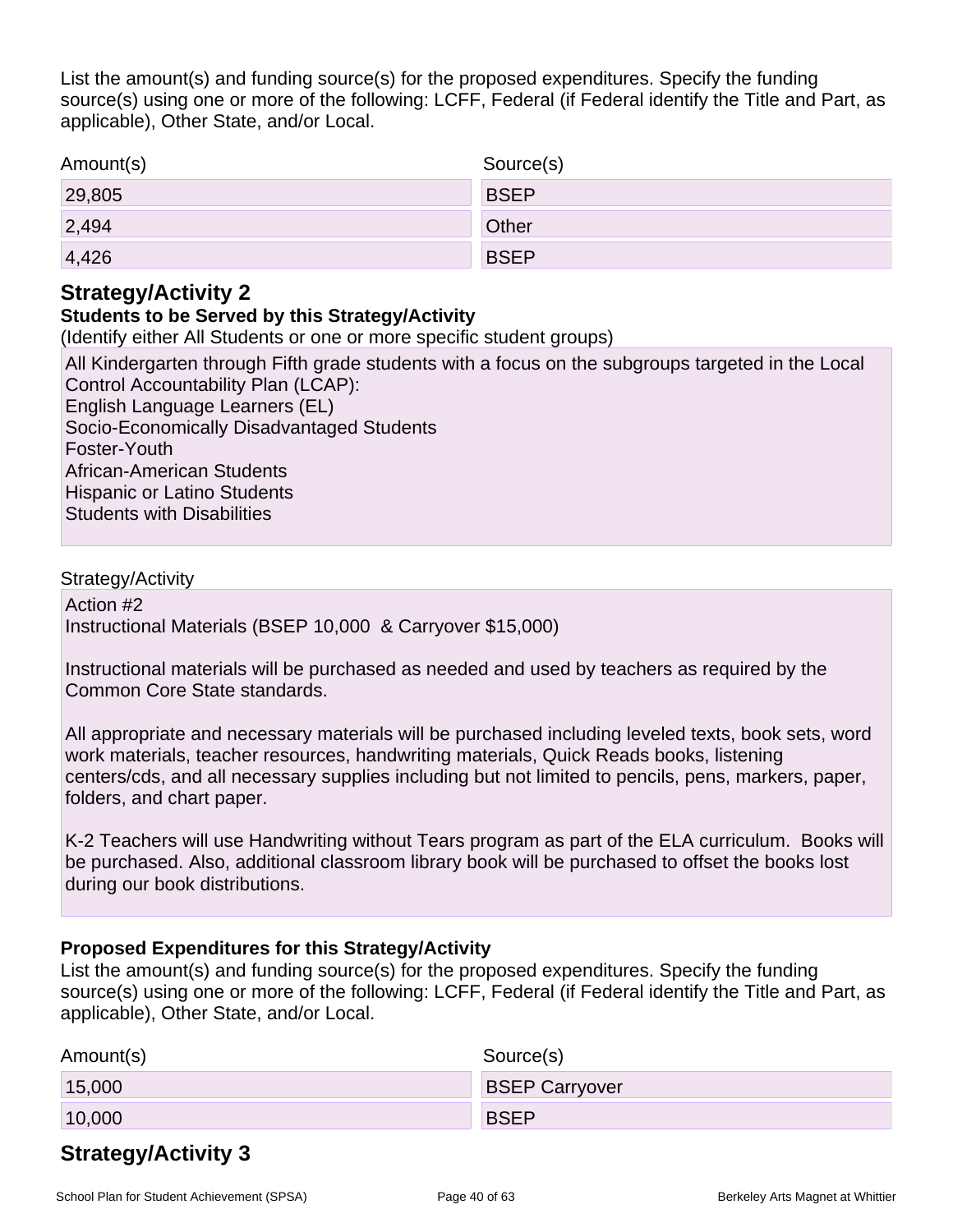List the amount(s) and funding source(s) for the proposed expenditures. Specify the funding source(s) using one or more of the following: LCFF, Federal (if Federal identify the Title and Part, as applicable), Other State, and/or Local.

| Amount(s) | Source(s) |
|---|---|
| 29,805 | BSEP |
| 2,494 | Other |
| 4,426 | BSEP |

## Strategy/Activity 2

### Students to be Served by this Strategy/Activity

(Identify either All Students or one or more specific student groups)

All Kindergarten through Fifth grade students with a focus on the subgroups targeted in the Local Control Accountability Plan (LCAP):
English Language Learners (EL)
Socio-Economically Disadvantaged Students
Foster-Youth
African-American Students
Hispanic or Latino Students
Students with Disabilities

Strategy/Activity

Action #2
Instructional Materials (BSEP 10,000 & Carryover $15,000)

Instructional materials will be purchased as needed and used by teachers as required by the Common Core State standards.

All appropriate and necessary materials will be purchased including leveled texts, book sets, word work materials, teacher resources, handwriting materials, Quick Reads books, listening centers/cds, and all necessary supplies including but not limited to pencils, pens, markers, paper, folders, and chart paper.

K-2 Teachers will use Handwriting without Tears program as part of the ELA curriculum. Books will be purchased. Also, additional classroom library book will be purchased to offset the books lost during our book distributions.

### Proposed Expenditures for this Strategy/Activity

List the amount(s) and funding source(s) for the proposed expenditures. Specify the funding source(s) using one or more of the following: LCFF, Federal (if Federal identify the Title and Part, as applicable), Other State, and/or Local.

| Amount(s) | Source(s) |
|---|---|
| 15,000 | BSEP Carryover |
| 10,000 | BSEP |

## Strategy/Activity 3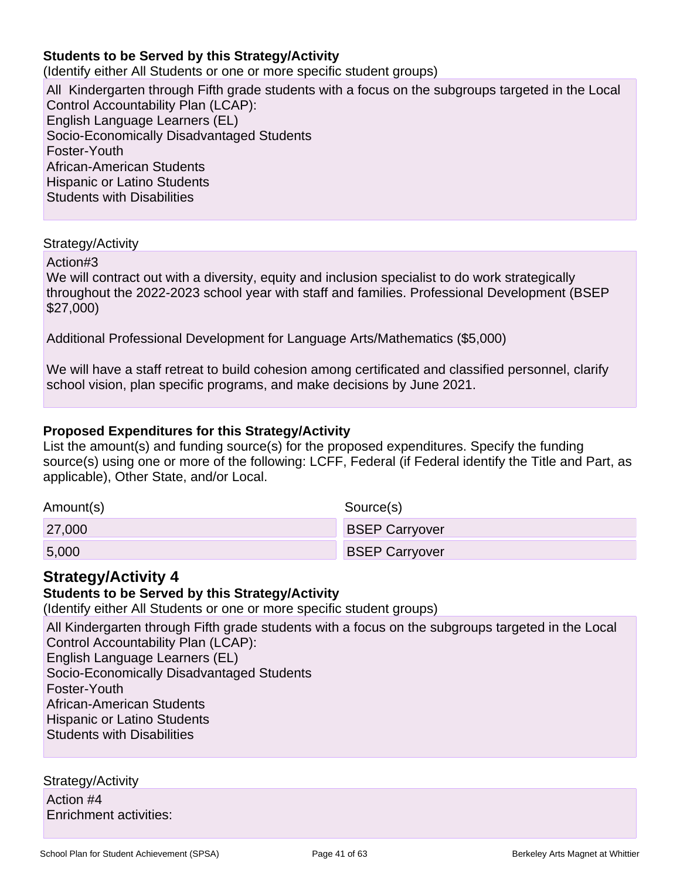**Students to be Served by this Strategy/Activity**

(Identify either All Students or one or more specific student groups)

All Kindergarten through Fifth grade students with a focus on the subgroups targeted in the Local Control Accountability Plan (LCAP):
English Language Learners (EL)
Socio-Economically Disadvantaged Students
Foster-Youth
African-American Students
Hispanic or Latino Students
Students with Disabilities

Strategy/Activity

Action#3
We will contract out with a diversity, equity and inclusion specialist to do work strategically throughout the 2022-2023 school year with staff and families. Professional Development (BSEP $27,000)

Additional Professional Development for Language Arts/Mathematics ($5,000)

We will have a staff retreat to build cohesion among certificated and classified personnel, clarify school vision, plan specific programs, and make decisions by June 2021.

**Proposed Expenditures for this Strategy/Activity**

List the amount(s) and funding source(s) for the proposed expenditures. Specify the funding source(s) using one or more of the following: LCFF, Federal (if Federal identify the Title and Part, as applicable), Other State, and/or Local.

| Amount(s) | Source(s) |
| --- | --- |
| 27,000 | BSEP Carryover |
| 5,000 | BSEP Carryover |

## Strategy/Activity 4

**Students to be Served by this Strategy/Activity**

(Identify either All Students or one or more specific student groups)

All Kindergarten through Fifth grade students with a focus on the subgroups targeted in the Local Control Accountability Plan (LCAP):
English Language Learners (EL)
Socio-Economically Disadvantaged Students
Foster-Youth
African-American Students
Hispanic or Latino Students
Students with Disabilities

Strategy/Activity

Action #4
Enrichment activities: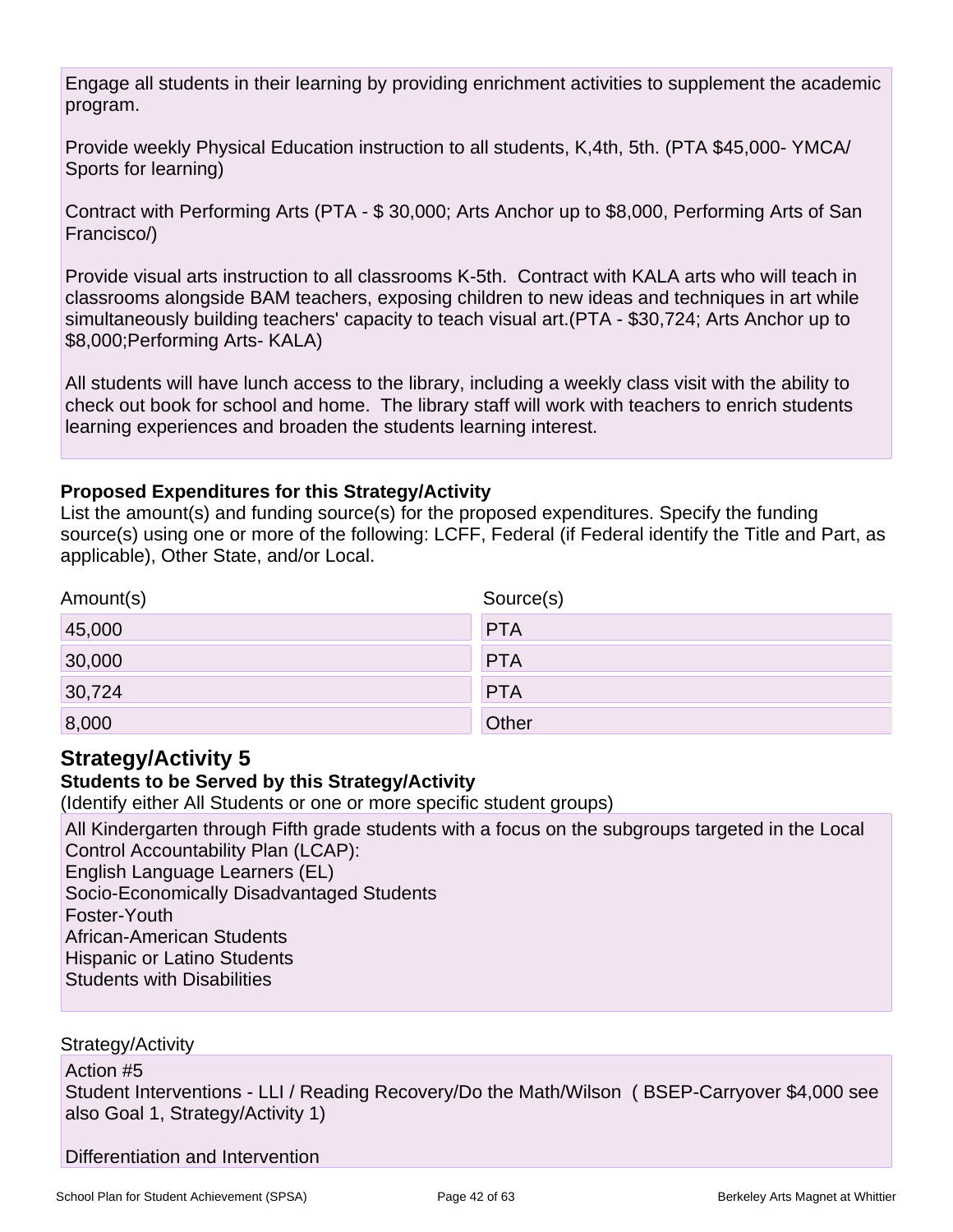Engage all students in their learning by providing enrichment activities to supplement the academic program.

Provide weekly Physical Education instruction to all students, K,4th, 5th. (PTA $45,000- YMCA/ Sports for learning)

Contract with Performing Arts (PTA - $ 30,000; Arts Anchor up to $8,000, Performing Arts of San Francisco/)

Provide visual arts instruction to all classrooms K-5th.  Contract with KALA arts who will teach in classrooms alongside BAM teachers, exposing children to new ideas and techniques in art while simultaneously building teachers' capacity to teach visual art.(PTA - $30,724; Arts Anchor up to $8,000;Performing Arts- KALA)

All students will have lunch access to the library, including a weekly class visit with the ability to check out book for school and home.  The library staff will work with teachers to enrich students learning experiences and broaden the students learning interest.

**Proposed Expenditures for this Strategy/Activity**

List the amount(s) and funding source(s) for the proposed expenditures. Specify the funding source(s) using one or more of the following: LCFF, Federal (if Federal identify the Title and Part, as applicable), Other State, and/or Local.

| Amount(s) | Source(s) |
|---|---|
| 45,000 | PTA |
| 30,000 | PTA |
| 30,724 | PTA |
| 8,000 | Other |

## Strategy/Activity 5

**Students to be Served by this Strategy/Activity**

(Identify either All Students or one or more specific student groups)

All Kindergarten through Fifth grade students with a focus on the subgroups targeted in the Local Control Accountability Plan (LCAP):
English Language Learners (EL)
Socio-Economically Disadvantaged Students
Foster-Youth
African-American Students
Hispanic or Latino Students
Students with Disabilities

Strategy/Activity

Action #5
Student Interventions - LLI / Reading Recovery/Do the Math/Wilson  ( BSEP-Carryover $4,000 see also Goal 1, Strategy/Activity 1)

Differentiation and Intervention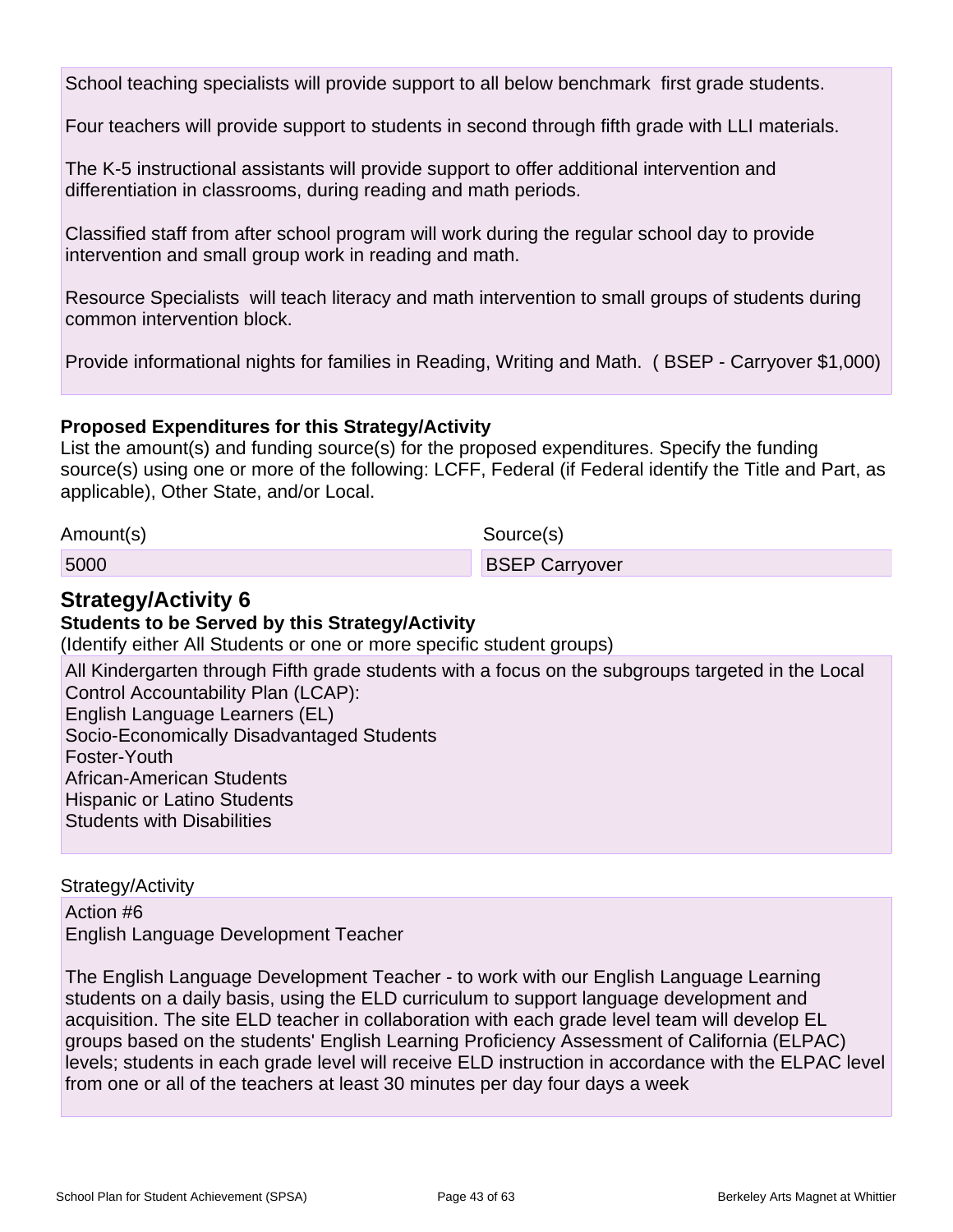School teaching specialists will provide support to all below benchmark first grade students.

Four teachers will provide support to students in second through fifth grade with LLI materials.

The K-5 instructional assistants will provide support to offer additional intervention and differentiation in classrooms, during reading and math periods.

Classified staff from after school program will work during the regular school day to provide intervention and small group work in reading and math.

Resource Specialists will teach literacy and math intervention to small groups of students during common intervention block.

Provide informational nights for families in Reading, Writing and Math. ( BSEP - Carryover $1,000)

**Proposed Expenditures for this Strategy/Activity**

List the amount(s) and funding source(s) for the proposed expenditures. Specify the funding source(s) using one or more of the following: LCFF, Federal (if Federal identify the Title and Part, as applicable), Other State, and/or Local.

| Amount(s) | Source(s) |
| --- | --- |
| 5000 | BSEP Carryover |

## Strategy/Activity 6

**Students to be Served by this Strategy/Activity**

(Identify either All Students or one or more specific student groups)

All Kindergarten through Fifth grade students with a focus on the subgroups targeted in the Local Control Accountability Plan (LCAP):
English Language Learners (EL)
Socio-Economically Disadvantaged Students
Foster-Youth
African-American Students
Hispanic or Latino Students
Students with Disabilities

Strategy/Activity

Action #6
English Language Development Teacher

The English Language Development Teacher - to work with our English Language Learning students on a daily basis, using the ELD curriculum to support language development and acquisition. The site ELD teacher in collaboration with each grade level team will develop EL groups based on the students' English Learning Proficiency Assessment of California (ELPAC) levels; students in each grade level will receive ELD instruction in accordance with the ELPAC level from one or all of the teachers at least 30 minutes per day four days a week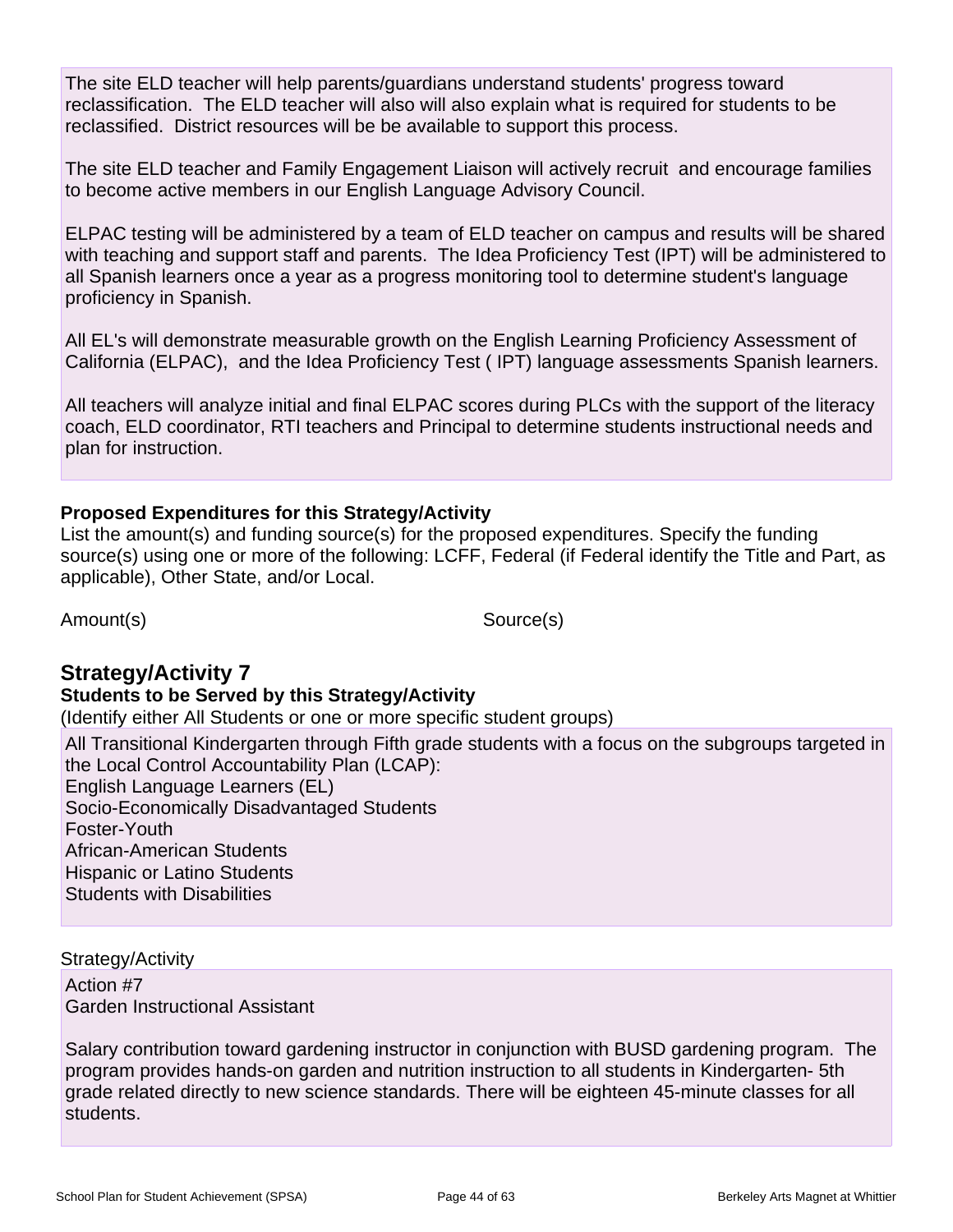The site ELD teacher will help parents/guardians understand students' progress toward reclassification. The ELD teacher will also will also explain what is required for students to be reclassified. District resources will be be available to support this process.

The site ELD teacher and Family Engagement Liaison will actively recruit and encourage families to become active members in our English Language Advisory Council.

ELPAC testing will be administered by a team of ELD teacher on campus and results will be shared with teaching and support staff and parents. The Idea Proficiency Test (IPT) will be administered to all Spanish learners once a year as a progress monitoring tool to determine student's language proficiency in Spanish.

All EL's will demonstrate measurable growth on the English Learning Proficiency Assessment of California (ELPAC), and the Idea Proficiency Test ( IPT) language assessments Spanish learners.

All teachers will analyze initial and final ELPAC scores during PLCs with the support of the literacy coach, ELD coordinator, RTI teachers and Principal to determine students instructional needs and plan for instruction.

**Proposed Expenditures for this Strategy/Activity**

List the amount(s) and funding source(s) for the proposed expenditures. Specify the funding source(s) using one or more of the following: LCFF, Federal (if Federal identify the Title and Part, as applicable), Other State, and/or Local.

| Amount(s) | Source(s) |
|---|---|

## Strategy/Activity 7

**Students to be Served by this Strategy/Activity**

(Identify either All Students or one or more specific student groups)

All Transitional Kindergarten through Fifth grade students with a focus on the subgroups targeted in the Local Control Accountability Plan (LCAP):
English Language Learners (EL)
Socio-Economically Disadvantaged Students
Foster-Youth
African-American Students
Hispanic or Latino Students
Students with Disabilities

Strategy/Activity

Action #7
Garden Instructional Assistant

Salary contribution toward gardening instructor in conjunction with BUSD gardening program. The program provides hands-on garden and nutrition instruction to all students in Kindergarten- 5th grade related directly to new science standards. There will be eighteen 45-minute classes for all students.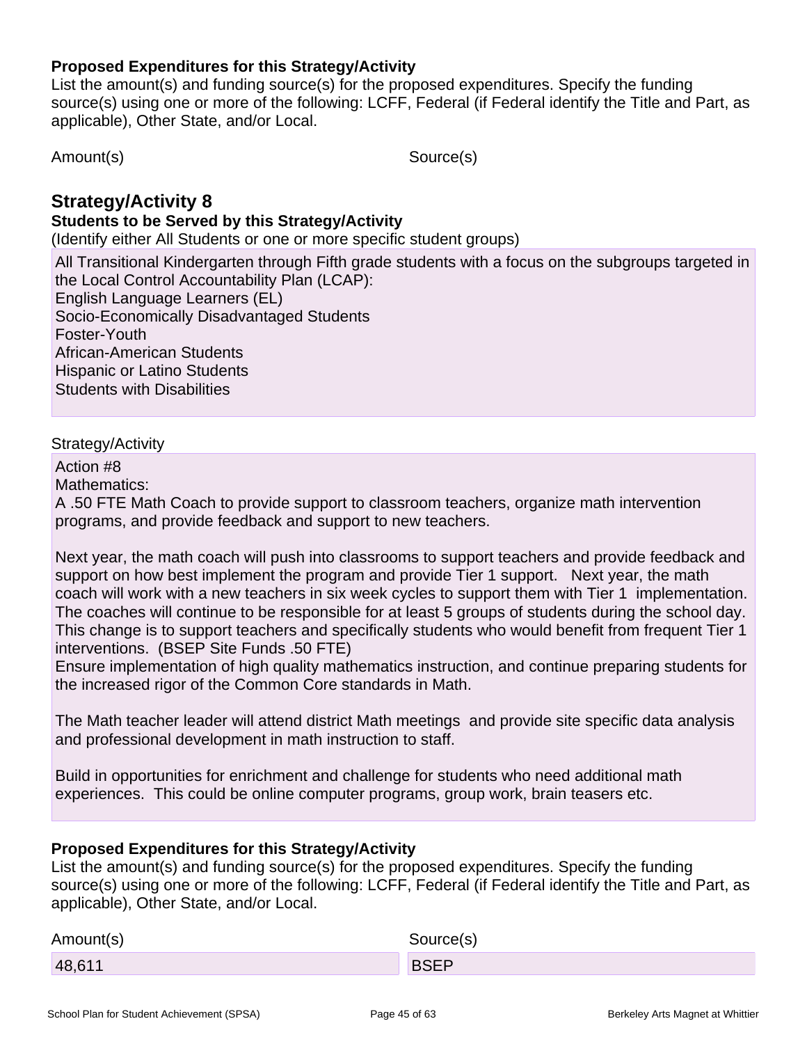**Proposed Expenditures for this Strategy/Activity**

List the amount(s) and funding source(s) for the proposed expenditures. Specify the funding source(s) using one or more of the following: LCFF, Federal (if Federal identify the Title and Part, as applicable), Other State, and/or Local.

| Amount(s) | Source(s) |
| --- | --- |

## Strategy/Activity 8

**Students to be Served by this Strategy/Activity**

(Identify either All Students or one or more specific student groups)

All Transitional Kindergarten through Fifth grade students with a focus on the subgroups targeted in the Local Control Accountability Plan (LCAP):
English Language Learners (EL)
Socio-Economically Disadvantaged Students
Foster-Youth
African-American Students
Hispanic or Latino Students
Students with Disabilities

Strategy/Activity

Action #8
Mathematics:
A .50 FTE Math Coach to provide support to classroom teachers, organize math intervention programs, and provide feedback and support to new teachers.

Next year, the math coach will push into classrooms to support teachers and provide feedback and support on how best implement the program and provide Tier 1 support. Next year, the math coach will work with a new teachers in six week cycles to support them with Tier 1 implementation. The coaches will continue to be responsible for at least 5 groups of students during the school day. This change is to support teachers and specifically students who would benefit from frequent Tier 1 interventions. (BSEP Site Funds .50 FTE)
Ensure implementation of high quality mathematics instruction, and continue preparing students for the increased rigor of the Common Core standards in Math.

The Math teacher leader will attend district Math meetings and provide site specific data analysis and professional development in math instruction to staff.

Build in opportunities for enrichment and challenge for students who need additional math experiences. This could be online computer programs, group work, brain teasers etc.

**Proposed Expenditures for this Strategy/Activity**

List the amount(s) and funding source(s) for the proposed expenditures. Specify the funding source(s) using one or more of the following: LCFF, Federal (if Federal identify the Title and Part, as applicable), Other State, and/or Local.

| Amount(s) | Source(s) |
| --- | --- |
| 48,611 | BSEP |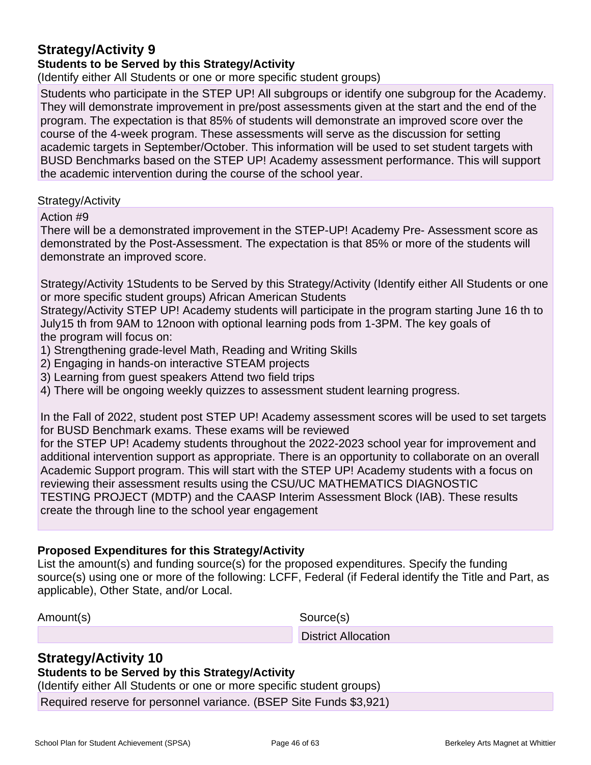## Strategy/Activity 9

### Students to be Served by this Strategy/Activity

(Identify either All Students or one or more specific student groups)

Students who participate in the STEP UP! All subgroups or identify one subgroup for the Academy. They will demonstrate improvement in pre/post assessments given at the start and the end of the program. The expectation is that 85% of students will demonstrate an improved score over the course of the 4-week program. These assessments will serve as the discussion for setting academic targets in September/October. This information will be used to set student targets with BUSD Benchmarks based on the STEP UP! Academy assessment performance. This will support the academic intervention during the course of the school year.

Strategy/Activity

Action #9
There will be a demonstrated improvement in the STEP-UP! Academy Pre- Assessment score as demonstrated by the Post-Assessment. The expectation is that 85% or more of the students will demonstrate an improved score.

Strategy/Activity 1Students to be Served by this Strategy/Activity (Identify either All Students or one or more specific student groups) African American Students
Strategy/Activity STEP UP! Academy students will participate in the program starting June 16 th to July15 th from 9AM to 12noon with optional learning pods from 1-3PM. The key goals of the program will focus on:
1) Strengthening grade-level Math, Reading and Writing Skills
2) Engaging in hands-on interactive STEAM projects
3) Learning from guest speakers Attend two field trips
4) There will be ongoing weekly quizzes to assessment student learning progress.

In the Fall of 2022, student post STEP UP! Academy assessment scores will be used to set targets for BUSD Benchmark exams. These exams will be reviewed
for the STEP UP! Academy students throughout the 2022-2023 school year for improvement and additional intervention support as appropriate. There is an opportunity to collaborate on an overall Academic Support program. This will start with the STEP UP! Academy students with a focus on reviewing their assessment results using the CSU/UC MATHEMATICS DIAGNOSTIC TESTING PROJECT (MDTP) and the CAASP Interim Assessment Block (IAB). These results create the through line to the school year engagement

### Proposed Expenditures for this Strategy/Activity

List the amount(s) and funding source(s) for the proposed expenditures. Specify the funding source(s) using one or more of the following: LCFF, Federal (if Federal identify the Title and Part, as applicable), Other State, and/or Local.

| Amount(s) | Source(s) |
|---|---|
| | District Allocation |

## Strategy/Activity 10

### Students to be Served by this Strategy/Activity

(Identify either All Students or one or more specific student groups)

Required reserve for personnel variance. (BSEP Site Funds $3,921)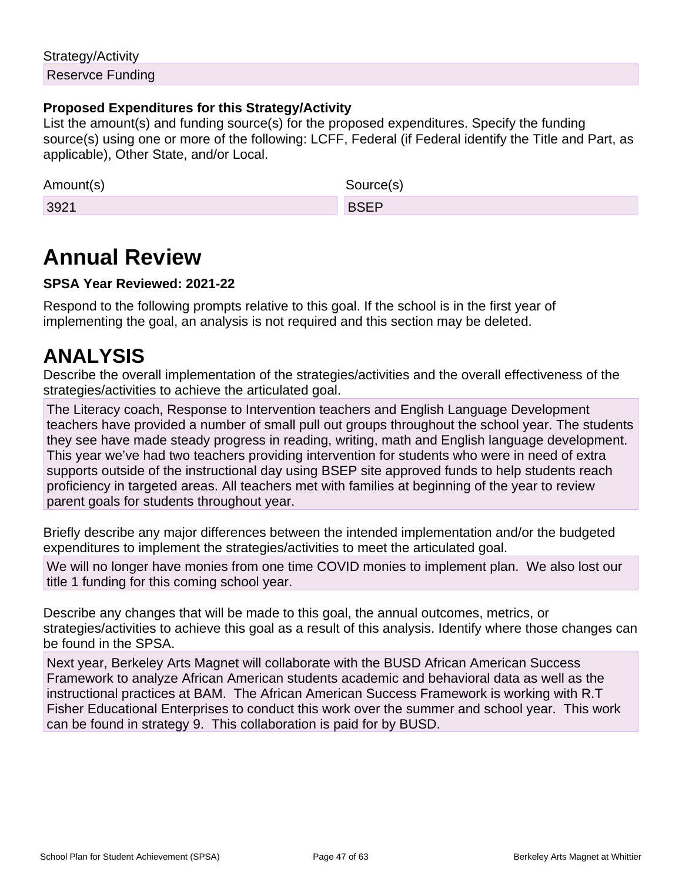Strategy/Activity

Reservce Funding

**Proposed Expenditures for this Strategy/Activity**

List the amount(s) and funding source(s) for the proposed expenditures. Specify the funding source(s) using one or more of the following: LCFF, Federal (if Federal identify the Title and Part, as applicable), Other State, and/or Local.

| Amount(s) | Source(s) |
| --- | --- |
| 3921 | BSEP |

# Annual Review

**SPSA Year Reviewed: 2021-22**

Respond to the following prompts relative to this goal. If the school is in the first year of implementing the goal, an analysis is not required and this section may be deleted.

# ANALYSIS

Describe the overall implementation of the strategies/activities and the overall effectiveness of the strategies/activities to achieve the articulated goal.

The Literacy coach, Response to Intervention teachers and English Language Development teachers have provided a number of small pull out groups throughout the school year. The students they see have made steady progress in reading, writing, math and English language development. This year we've had two teachers providing intervention for students who were in need of extra supports outside of the instructional day using BSEP site approved funds to help students reach proficiency in targeted areas. All teachers met with families at beginning of the year to review parent goals for students throughout year.

Briefly describe any major differences between the intended implementation and/or the budgeted expenditures to implement the strategies/activities to meet the articulated goal.

We will no longer have monies from one time COVID monies to implement plan. We also lost our title 1 funding for this coming school year.

Describe any changes that will be made to this goal, the annual outcomes, metrics, or strategies/activities to achieve this goal as a result of this analysis. Identify where those changes can be found in the SPSA.

Next year, Berkeley Arts Magnet will collaborate with the BUSD African American Success Framework to analyze African American students academic and behavioral data as well as the instructional practices at BAM. The African American Success Framework is working with R.T Fisher Educational Enterprises to conduct this work over the summer and school year. This work can be found in strategy 9. This collaboration is paid for by BUSD.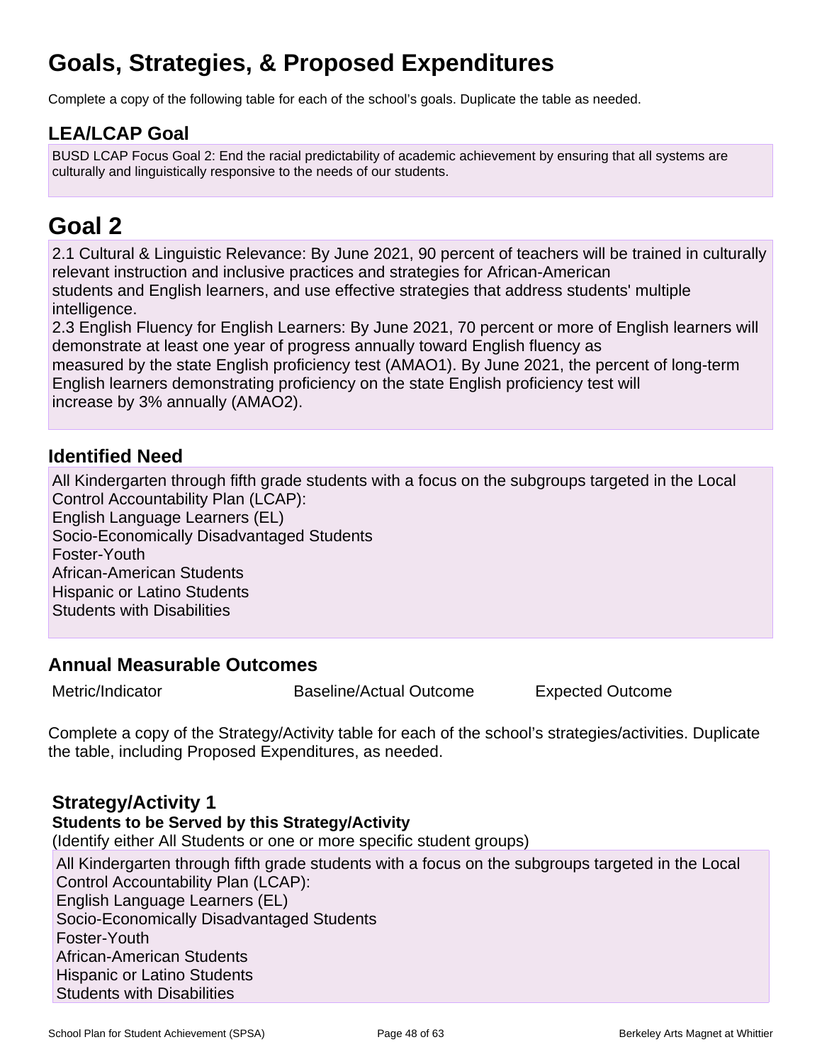# Goals, Strategies, & Proposed Expenditures

Complete a copy of the following table for each of the school's goals. Duplicate the table as needed.

## LEA/LCAP Goal

BUSD LCAP Focus Goal 2: End the racial predictability of academic achievement by ensuring that all systems are culturally and linguistically responsive to the needs of our students.

# Goal 2

2.1 Cultural & Linguistic Relevance: By June 2021, 90 percent of teachers will be trained in culturally relevant instruction and inclusive practices and strategies for African-American students and English learners, and use effective strategies that address students' multiple intelligence.
2.3 English Fluency for English Learners: By June 2021, 70 percent or more of English learners will demonstrate at least one year of progress annually toward English fluency as measured by the state English proficiency test (AMAO1). By June 2021, the percent of long-term English learners demonstrating proficiency on the state English proficiency test will increase by 3% annually (AMAO2).

## Identified Need

All Kindergarten through fifth grade students with a focus on the subgroups targeted in the Local Control Accountability Plan (LCAP):
English Language Learners (EL)
Socio-Economically Disadvantaged Students
Foster-Youth
African-American Students
Hispanic or Latino Students
Students with Disabilities

## Annual Measurable Outcomes

| Metric/Indicator | Baseline/Actual Outcome | Expected Outcome |
|---|---|---|

Complete a copy of the Strategy/Activity table for each of the school's strategies/activities. Duplicate the table, including Proposed Expenditures, as needed.

### Strategy/Activity 1

**Students to be Served by this Strategy/Activity**

(Identify either All Students or one or more specific student groups)

All Kindergarten through fifth grade students with a focus on the subgroups targeted in the Local Control Accountability Plan (LCAP):
English Language Learners (EL)
Socio-Economically Disadvantaged Students
Foster-Youth
African-American Students
Hispanic or Latino Students
Students with Disabilities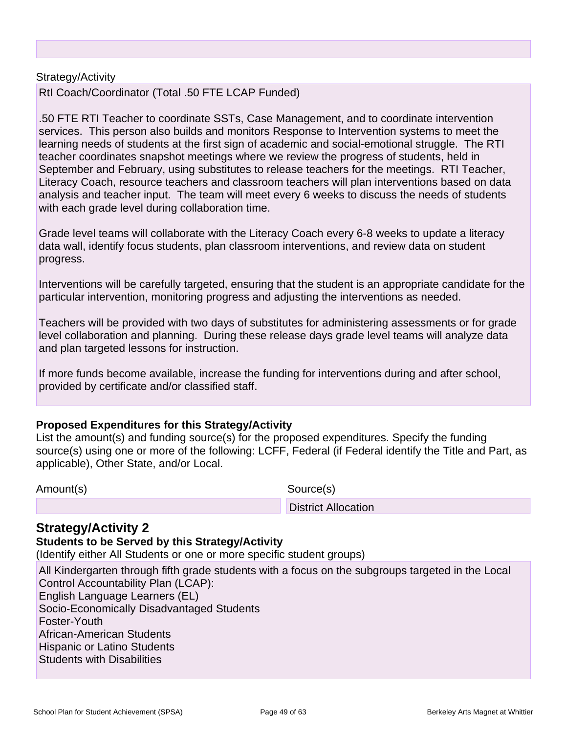Strategy/Activity

RtI Coach/Coordinator (Total .50 FTE LCAP Funded)

.50 FTE RTI Teacher to coordinate SSTs, Case Management, and to coordinate intervention services. This person also builds and monitors Response to Intervention systems to meet the learning needs of students at the first sign of academic and social-emotional struggle. The RTI teacher coordinates snapshot meetings where we review the progress of students, held in September and February, using substitutes to release teachers for the meetings. RTI Teacher, Literacy Coach, resource teachers and classroom teachers will plan interventions based on data analysis and teacher input. The team will meet every 6 weeks to discuss the needs of students with each grade level during collaboration time.

Grade level teams will collaborate with the Literacy Coach every 6-8 weeks to update a literacy data wall, identify focus students, plan classroom interventions, and review data on student progress.

Interventions will be carefully targeted, ensuring that the student is an appropriate candidate for the particular intervention, monitoring progress and adjusting the interventions as needed.

Teachers will be provided with two days of substitutes for administering assessments or for grade level collaboration and planning. During these release days grade level teams will analyze data and plan targeted lessons for instruction.

If more funds become available, increase the funding for interventions during and after school, provided by certificate and/or classified staff.

**Proposed Expenditures for this Strategy/Activity**

List the amount(s) and funding source(s) for the proposed expenditures. Specify the funding source(s) using one or more of the following: LCFF, Federal (if Federal identify the Title and Part, as applicable), Other State, and/or Local.

| Amount(s) | Source(s) |
|---|---|
| | District Allocation |

## Strategy/Activity 2

**Students to be Served by this Strategy/Activity**

(Identify either All Students or one or more specific student groups)

All Kindergarten through fifth grade students with a focus on the subgroups targeted in the Local Control Accountability Plan (LCAP):
English Language Learners (EL)
Socio-Economically Disadvantaged Students
Foster-Youth
African-American Students
Hispanic or Latino Students
Students with Disabilities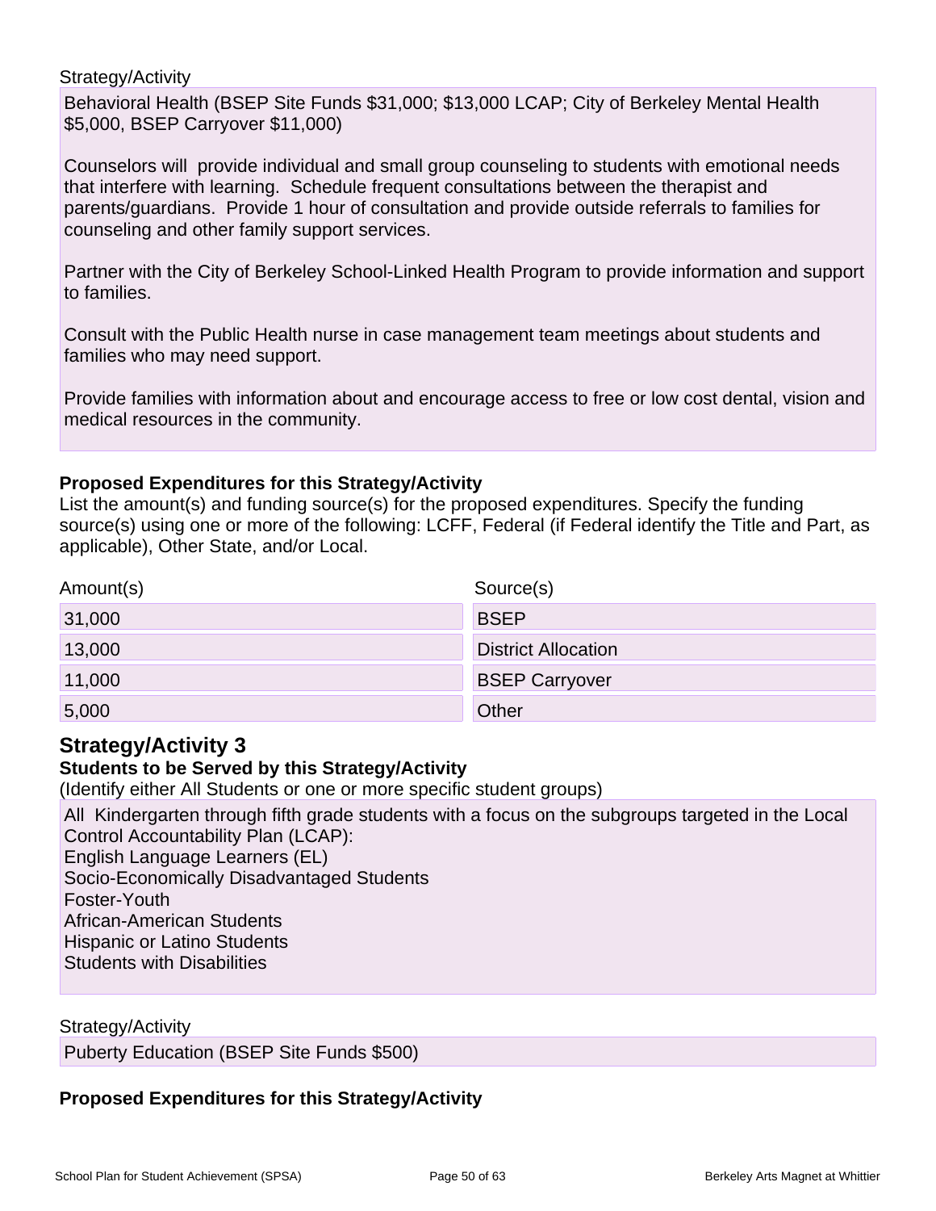Strategy/Activity

Behavioral Health (BSEP Site Funds $31,000; $13,000 LCAP; City of Berkeley Mental Health $5,000, BSEP Carryover $11,000)

Counselors will provide individual and small group counseling to students with emotional needs that interfere with learning. Schedule frequent consultations between the therapist and parents/guardians. Provide 1 hour of consultation and provide outside referrals to families for counseling and other family support services.

Partner with the City of Berkeley School-Linked Health Program to provide information and support to families.

Consult with the Public Health nurse in case management team meetings about students and families who may need support.

Provide families with information about and encourage access to free or low cost dental, vision and medical resources in the community.

**Proposed Expenditures for this Strategy/Activity**

List the amount(s) and funding source(s) for the proposed expenditures. Specify the funding source(s) using one or more of the following: LCFF, Federal (if Federal identify the Title and Part, as applicable), Other State, and/or Local.

| Amount(s) | Source(s) |
|---|---|
| 31,000 | BSEP |
| 13,000 | District Allocation |
| 11,000 | BSEP Carryover |
| 5,000 | Other |

## Strategy/Activity 3

**Students to be Served by this Strategy/Activity**

(Identify either All Students or one or more specific student groups)

All Kindergarten through fifth grade students with a focus on the subgroups targeted in the Local Control Accountability Plan (LCAP):
English Language Learners (EL)
Socio-Economically Disadvantaged Students
Foster-Youth
African-American Students
Hispanic or Latino Students
Students with Disabilities

Strategy/Activity

Puberty Education (BSEP Site Funds $500)

**Proposed Expenditures for this Strategy/Activity**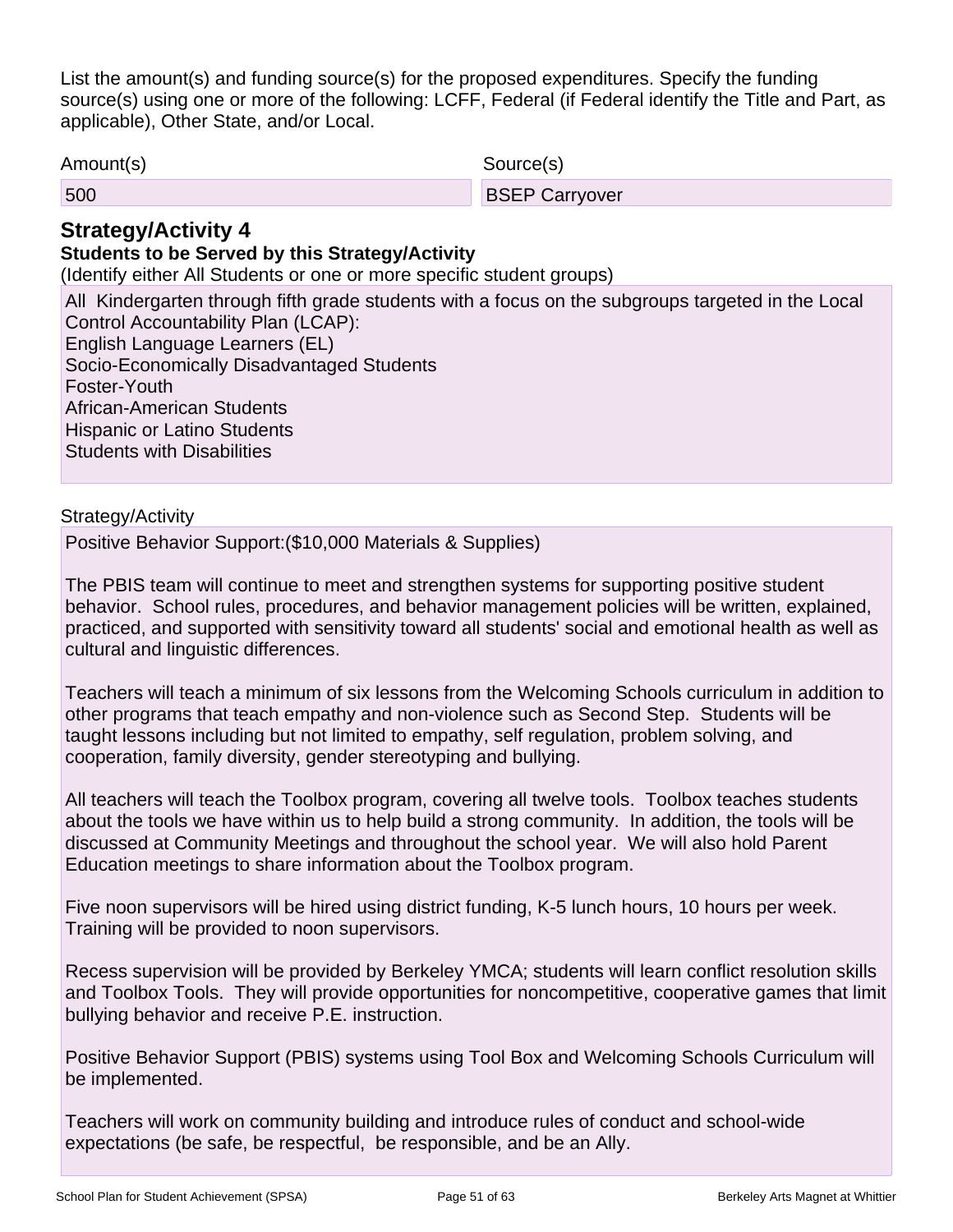List the amount(s) and funding source(s) for the proposed expenditures. Specify the funding source(s) using one or more of the following: LCFF, Federal (if Federal identify the Title and Part, as applicable), Other State, and/or Local.

| Amount(s) | Source(s) |
|---|---|
| 500 | BSEP Carryover |

## Strategy/Activity 4

**Students to be Served by this Strategy/Activity**

(Identify either All Students or one or more specific student groups)

All Kindergarten through fifth grade students with a focus on the subgroups targeted in the Local Control Accountability Plan (LCAP):
English Language Learners (EL)
Socio-Economically Disadvantaged Students
Foster-Youth
African-American Students
Hispanic or Latino Students
Students with Disabilities

Strategy/Activity

Positive Behavior Support:($10,000 Materials & Supplies)

The PBIS team will continue to meet and strengthen systems for supporting positive student behavior. School rules, procedures, and behavior management policies will be written, explained, practiced, and supported with sensitivity toward all students' social and emotional health as well as cultural and linguistic differences.

Teachers will teach a minimum of six lessons from the Welcoming Schools curriculum in addition to other programs that teach empathy and non-violence such as Second Step. Students will be taught lessons including but not limited to empathy, self regulation, problem solving, and cooperation, family diversity, gender stereotyping and bullying.

All teachers will teach the Toolbox program, covering all twelve tools. Toolbox teaches students about the tools we have within us to help build a strong community. In addition, the tools will be discussed at Community Meetings and throughout the school year. We will also hold Parent Education meetings to share information about the Toolbox program.

Five noon supervisors will be hired using district funding, K-5 lunch hours, 10 hours per week. Training will be provided to noon supervisors.

Recess supervision will be provided by Berkeley YMCA; students will learn conflict resolution skills and Toolbox Tools. They will provide opportunities for noncompetitive, cooperative games that limit bullying behavior and receive P.E. instruction.

Positive Behavior Support (PBIS) systems using Tool Box and Welcoming Schools Curriculum will be implemented.

Teachers will work on community building and introduce rules of conduct and school-wide expectations (be safe, be respectful, be responsible, and be an Ally.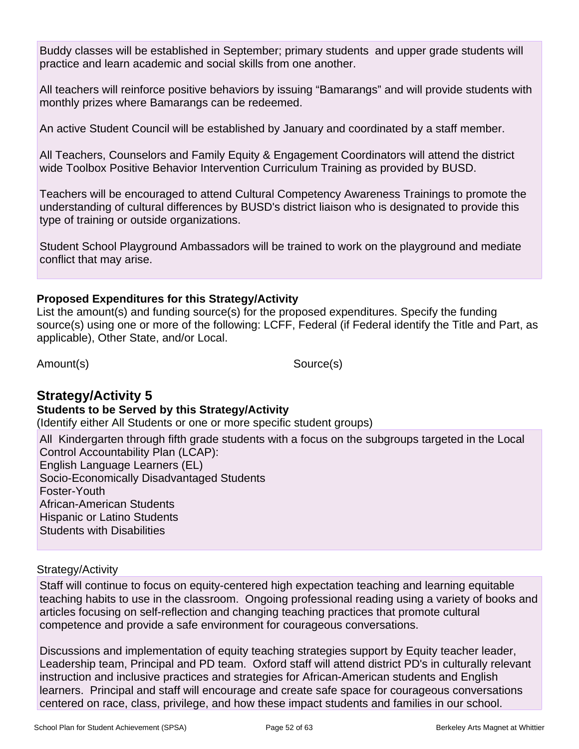Buddy classes will be established in September; primary students and upper grade students will practice and learn academic and social skills from one another.

All teachers will reinforce positive behaviors by issuing “Bamarangs” and will provide students with monthly prizes where Bamarangs can be redeemed.

An active Student Council will be established by January and coordinated by a staff member.

All Teachers, Counselors and Family Equity & Engagement Coordinators will attend the district wide Toolbox Positive Behavior Intervention Curriculum Training as provided by BUSD.

Teachers will be encouraged to attend Cultural Competency Awareness Trainings to promote the understanding of cultural differences by BUSD's district liaison who is designated to provide this type of training or outside organizations.

Student School Playground Ambassadors will be trained to work on the playground and mediate conflict that may arise.

**Proposed Expenditures for this Strategy/Activity**

List the amount(s) and funding source(s) for the proposed expenditures. Specify the funding source(s) using one or more of the following: LCFF, Federal (if Federal identify the Title and Part, as applicable), Other State, and/or Local.

| Amount(s) | Source(s) |
|---|---|

## Strategy/Activity 5

**Students to be Served by this Strategy/Activity**

(Identify either All Students or one or more specific student groups)

All Kindergarten through fifth grade students with a focus on the subgroups targeted in the Local Control Accountability Plan (LCAP):
English Language Learners (EL)
Socio-Economically Disadvantaged Students
Foster-Youth
African-American Students
Hispanic or Latino Students
Students with Disabilities

Strategy/Activity

Staff will continue to focus on equity-centered high expectation teaching and learning equitable teaching habits to use in the classroom. Ongoing professional reading using a variety of books and articles focusing on self-reflection and changing teaching practices that promote cultural competence and provide a safe environment for courageous conversations.

Discussions and implementation of equity teaching strategies support by Equity teacher leader, Leadership team, Principal and PD team. Oxford staff will attend district PD's in culturally relevant instruction and inclusive practices and strategies for African-American students and English learners. Principal and staff will encourage and create safe space for courageous conversations centered on race, class, privilege, and how these impact students and families in our school.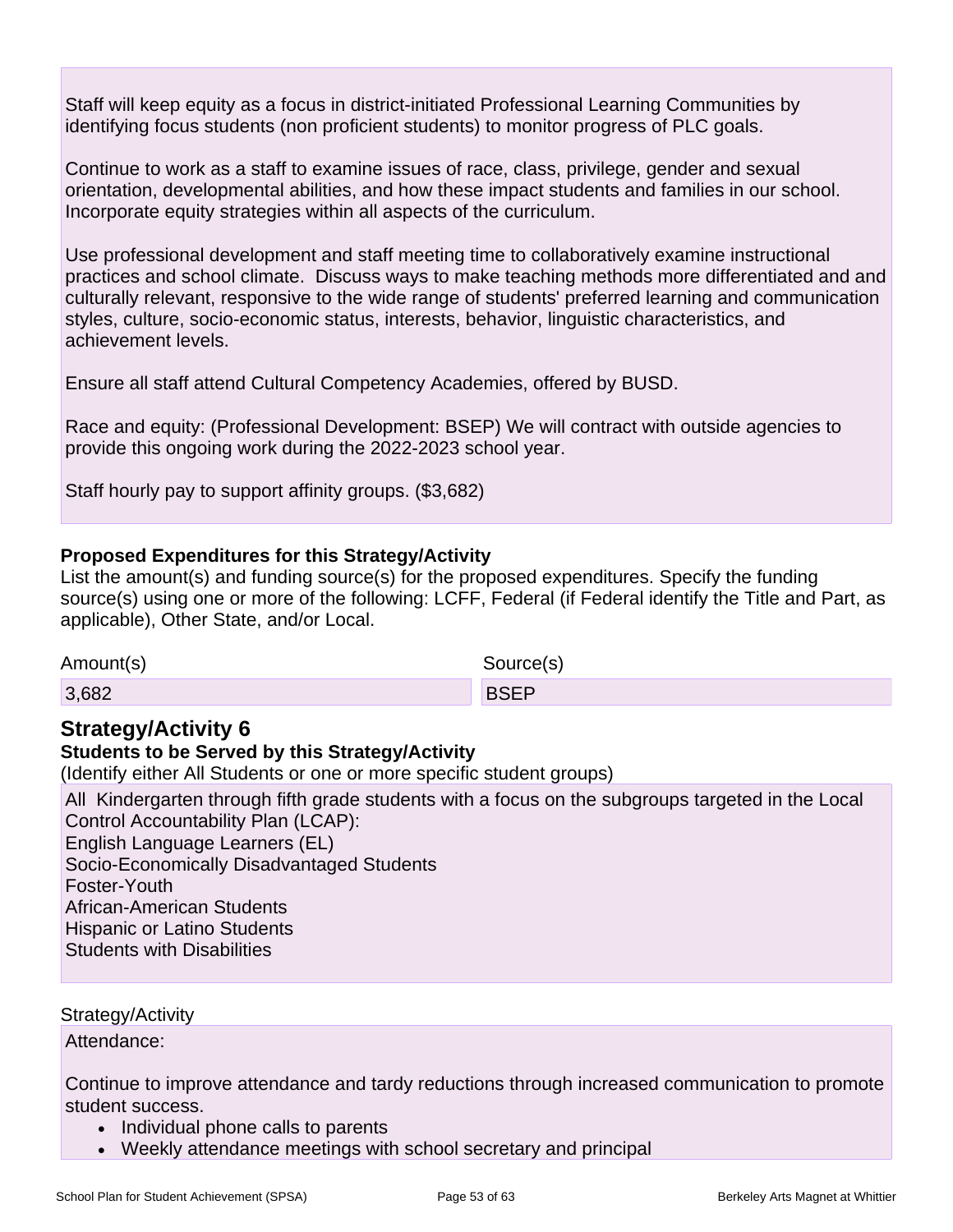Staff will keep equity as a focus in district-initiated Professional Learning Communities by identifying focus students (non proficient students) to monitor progress of PLC goals.

Continue to work as a staff to examine issues of race, class, privilege, gender and sexual orientation, developmental abilities, and how these impact students and families in our school. Incorporate equity strategies within all aspects of the curriculum.

Use professional development and staff meeting time to collaboratively examine instructional practices and school climate. Discuss ways to make teaching methods more differentiated and and culturally relevant, responsive to the wide range of students' preferred learning and communication styles, culture, socio-economic status, interests, behavior, linguistic characteristics, and achievement levels.

Ensure all staff attend Cultural Competency Academies, offered by BUSD.

Race and equity: (Professional Development: BSEP) We will contract with outside agencies to provide this ongoing work during the 2022-2023 school year.

Staff hourly pay to support affinity groups. ($3,682)

**Proposed Expenditures for this Strategy/Activity**

List the amount(s) and funding source(s) for the proposed expenditures. Specify the funding source(s) using one or more of the following: LCFF, Federal (if Federal identify the Title and Part, as applicable), Other State, and/or Local.

| Amount(s) | Source(s) |
|---|---|
| 3,682 | BSEP |

## Strategy/Activity 6

**Students to be Served by this Strategy/Activity**

(Identify either All Students or one or more specific student groups)

All Kindergarten through fifth grade students with a focus on the subgroups targeted in the Local Control Accountability Plan (LCAP):
English Language Learners (EL)
Socio-Economically Disadvantaged Students
Foster-Youth
African-American Students
Hispanic or Latino Students
Students with Disabilities

Strategy/Activity

Attendance:

Continue to improve attendance and tardy reductions through increased communication to promote student success.

- Individual phone calls to parents
- Weekly attendance meetings with school secretary and principal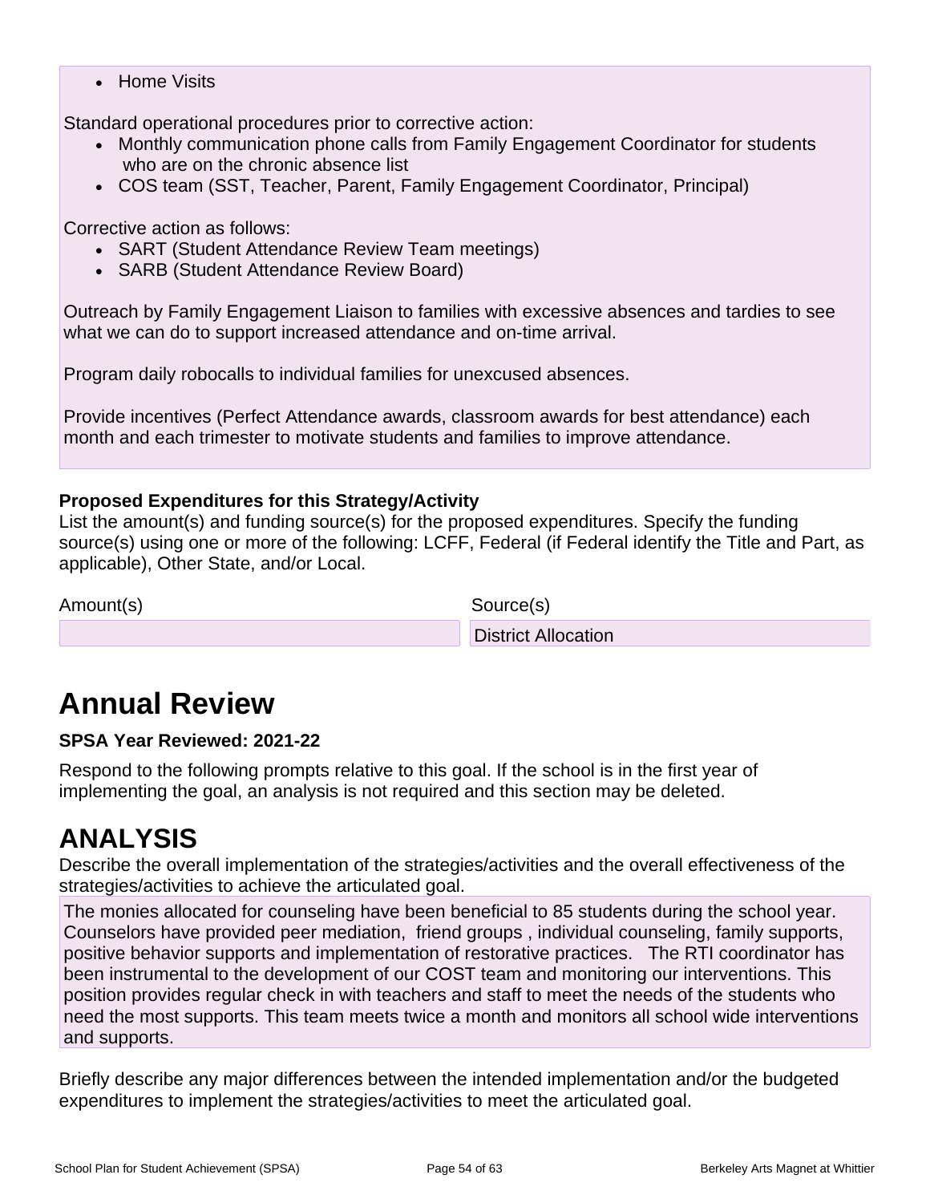- Home Visits

Standard operational procedures prior to corrective action:

- Monthly communication phone calls from Family Engagement Coordinator for students who are on the chronic absence list
- COS team (SST, Teacher, Parent, Family Engagement Coordinator, Principal)

Corrective action as follows:

- SART (Student Attendance Review Team meetings)
- SARB (Student Attendance Review Board)

Outreach by Family Engagement Liaison to families with excessive absences and tardies to see what we can do to support increased attendance and on-time arrival.

Program daily robocalls to individual families for unexcused absences.

Provide incentives (Perfect Attendance awards, classroom awards for best attendance) each month and each trimester to motivate students and families to improve attendance.

**Proposed Expenditures for this Strategy/Activity**

List the amount(s) and funding source(s) for the proposed expenditures. Specify the funding source(s) using one or more of the following: LCFF, Federal (if Federal identify the Title and Part, as applicable), Other State, and/or Local.

| Amount(s) | Source(s) |
| --- | --- |
| | District Allocation |

# Annual Review

**SPSA Year Reviewed: 2021-22**

Respond to the following prompts relative to this goal. If the school is in the first year of implementing the goal, an analysis is not required and this section may be deleted.

# ANALYSIS

Describe the overall implementation of the strategies/activities and the overall effectiveness of the strategies/activities to achieve the articulated goal.

The monies allocated for counseling have been beneficial to 85 students during the school year. Counselors have provided peer mediation, friend groups , individual counseling, family supports, positive behavior supports and implementation of restorative practices. The RTI coordinator has been instrumental to the development of our COST team and monitoring our interventions. This position provides regular check in with teachers and staff to meet the needs of the students who need the most supports. This team meets twice a month and monitors all school wide interventions and supports.

Briefly describe any major differences between the intended implementation and/or the budgeted expenditures to implement the strategies/activities to meet the articulated goal.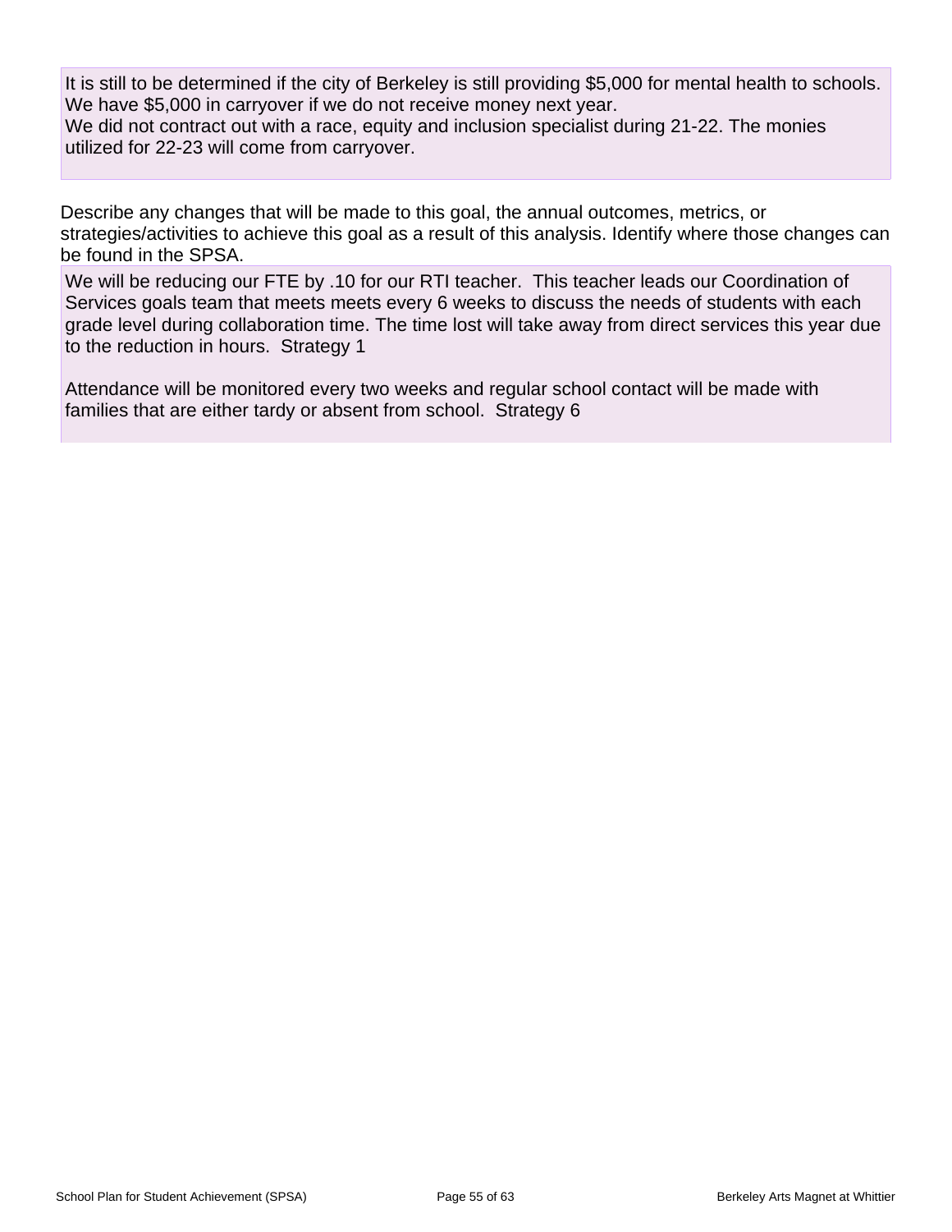It is still to be determined if the city of Berkeley is still providing $5,000 for mental health to schools. We have $5,000 in carryover if we do not receive money next year.
We did not contract out with a race, equity and inclusion specialist during 21-22. The monies utilized for 22-23 will come from carryover.

Describe any changes that will be made to this goal, the annual outcomes, metrics, or strategies/activities to achieve this goal as a result of this analysis. Identify where those changes can be found in the SPSA.

We will be reducing our FTE by .10 for our RTI teacher. This teacher leads our Coordination of Services goals team that meets meets every 6 weeks to discuss the needs of students with each grade level during collaboration time. The time lost will take away from direct services this year due to the reduction in hours. Strategy 1

Attendance will be monitored every two weeks and regular school contact will be made with families that are either tardy or absent from school. Strategy 6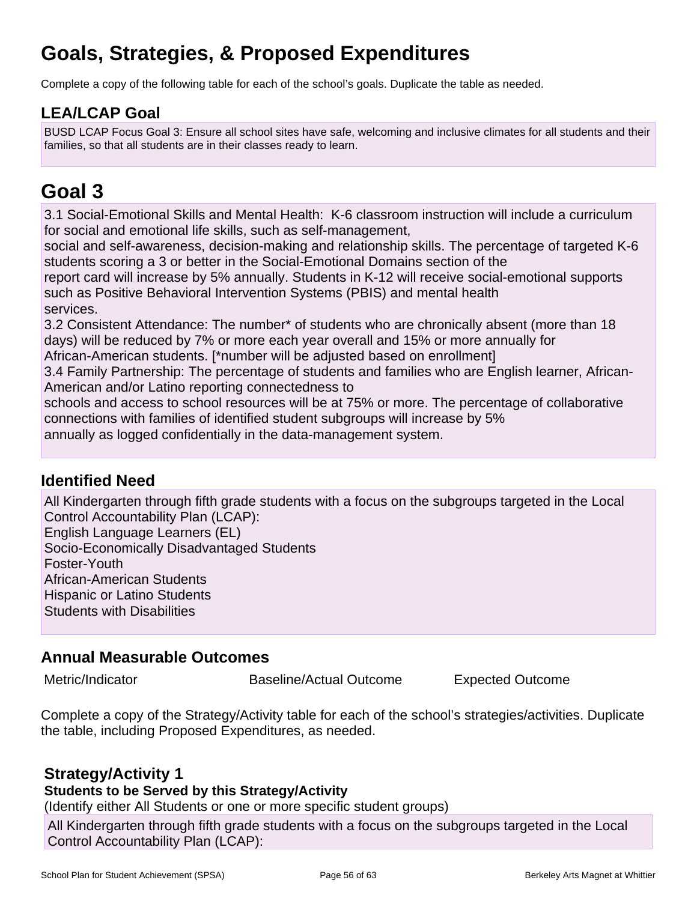# Goals, Strategies, & Proposed Expenditures

Complete a copy of the following table for each of the school's goals. Duplicate the table as needed.

## LEA/LCAP Goal

BUSD LCAP Focus Goal 3: Ensure all school sites have safe, welcoming and inclusive climates for all students and their families, so that all students are in their classes ready to learn.

# Goal 3

3.1 Social-Emotional Skills and Mental Health: K-6 classroom instruction will include a curriculum for social and emotional life skills, such as self-management, social and self-awareness, decision-making and relationship skills. The percentage of targeted K-6 students scoring a 3 or better in the Social-Emotional Domains section of the report card will increase by 5% annually. Students in K-12 will receive social-emotional supports such as Positive Behavioral Intervention Systems (PBIS) and mental health services.

3.2 Consistent Attendance: The number* of students who are chronically absent (more than 18 days) will be reduced by 7% or more each year overall and 15% or more annually for African-American students. [*number will be adjusted based on enrollment]

3.4 Family Partnership: The percentage of students and families who are English learner, African-American and/or Latino reporting connectedness to schools and access to school resources will be at 75% or more. The percentage of collaborative connections with families of identified student subgroups will increase by 5% annually as logged confidentially in the data-management system.

## Identified Need

All Kindergarten through fifth grade students with a focus on the subgroups targeted in the Local Control Accountability Plan (LCAP):
English Language Learners (EL)
Socio-Economically Disadvantaged Students
Foster-Youth
African-American Students
Hispanic or Latino Students
Students with Disabilities

## Annual Measurable Outcomes

| Metric/Indicator | Baseline/Actual Outcome | Expected Outcome |
|---|---|---|

Complete a copy of the Strategy/Activity table for each of the school's strategies/activities. Duplicate the table, including Proposed Expenditures, as needed.

## Strategy/Activity 1

**Students to be Served by this Strategy/Activity**

(Identify either All Students or one or more specific student groups)

All Kindergarten through fifth grade students with a focus on the subgroups targeted in the Local Control Accountability Plan (LCAP):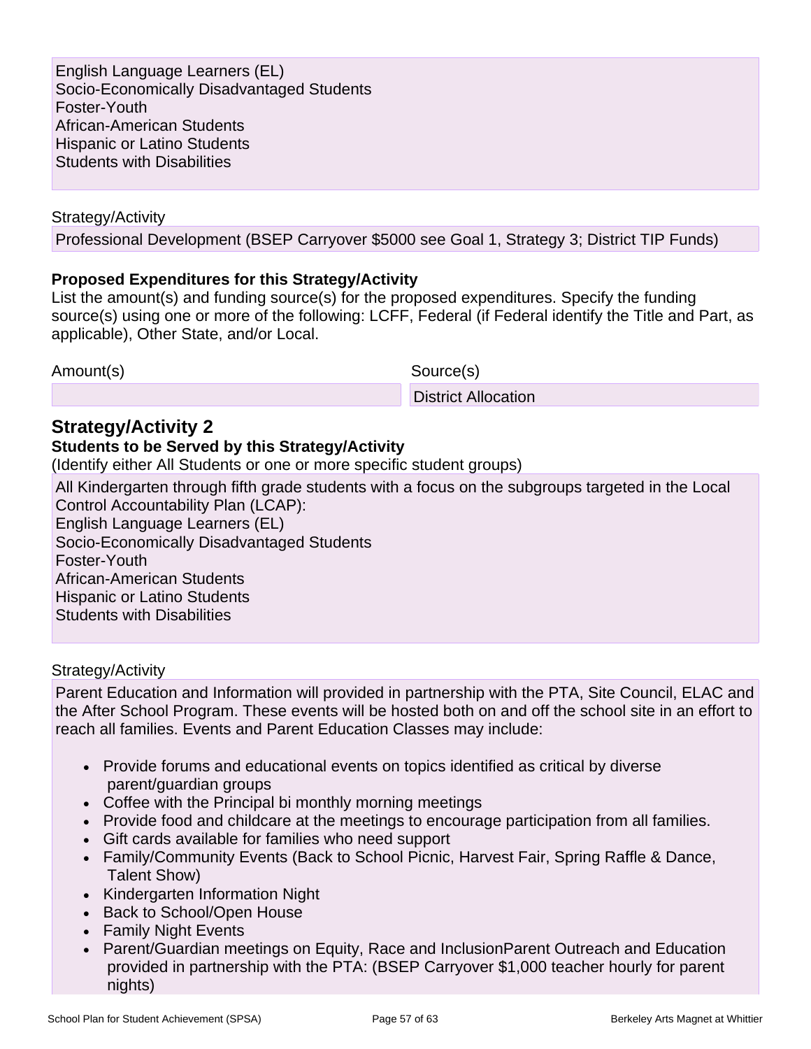English Language Learners (EL)
Socio-Economically Disadvantaged Students
Foster-Youth
African-American Students
Hispanic or Latino Students
Students with Disabilities

Strategy/Activity

Professional Development (BSEP Carryover $5000 see Goal 1, Strategy 3; District TIP Funds)

**Proposed Expenditures for this Strategy/Activity**

List the amount(s) and funding source(s) for the proposed expenditures. Specify the funding source(s) using one or more of the following: LCFF, Federal (if Federal identify the Title and Part, as applicable), Other State, and/or Local.

| Amount(s) | Source(s) |
|---|---|
| | District Allocation |

## Strategy/Activity 2

**Students to be Served by this Strategy/Activity**

(Identify either All Students or one or more specific student groups)

All Kindergarten through fifth grade students with a focus on the subgroups targeted in the Local Control Accountability Plan (LCAP):
English Language Learners (EL)
Socio-Economically Disadvantaged Students
Foster-Youth
African-American Students
Hispanic or Latino Students
Students with Disabilities

Strategy/Activity

Parent Education and Information will provided in partnership with the PTA, Site Council, ELAC and the After School Program. These events will be hosted both on and off the school site in an effort to reach all families. Events and Parent Education Classes may include:

- Provide forums and educational events on topics identified as critical by diverse parent/guardian groups
- Coffee with the Principal bi monthly morning meetings
- Provide food and childcare at the meetings to encourage participation from all families.
- Gift cards available for families who need support
- Family/Community Events (Back to School Picnic, Harvest Fair, Spring Raffle & Dance, Talent Show)
- Kindergarten Information Night
- Back to School/Open House
- Family Night Events
- Parent/Guardian meetings on Equity, Race and InclusionParent Outreach and Education provided in partnership with the PTA: (BSEP Carryover $1,000 teacher hourly for parent nights)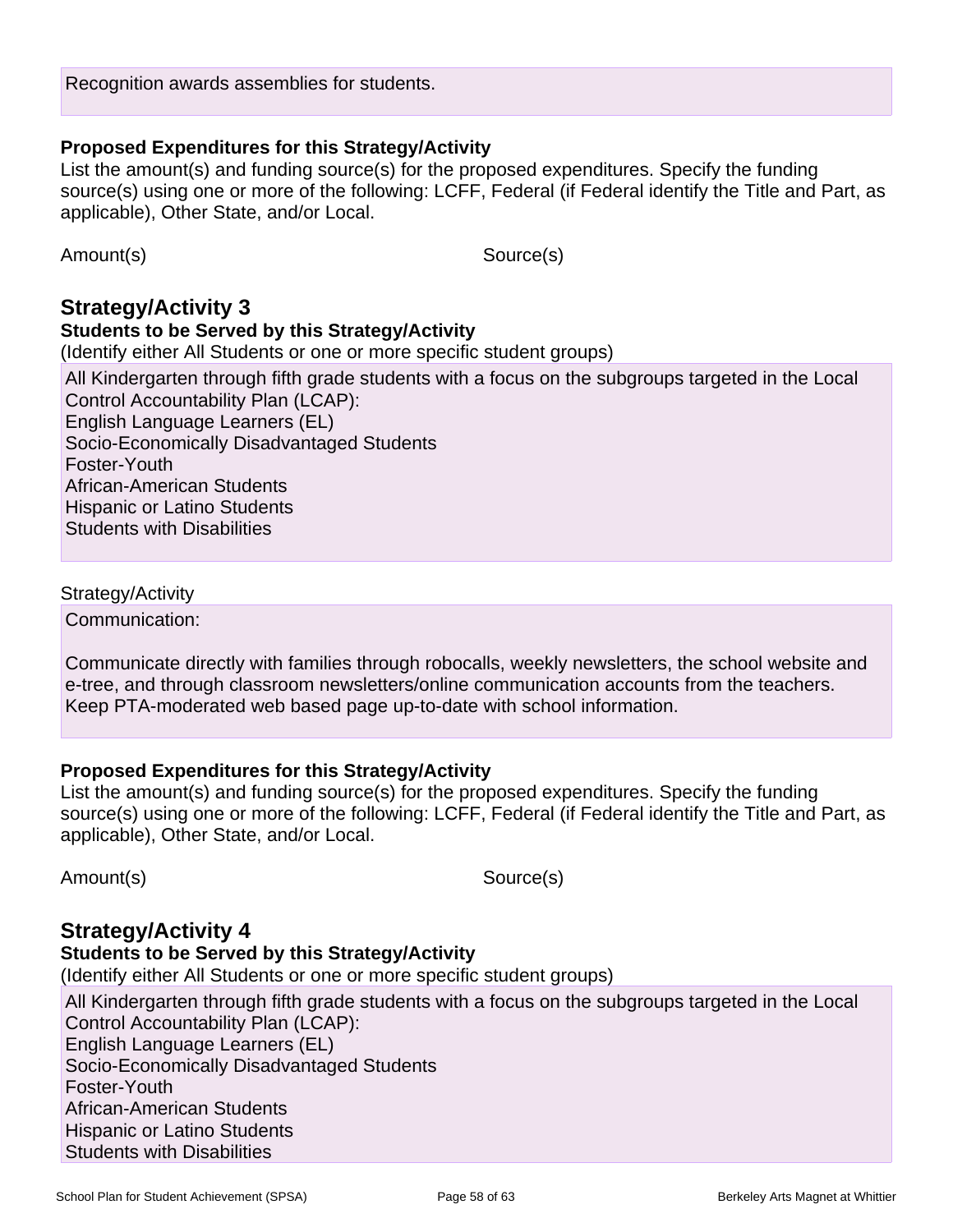Recognition awards assemblies for students.

**Proposed Expenditures for this Strategy/Activity**

List the amount(s) and funding source(s) for the proposed expenditures. Specify the funding source(s) using one or more of the following: LCFF, Federal (if Federal identify the Title and Part, as applicable), Other State, and/or Local.

| Amount(s) | Source(s) |
| --- | --- |

## Strategy/Activity 3

**Students to be Served by this Strategy/Activity**

(Identify either All Students or one or more specific student groups)

All Kindergarten through fifth grade students with a focus on the subgroups targeted in the Local Control Accountability Plan (LCAP):
English Language Learners (EL)
Socio-Economically Disadvantaged Students
Foster-Youth
African-American Students
Hispanic or Latino Students
Students with Disabilities

Strategy/Activity

Communication:

Communicate directly with families through robocalls, weekly newsletters, the school website and e-tree, and through classroom newsletters/online communication accounts from the teachers. Keep PTA-moderated web based page up-to-date with school information.

**Proposed Expenditures for this Strategy/Activity**

List the amount(s) and funding source(s) for the proposed expenditures. Specify the funding source(s) using one or more of the following: LCFF, Federal (if Federal identify the Title and Part, as applicable), Other State, and/or Local.

| Amount(s) | Source(s) |
| --- | --- |

## Strategy/Activity 4

**Students to be Served by this Strategy/Activity**

(Identify either All Students or one or more specific student groups)

All Kindergarten through fifth grade students with a focus on the subgroups targeted in the Local Control Accountability Plan (LCAP):
English Language Learners (EL)
Socio-Economically Disadvantaged Students
Foster-Youth
African-American Students
Hispanic or Latino Students
Students with Disabilities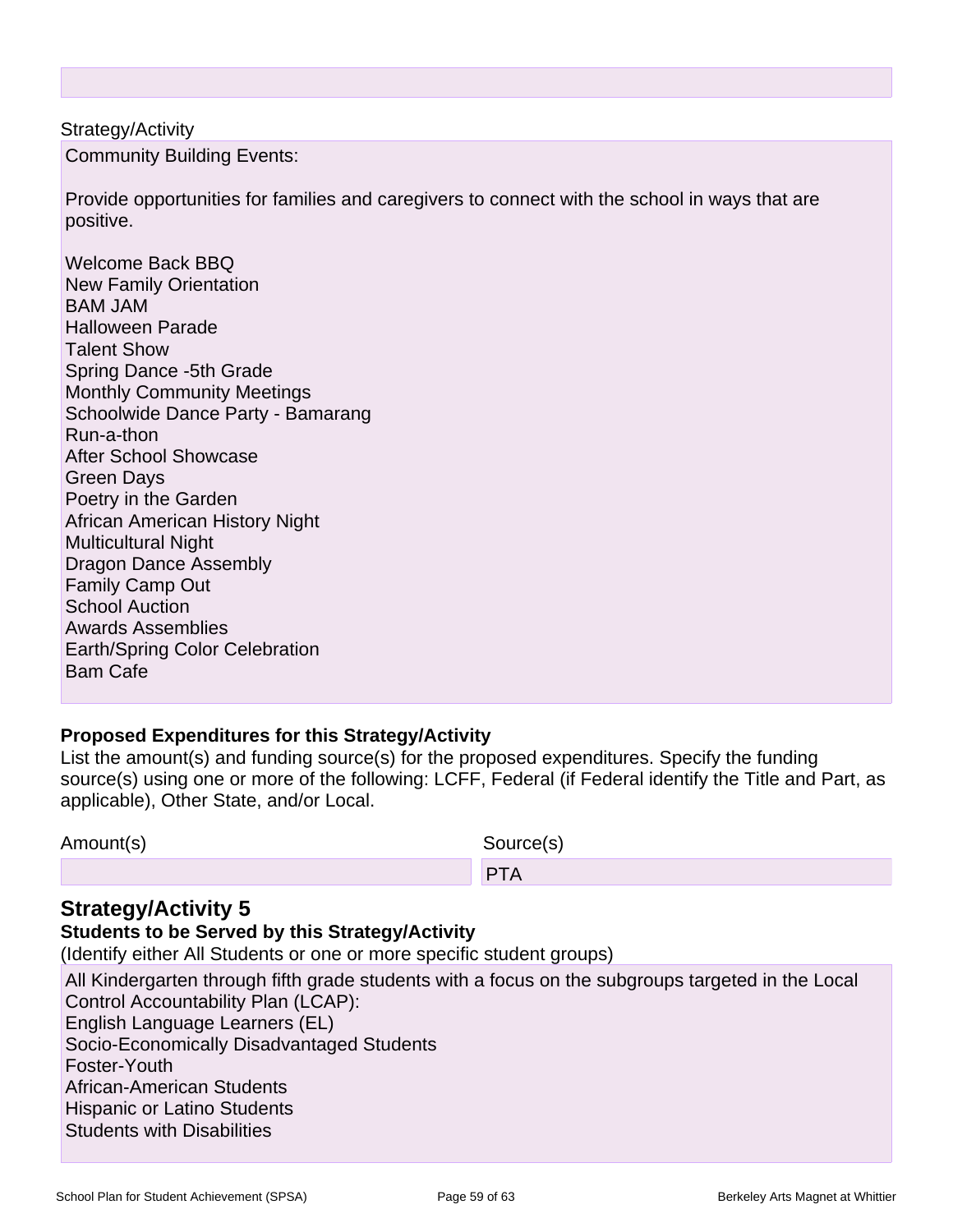Strategy/Activity

Community Building Events:

Provide opportunities for families and caregivers to connect with the school in ways that are positive.

Welcome Back BBQ
New Family Orientation
BAM JAM
Halloween Parade
Talent Show
Spring Dance -5th Grade
Monthly Community Meetings
Schoolwide Dance Party - Bamarang
Run-a-thon
After School Showcase
Green Days
Poetry in the Garden
African American History Night
Multicultural Night
Dragon Dance Assembly
Family Camp Out
School Auction
Awards Assemblies
Earth/Spring Color Celebration
Bam Cafe

**Proposed Expenditures for this Strategy/Activity**

List the amount(s) and funding source(s) for the proposed expenditures. Specify the funding source(s) using one or more of the following: LCFF, Federal (if Federal identify the Title and Part, as applicable), Other State, and/or Local.

| Amount(s) | Source(s) |
| --- | --- |
| | PTA |

## Strategy/Activity 5

**Students to be Served by this Strategy/Activity**

(Identify either All Students or one or more specific student groups)

All Kindergarten through fifth grade students with a focus on the subgroups targeted in the Local Control Accountability Plan (LCAP):
English Language Learners (EL)
Socio-Economically Disadvantaged Students
Foster-Youth
African-American Students
Hispanic or Latino Students
Students with Disabilities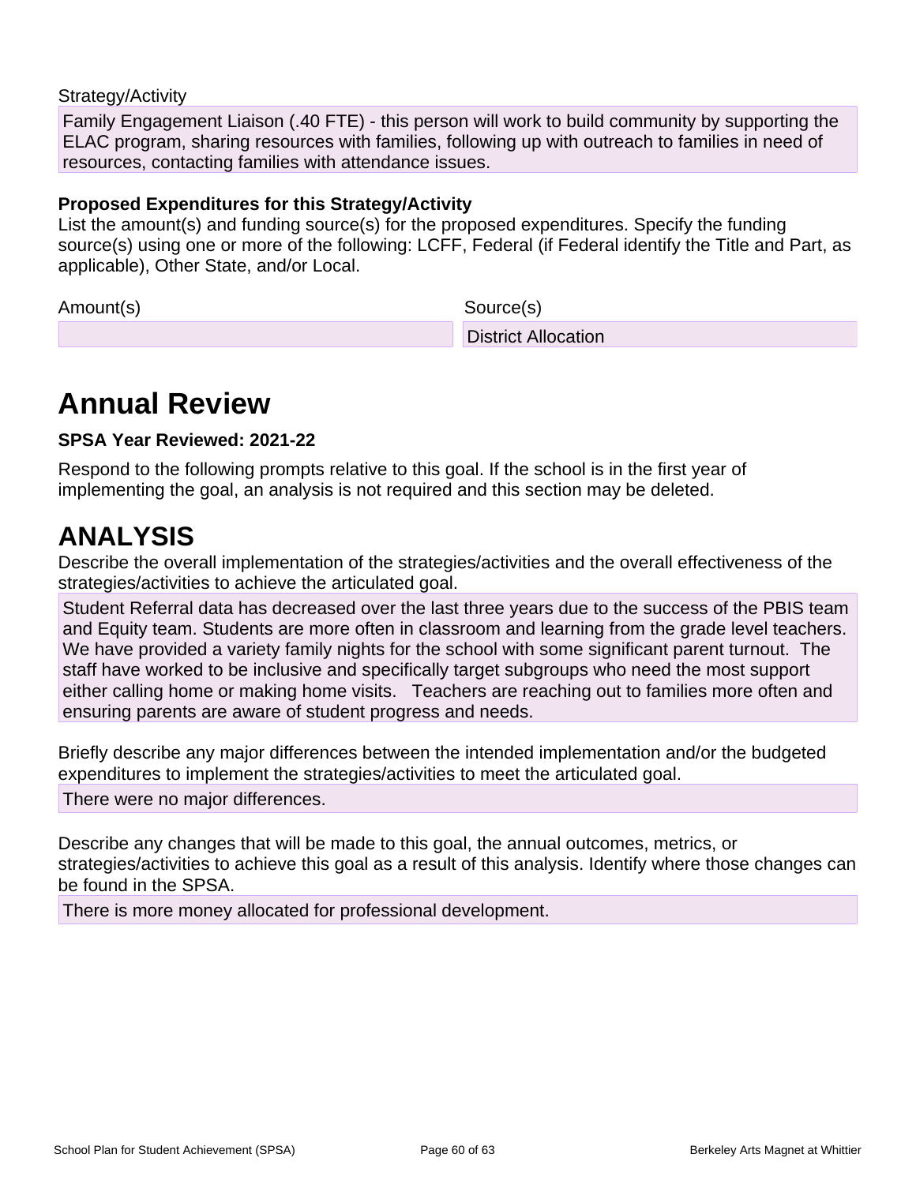Strategy/Activity

Family Engagement Liaison (.40 FTE) - this person will work to build community by supporting the ELAC program, sharing resources with families, following up with outreach to families in need of resources, contacting families with attendance issues.

**Proposed Expenditures for this Strategy/Activity**

List the amount(s) and funding source(s) for the proposed expenditures. Specify the funding source(s) using one or more of the following: LCFF, Federal (if Federal identify the Title and Part, as applicable), Other State, and/or Local.

| Amount(s) | Source(s) |
| --- | --- |
| | District Allocation |

# Annual Review

**SPSA Year Reviewed: 2021-22**

Respond to the following prompts relative to this goal. If the school is in the first year of implementing the goal, an analysis is not required and this section may be deleted.

# ANALYSIS

Describe the overall implementation of the strategies/activities and the overall effectiveness of the strategies/activities to achieve the articulated goal.

Student Referral data has decreased over the last three years due to the success of the PBIS team and Equity team. Students are more often in classroom and learning from the grade level teachers. We have provided a variety family nights for the school with some significant parent turnout. The staff have worked to be inclusive and specifically target subgroups who need the most support either calling home or making home visits. Teachers are reaching out to families more often and ensuring parents are aware of student progress and needs.

Briefly describe any major differences between the intended implementation and/or the budgeted expenditures to implement the strategies/activities to meet the articulated goal.

There were no major differences.

Describe any changes that will be made to this goal, the annual outcomes, metrics, or strategies/activities to achieve this goal as a result of this analysis. Identify where those changes can be found in the SPSA.

There is more money allocated for professional development.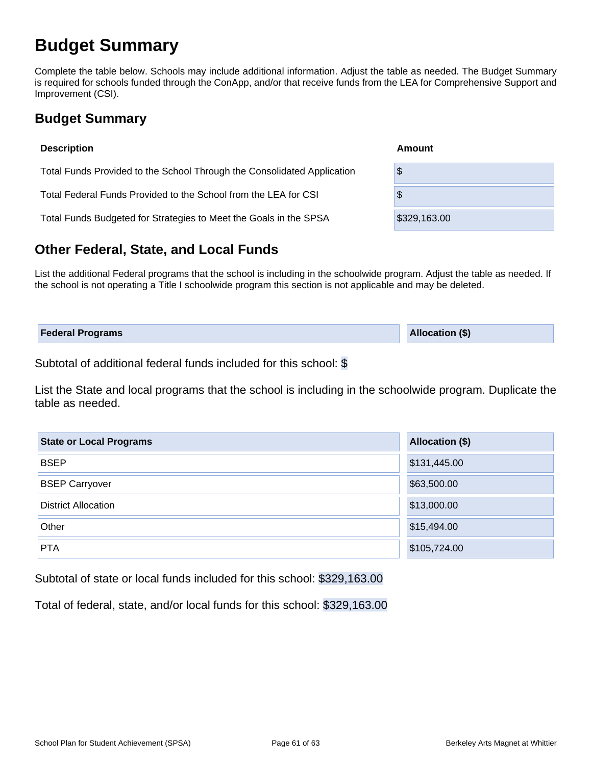# Budget Summary

Complete the table below. Schools may include additional information. Adjust the table as needed. The Budget Summary is required for schools funded through the ConApp, and/or that receive funds from the LEA for Comprehensive Support and Improvement (CSI).

## Budget Summary

| Description | Amount |
| --- | --- |
| Total Funds Provided to the School Through the Consolidated Application | $ |
| Total Federal Funds Provided to the School from the LEA for CSI | $ |
| Total Funds Budgeted for Strategies to Meet the Goals in the SPSA | $329,163.00 |

## Other Federal, State, and Local Funds

List the additional Federal programs that the school is including in the schoolwide program. Adjust the table as needed. If the school is not operating a Title I schoolwide program this section is not applicable and may be deleted.

| Federal Programs | Allocation ($) |
| --- | --- |

Subtotal of additional federal funds included for this school: $

List the State and local programs that the school is including in the schoolwide program. Duplicate the table as needed.

| State or Local Programs | Allocation ($) |
| --- | --- |
| BSEP | $131,445.00 |
| BSEP Carryover | $63,500.00 |
| District Allocation | $13,000.00 |
| Other | $15,494.00 |
| PTA | $105,724.00 |

Subtotal of state or local funds included for this school: $329,163.00

Total of federal, state, and/or local funds for this school: $329,163.00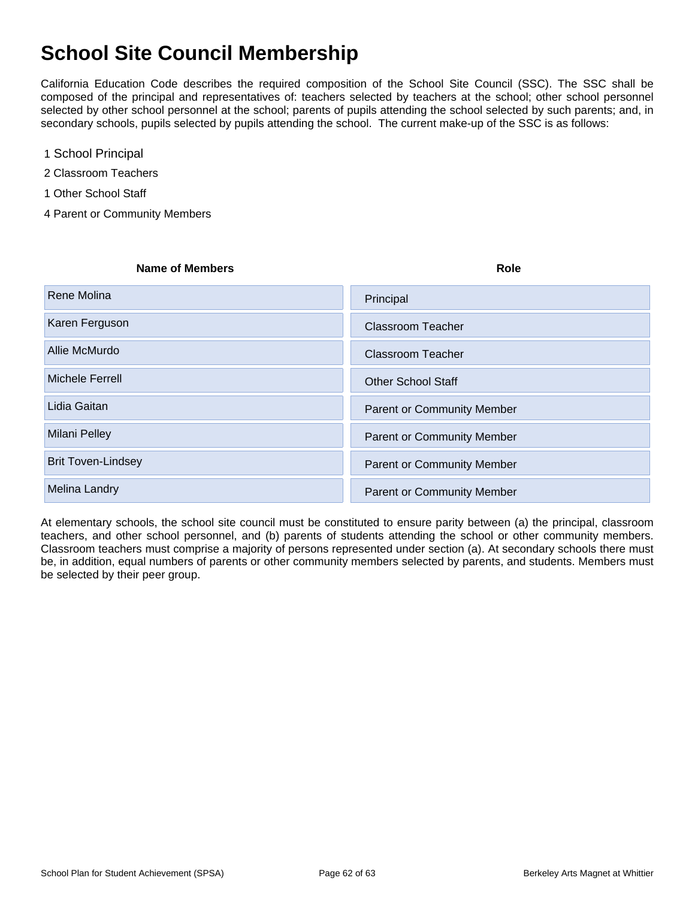# School Site Council Membership

California Education Code describes the required composition of the School Site Council (SSC). The SSC shall be composed of the principal and representatives of: teachers selected by teachers at the school; other school personnel selected by other school personnel at the school; parents of pupils attending the school selected by such parents; and, in secondary schools, pupils selected by pupils attending the school. The current make-up of the SSC is as follows:

1 School Principal

2 Classroom Teachers

1 Other School Staff

4 Parent or Community Members

| Name of Members | Role |
|---|---|
| Rene Molina | Principal |
| Karen Ferguson | Classroom Teacher |
| Allie McMurdo | Classroom Teacher |
| Michele Ferrell | Other School Staff |
| Lidia Gaitan | Parent or Community Member |
| Milani Pelley | Parent or Community Member |
| Brit Toven-Lindsey | Parent or Community Member |
| Melina Landry | Parent or Community Member |

At elementary schools, the school site council must be constituted to ensure parity between (a) the principal, classroom teachers, and other school personnel, and (b) parents of students attending the school or other community members. Classroom teachers must comprise a majority of persons represented under section (a). At secondary schools there must be, in addition, equal numbers of parents or other community members selected by parents, and students. Members must be selected by their peer group.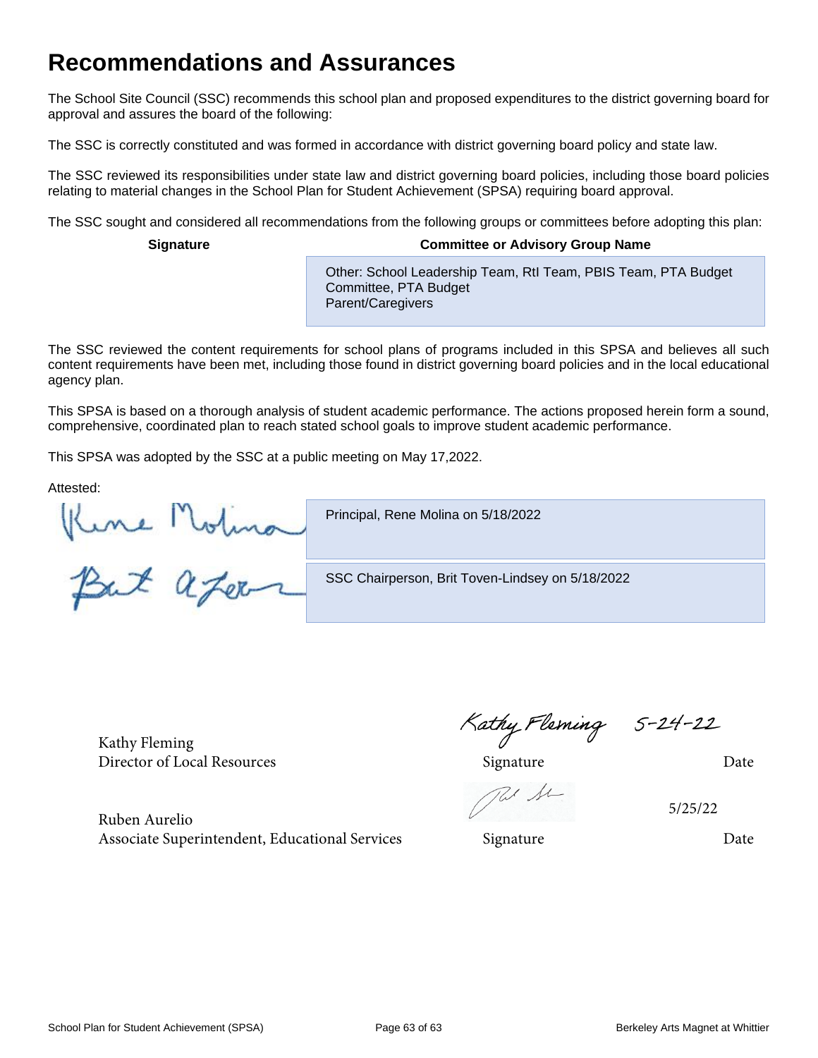# Recommendations and Assurances

The School Site Council (SSC) recommends this school plan and proposed expenditures to the district governing board for approval and assures the board of the following:

The SSC is correctly constituted and was formed in accordance with district governing board policy and state law.

The SSC reviewed its responsibilities under state law and district governing board policies, including those board policies relating to material changes in the School Plan for Student Achievement (SPSA) requiring board approval.

The SSC sought and considered all recommendations from the following groups or committees before adopting this plan:

| Signature | Committee or Advisory Group Name |
| --- | --- |
| | Other: School Leadership Team, RtI Team, PBIS Team, PTA Budget Committee, PTA Budget Parent/Caregivers |

The SSC reviewed the content requirements for school plans of programs included in this SPSA and believes all such content requirements have been met, including those found in district governing board policies and in the local educational agency plan.

This SPSA is based on a thorough analysis of student academic performance. The actions proposed herein form a sound, comprehensive, coordinated plan to reach stated school goals to improve student academic performance.

This SPSA was adopted by the SSC at a public meeting on May 17,2022.

Attested:

| Signature | |
| --- | --- |
| Rene Molina | Principal, Rene Molina on 5/18/2022 |
| Brit Toven-Lindsey | SSC Chairperson, Brit Toven-Lindsey on 5/18/2022 |

| Name | Signature | Date |
| --- | --- | --- |
| Kathy Fleming<br>Director of Local Resources | Kathy Fleming | 5-24-22 |
| Ruben Aurelio<br>Associate Superintendent, Educational Services | [signature] | 5/25/22 |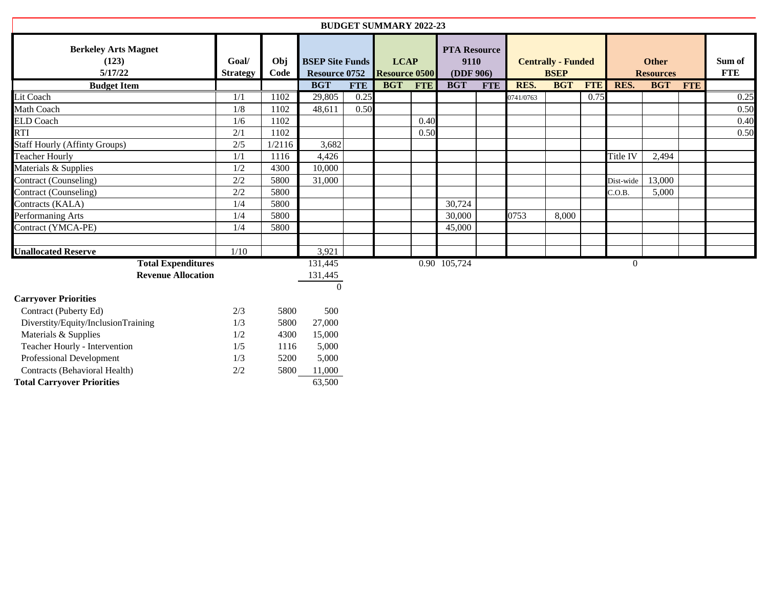# BUDGET SUMMARY 2022-23

| Berkeley Arts Magnet (123) 5/17/22 | Goal/ Strategy | Obj Code | BSEP Site Funds Resource 0752 | | LCAP Resource 0500 | | PTA Resource 9110 (DDF 906) | | Centrally - Funded BSEP | | | Other Resources | | | Sum of FTE |
|---|---|---|---|---|---|---|---|---|---|---|---|---|---|---|---|
| **Budget Item** | | | **BGT** | **FTE** | **BGT** | **FTE** | **BGT** | **FTE** | **RES.** | **BGT** | **FTE** | **RES.** | **BGT** | **FTE** | |
| Lit Coach | 1/1 | 1102 | 29,805 | 0.25 | | | | | 0741/0763 | | 0.75 | | | | 0.25 |
| Math Coach | 1/8 | 1102 | 48,611 | 0.50 | | | | | | | | | | | 0.50 |
| ELD Coach | 1/6 | 1102 | | | | 0.40 | | | | | | | | | 0.40 |
| RTI | 2/1 | 1102 | | | | 0.50 | | | | | | | | | 0.50 |
| Staff Hourly (Affinty Groups) | 2/5 | 1/2116 | 3,682 | | | | | | | | | | | | |
| Teacher Hourly | 1/1 | 1116 | 4,426 | | | | | | | | | Title IV | 2,494 | | |
| Materials & Supplies | 1/2 | 4300 | 10,000 | | | | | | | | | | | | |
| Contract (Counseling) | 2/2 | 5800 | 31,000 | | | | | | | | | Dist-wide | 13,000 | | |
| Contract (Counseling) | 2/2 | 5800 | | | | | | | | | | C.O.B. | 5,000 | | |
| Contracts (KALA) | 1/4 | 5800 | | | | | 30,724 | | | | | | | | |
| Performaning Arts | 1/4 | 5800 | | | | | 30,000 | | 0753 | 8,000 | | | | | |
| Contract (YMCA-PE) | 1/4 | 5800 | | | | | 45,000 | | | | | | | | |
| | | | | | | | | | | | | | | | |
| **Unallocated Reserve** | 1/10 | | 3,921 | | | | | | | | | | | | |
| **Total Expenditures** | | | 131,445 | | | 0.90 | 105,724 | | | | | 0 | | | |
| **Revenue Allocation** | | | 131,445 | | | | | | | | | | | | |
| | | | 0 | | | | | | | | | | | | |

| **Carryover Priorities** | | | |
|---|---|---|---|
| Contract (Puberty Ed) | 2/3 | 5800 | 500 |
| Diverstity/Equity/InclusionTraining | 1/3 | 5800 | 27,000 |
| Materials & Supplies | 1/2 | 4300 | 15,000 |
| Teacher Hourly - Intervention | 1/5 | 1116 | 5,000 |
| Professional Development | 1/3 | 5200 | 5,000 |
| Contracts (Behavioral Health) | 2/2 | 5800 | 11,000 |
| **Total Carryover Priorities** | | | 63,500 |